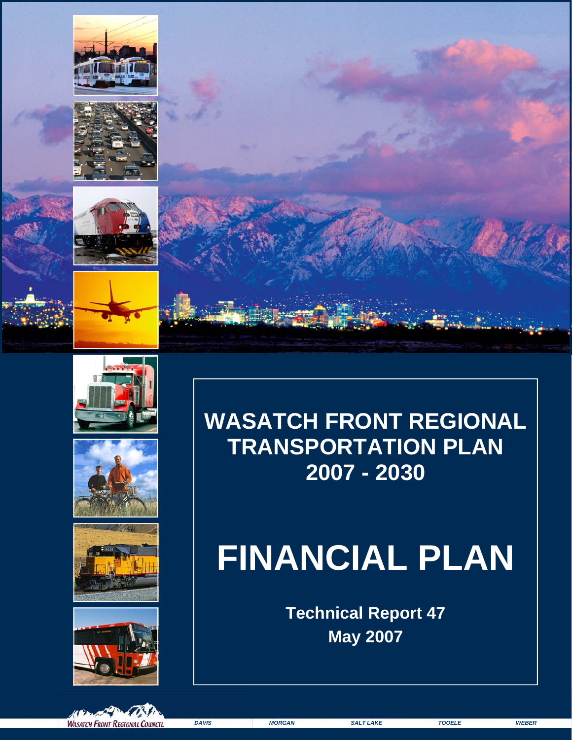# WASATCH FRONT REGIONAL TRANSPORTATION PLAN 2007 - 2030

# FINANCIAL PLAN

**Technical Report 47**
**May 2007**

WASATCH FRONT REGIONAL COUNCIL

*DAVIS* *MORGAN* *SALT LAKE* *TOOELE* *WEBER*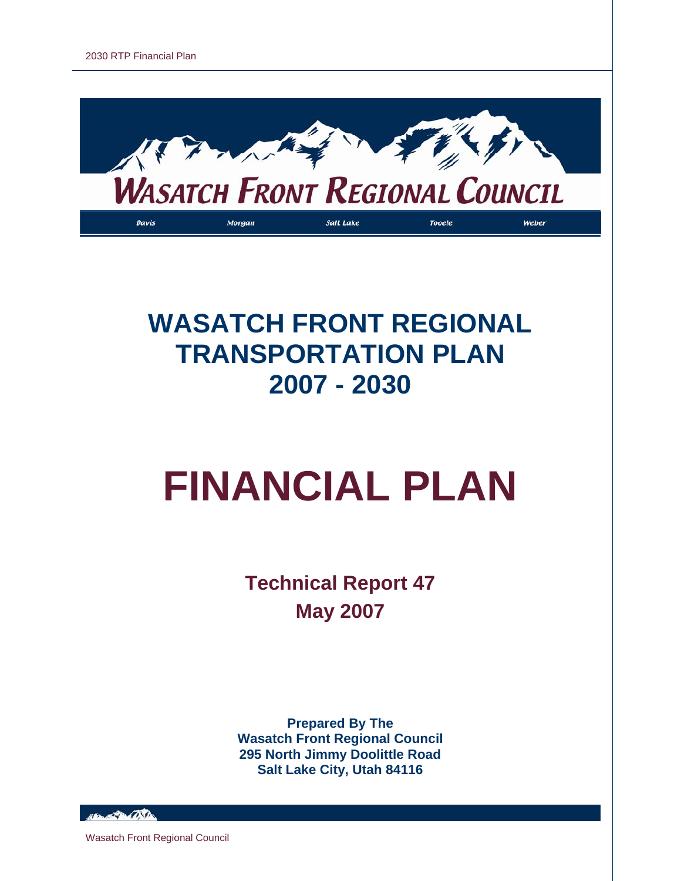WASATCH FRONT REGIONAL COUNCIL

Davis Morgan Salt Lake Tooele Weber

# WASATCH FRONT REGIONAL TRANSPORTATION PLAN 2007 - 2030

# FINANCIAL PLAN

## Technical Report 47
## May 2007

**Prepared By The**
**Wasatch Front Regional Council**
**295 North Jimmy Doolittle Road**
**Salt Lake City, Utah 84116**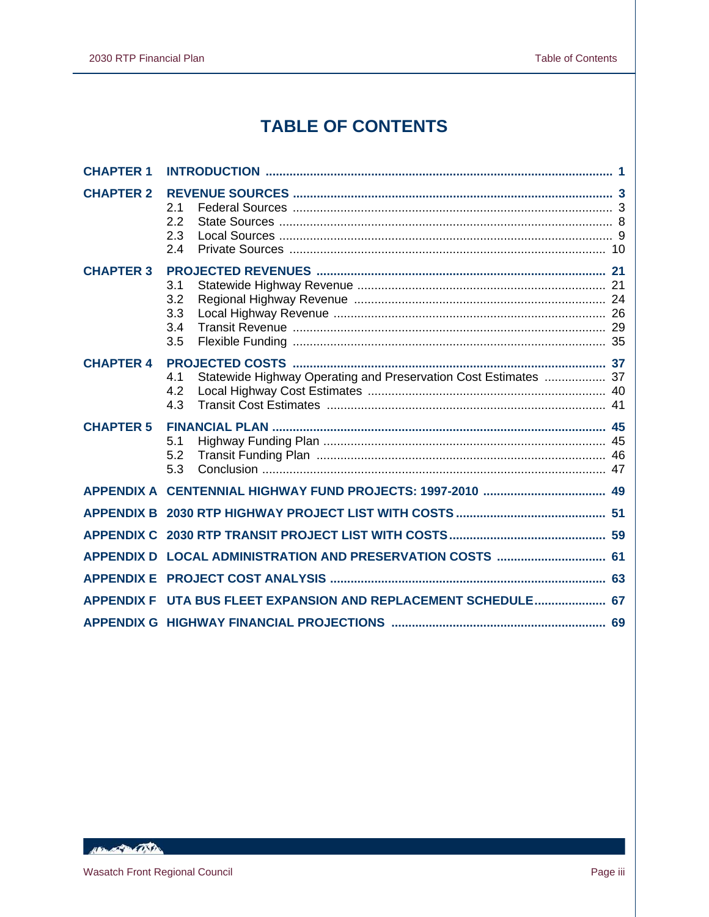# TABLE OF CONTENTS

| | | |
|---|---|---|
| **CHAPTER 1** | **INTRODUCTION** | **1** |
| **CHAPTER 2** | **REVENUE SOURCES** | **3** |
| | 2.1 Federal Sources | 3 |
| | 2.2 State Sources | 8 |
| | 2.3 Local Sources | 9 |
| | 2.4 Private Sources | 10 |
| **CHAPTER 3** | **PROJECTED REVENUES** | **21** |
| | 3.1 Statewide Highway Revenue | 21 |
| | 3.2 Regional Highway Revenue | 24 |
| | 3.3 Local Highway Revenue | 26 |
| | 3.4 Transit Revenue | 29 |
| | 3.5 Flexible Funding | 35 |
| **CHAPTER 4** | **PROJECTED COSTS** | **37** |
| | 4.1 Statewide Highway Operating and Preservation Cost Estimates | 37 |
| | 4.2 Local Highway Cost Estimates | 40 |
| | 4.3 Transit Cost Estimates | 41 |
| **CHAPTER 5** | **FINANCIAL PLAN** | **45** |
| | 5.1 Highway Funding Plan | 45 |
| | 5.2 Transit Funding Plan | 46 |
| | 5.3 Conclusion | 47 |
| **APPENDIX A** | **CENTENNIAL HIGHWAY FUND PROJECTS: 1997-2010** | **49** |
| **APPENDIX B** | **2030 RTP HIGHWAY PROJECT LIST WITH COSTS** | **51** |
| **APPENDIX C** | **2030 RTP TRANSIT PROJECT LIST WITH COSTS** | **59** |
| **APPENDIX D** | **LOCAL ADMINISTRATION AND PRESERVATION COSTS** | **61** |
| **APPENDIX E** | **PROJECT COST ANALYSIS** | **63** |
| **APPENDIX F** | **UTA BUS FLEET EXPANSION AND REPLACEMENT SCHEDULE** | **67** |
| **APPENDIX G** | **HIGHWAY FINANCIAL PROJECTIONS** | **69** |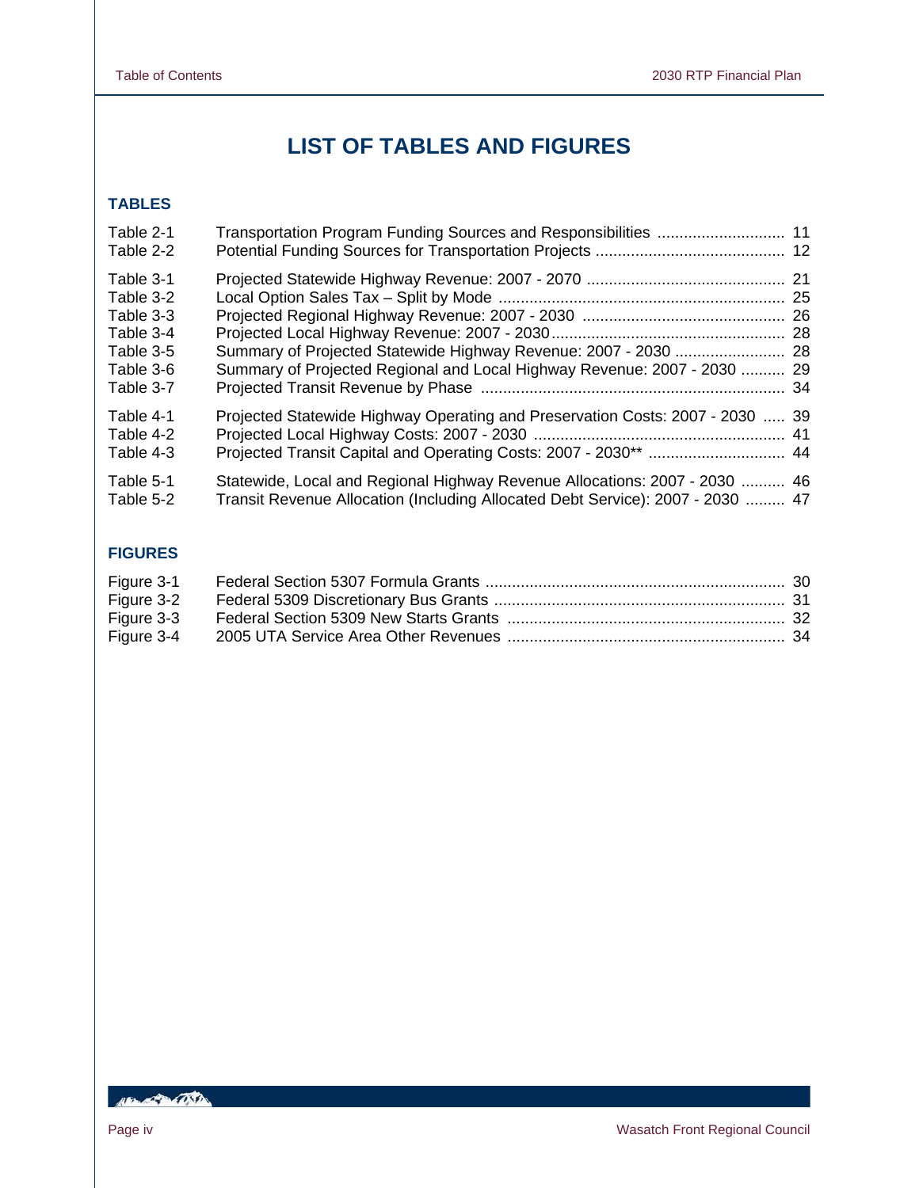# LIST OF TABLES AND FIGURES

## TABLES

| | | |
|---|---|---|
| Table 2-1 | Transportation Program Funding Sources and Responsibilities | 11 |
| Table 2-2 | Potential Funding Sources for Transportation Projects | 12 |
| Table 3-1 | Projected Statewide Highway Revenue: 2007 - 2070 | 21 |
| Table 3-2 | Local Option Sales Tax – Split by Mode | 25 |
| Table 3-3 | Projected Regional Highway Revenue: 2007 - 2030 | 26 |
| Table 3-4 | Projected Local Highway Revenue: 2007 - 2030 | 28 |
| Table 3-5 | Summary of Projected Statewide Highway Revenue: 2007 - 2030 | 28 |
| Table 3-6 | Summary of Projected Regional and Local Highway Revenue: 2007 - 2030 | 29 |
| Table 3-7 | Projected Transit Revenue by Phase | 34 |
| Table 4-1 | Projected Statewide Highway Operating and Preservation Costs: 2007 - 2030 | 39 |
| Table 4-2 | Projected Local Highway Costs: 2007 - 2030 | 41 |
| Table 4-3 | Projected Transit Capital and Operating Costs: 2007 - 2030** | 44 |
| Table 5-1 | Statewide, Local and Regional Highway Revenue Allocations: 2007 - 2030 | 46 |
| Table 5-2 | Transit Revenue Allocation (Including Allocated Debt Service): 2007 - 2030 | 47 |

## FIGURES

| | | |
|---|---|---|
| Figure 3-1 | Federal Section 5307 Formula Grants | 30 |
| Figure 3-2 | Federal 5309 Discretionary Bus Grants | 31 |
| Figure 3-3 | Federal Section 5309 New Starts Grants | 32 |
| Figure 3-4 | 2005 UTA Service Area Other Revenues | 34 |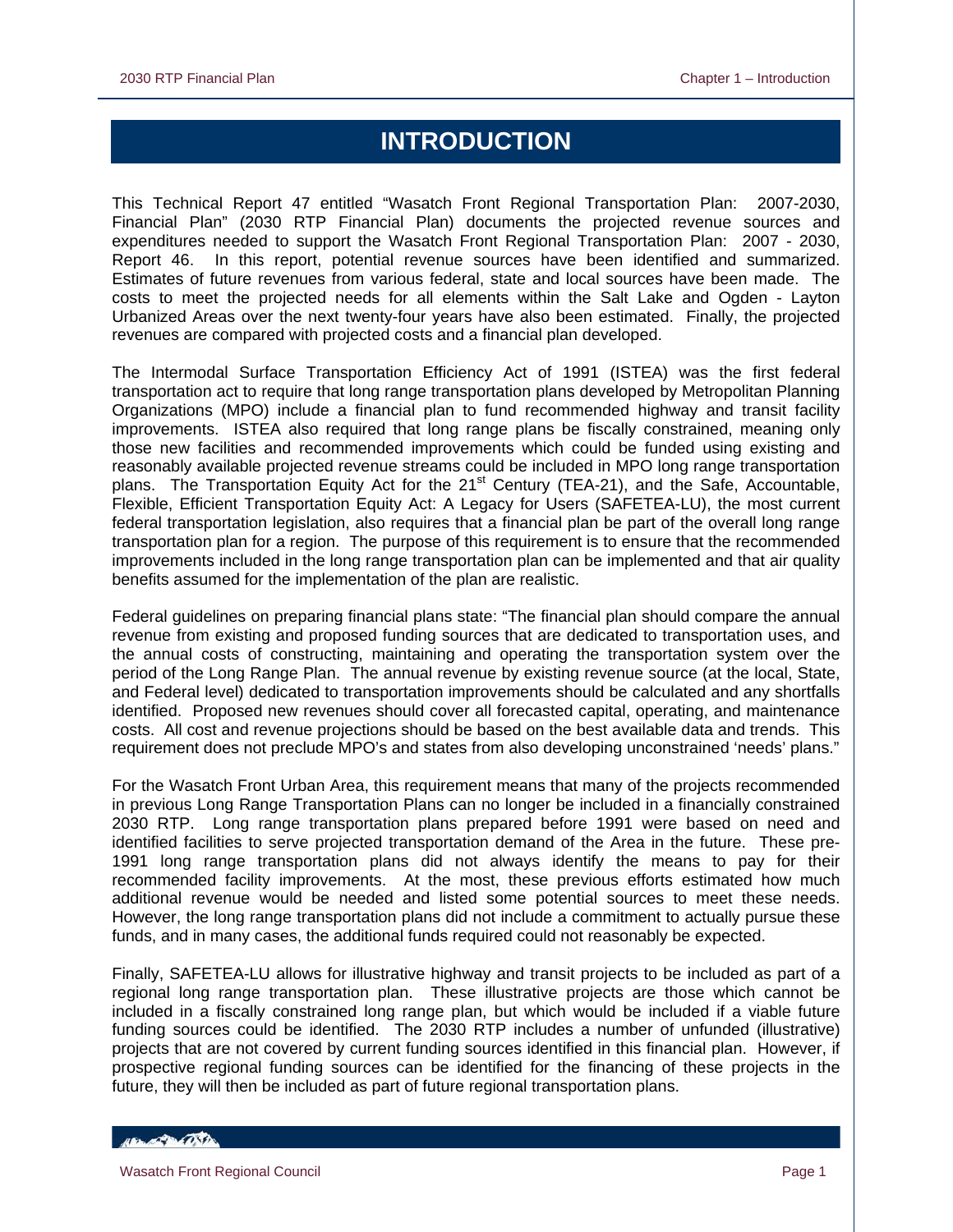# INTRODUCTION

This Technical Report 47 entitled "Wasatch Front Regional Transportation Plan: 2007-2030, Financial Plan" (2030 RTP Financial Plan) documents the projected revenue sources and expenditures needed to support the Wasatch Front Regional Transportation Plan: 2007 - 2030, Report 46. In this report, potential revenue sources have been identified and summarized. Estimates of future revenues from various federal, state and local sources have been made. The costs to meet the projected needs for all elements within the Salt Lake and Ogden - Layton Urbanized Areas over the next twenty-four years have also been estimated. Finally, the projected revenues are compared with projected costs and a financial plan developed.

The Intermodal Surface Transportation Efficiency Act of 1991 (ISTEA) was the first federal transportation act to require that long range transportation plans developed by Metropolitan Planning Organizations (MPO) include a financial plan to fund recommended highway and transit facility improvements. ISTEA also required that long range plans be fiscally constrained, meaning only those new facilities and recommended improvements which could be funded using existing and reasonably available projected revenue streams could be included in MPO long range transportation plans. The Transportation Equity Act for the 21st Century (TEA-21), and the Safe, Accountable, Flexible, Efficient Transportation Equity Act: A Legacy for Users (SAFETEA-LU), the most current federal transportation legislation, also requires that a financial plan be part of the overall long range transportation plan for a region. The purpose of this requirement is to ensure that the recommended improvements included in the long range transportation plan can be implemented and that air quality benefits assumed for the implementation of the plan are realistic.

Federal guidelines on preparing financial plans state: "The financial plan should compare the annual revenue from existing and proposed funding sources that are dedicated to transportation uses, and the annual costs of constructing, maintaining and operating the transportation system over the period of the Long Range Plan. The annual revenue by existing revenue source (at the local, State, and Federal level) dedicated to transportation improvements should be calculated and any shortfalls identified. Proposed new revenues should cover all forecasted capital, operating, and maintenance costs. All cost and revenue projections should be based on the best available data and trends. This requirement does not preclude MPO's and states from also developing unconstrained 'needs' plans."

For the Wasatch Front Urban Area, this requirement means that many of the projects recommended in previous Long Range Transportation Plans can no longer be included in a financially constrained 2030 RTP. Long range transportation plans prepared before 1991 were based on need and identified facilities to serve projected transportation demand of the Area in the future. These pre-1991 long range transportation plans did not always identify the means to pay for their recommended facility improvements. At the most, these previous efforts estimated how much additional revenue would be needed and listed some potential sources to meet these needs. However, the long range transportation plans did not include a commitment to actually pursue these funds, and in many cases, the additional funds required could not reasonably be expected.

Finally, SAFETEA-LU allows for illustrative highway and transit projects to be included as part of a regional long range transportation plan. These illustrative projects are those which cannot be included in a fiscally constrained long range plan, but which would be included if a viable future funding sources could be identified. The 2030 RTP includes a number of unfunded (illustrative) projects that are not covered by current funding sources identified in this financial plan. However, if prospective regional funding sources can be identified for the financing of these projects in the future, they will then be included as part of future regional transportation plans.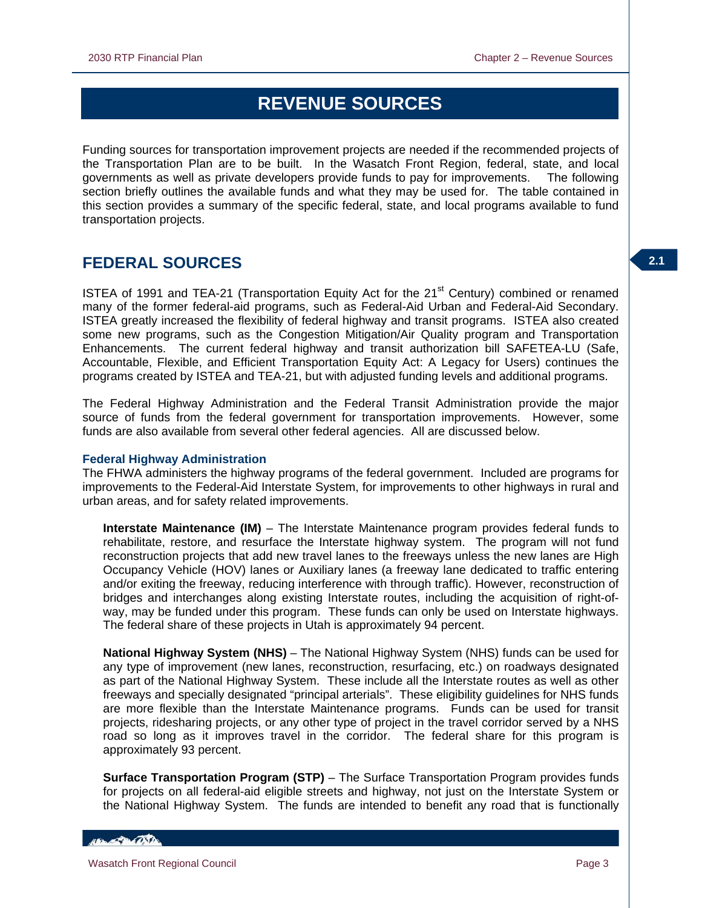# REVENUE SOURCES

Funding sources for transportation improvement projects are needed if the recommended projects of the Transportation Plan are to be built. In the Wasatch Front Region, federal, state, and local governments as well as private developers provide funds to pay for improvements. The following section briefly outlines the available funds and what they may be used for. The table contained in this section provides a summary of the specific federal, state, and local programs available to fund transportation projects.

## FEDERAL SOURCES

ISTEA of 1991 and TEA-21 (Transportation Equity Act for the 21st Century) combined or renamed many of the former federal-aid programs, such as Federal-Aid Urban and Federal-Aid Secondary. ISTEA greatly increased the flexibility of federal highway and transit programs. ISTEA also created some new programs, such as the Congestion Mitigation/Air Quality program and Transportation Enhancements. The current federal highway and transit authorization bill SAFETEA-LU (Safe, Accountable, Flexible, and Efficient Transportation Equity Act: A Legacy for Users) continues the programs created by ISTEA and TEA-21, but with adjusted funding levels and additional programs.

The Federal Highway Administration and the Federal Transit Administration provide the major source of funds from the federal government for transportation improvements. However, some funds are also available from several other federal agencies. All are discussed below.

### Federal Highway Administration

The FHWA administers the highway programs of the federal government. Included are programs for improvements to the Federal-Aid Interstate System, for improvements to other highways in rural and urban areas, and for safety related improvements.

**Interstate Maintenance (IM)** – The Interstate Maintenance program provides federal funds to rehabilitate, restore, and resurface the Interstate highway system. The program will not fund reconstruction projects that add new travel lanes to the freeways unless the new lanes are High Occupancy Vehicle (HOV) lanes or Auxiliary lanes (a freeway lane dedicated to traffic entering and/or exiting the freeway, reducing interference with through traffic). However, reconstruction of bridges and interchanges along existing Interstate routes, including the acquisition of right-of-way, may be funded under this program. These funds can only be used on Interstate highways. The federal share of these projects in Utah is approximately 94 percent.

**National Highway System (NHS)** – The National Highway System (NHS) funds can be used for any type of improvement (new lanes, reconstruction, resurfacing, etc.) on roadways designated as part of the National Highway System. These include all the Interstate routes as well as other freeways and specially designated "principal arterials". These eligibility guidelines for NHS funds are more flexible than the Interstate Maintenance programs. Funds can be used for transit projects, ridesharing projects, or any other type of project in the travel corridor served by a NHS road so long as it improves travel in the corridor. The federal share for this program is approximately 93 percent.

**Surface Transportation Program (STP)** – The Surface Transportation Program provides funds for projects on all federal-aid eligible streets and highway, not just on the Interstate System or the National Highway System. The funds are intended to benefit any road that is functionally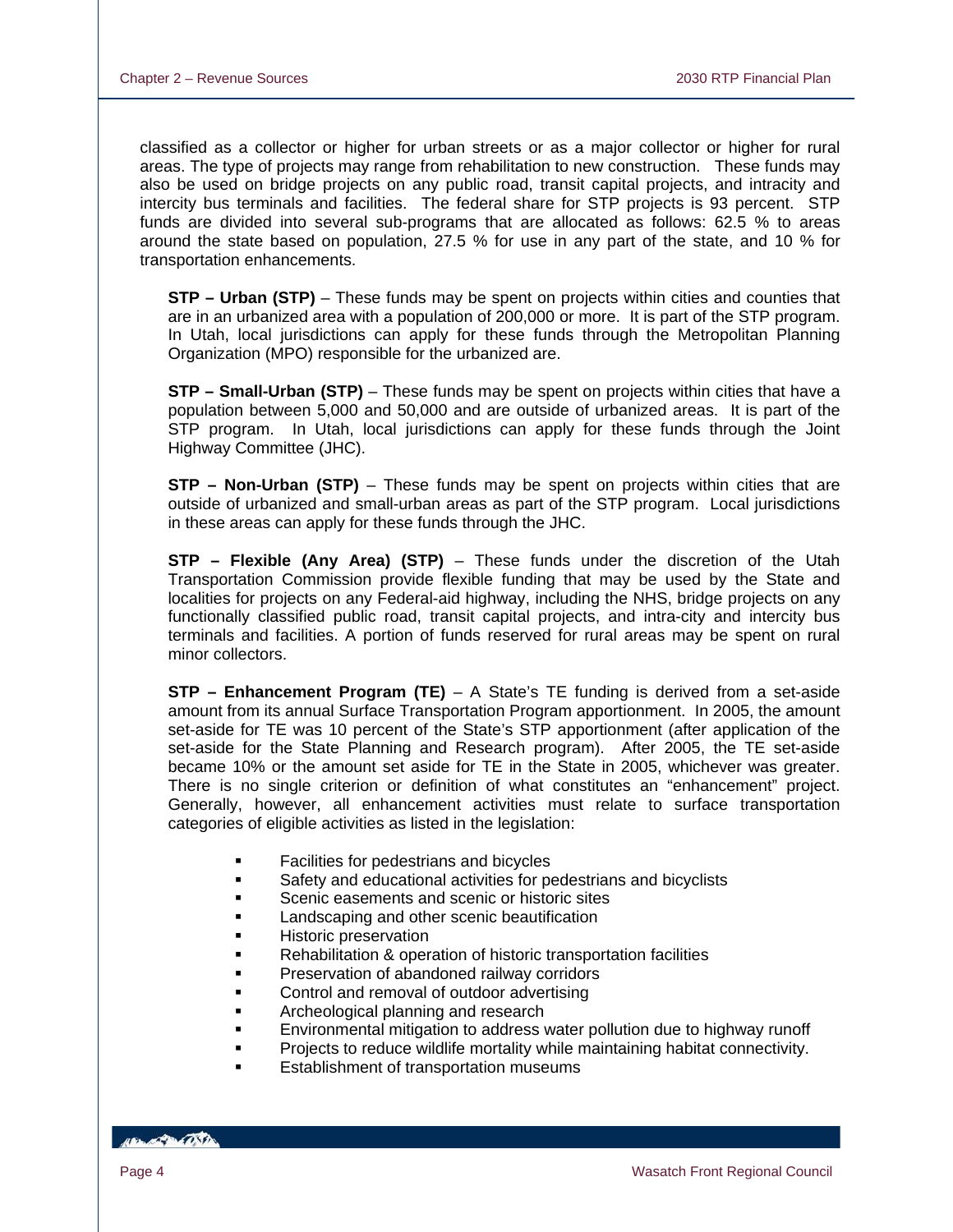classified as a collector or higher for urban streets or as a major collector or higher for rural areas. The type of projects may range from rehabilitation to new construction. These funds may also be used on bridge projects on any public road, transit capital projects, and intracity and intercity bus terminals and facilities. The federal share for STP projects is 93 percent. STP funds are divided into several sub-programs that are allocated as follows: 62.5 % to areas around the state based on population, 27.5 % for use in any part of the state, and 10 % for transportation enhancements.

**STP – Urban (STP)** – These funds may be spent on projects within cities and counties that are in an urbanized area with a population of 200,000 or more. It is part of the STP program. In Utah, local jurisdictions can apply for these funds through the Metropolitan Planning Organization (MPO) responsible for the urbanized are.

**STP – Small-Urban (STP)** – These funds may be spent on projects within cities that have a population between 5,000 and 50,000 and are outside of urbanized areas. It is part of the STP program. In Utah, local jurisdictions can apply for these funds through the Joint Highway Committee (JHC).

**STP – Non-Urban (STP)** – These funds may be spent on projects within cities that are outside of urbanized and small-urban areas as part of the STP program. Local jurisdictions in these areas can apply for these funds through the JHC.

**STP – Flexible (Any Area) (STP)** – These funds under the discretion of the Utah Transportation Commission provide flexible funding that may be used by the State and localities for projects on any Federal-aid highway, including the NHS, bridge projects on any functionally classified public road, transit capital projects, and intra-city and intercity bus terminals and facilities. A portion of funds reserved for rural areas may be spent on rural minor collectors.

**STP – Enhancement Program (TE)** – A State's TE funding is derived from a set-aside amount from its annual Surface Transportation Program apportionment. In 2005, the amount set-aside for TE was 10 percent of the State's STP apportionment (after application of the set-aside for the State Planning and Research program). After 2005, the TE set-aside became 10% or the amount set aside for TE in the State in 2005, whichever was greater. There is no single criterion or definition of what constitutes an "enhancement" project. Generally, however, all enhancement activities must relate to surface transportation categories of eligible activities as listed in the legislation:

- Facilities for pedestrians and bicycles
- Safety and educational activities for pedestrians and bicyclists
- Scenic easements and scenic or historic sites
- Landscaping and other scenic beautification
- Historic preservation
- Rehabilitation & operation of historic transportation facilities
- Preservation of abandoned railway corridors
- Control and removal of outdoor advertising
- Archeological planning and research
- Environmental mitigation to address water pollution due to highway runoff
- Projects to reduce wildlife mortality while maintaining habitat connectivity.
- Establishment of transportation museums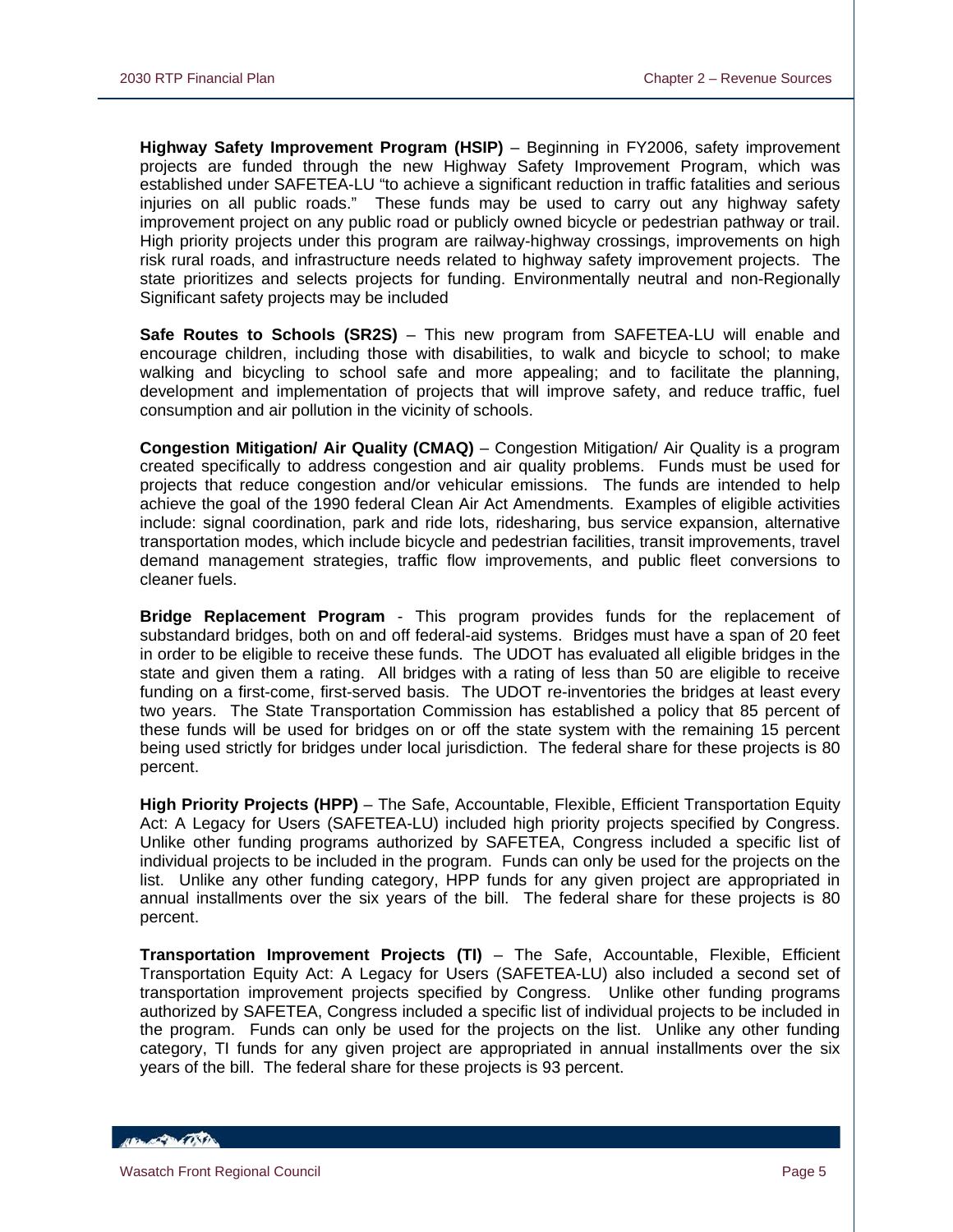**Highway Safety Improvement Program (HSIP)** – Beginning in FY2006, safety improvement projects are funded through the new Highway Safety Improvement Program, which was established under SAFETEA-LU "to achieve a significant reduction in traffic fatalities and serious injuries on all public roads." These funds may be used to carry out any highway safety improvement project on any public road or publicly owned bicycle or pedestrian pathway or trail. High priority projects under this program are railway-highway crossings, improvements on high risk rural roads, and infrastructure needs related to highway safety improvement projects. The state prioritizes and selects projects for funding. Environmentally neutral and non-Regionally Significant safety projects may be included

**Safe Routes to Schools (SR2S)** – This new program from SAFETEA-LU will enable and encourage children, including those with disabilities, to walk and bicycle to school; to make walking and bicycling to school safe and more appealing; and to facilitate the planning, development and implementation of projects that will improve safety, and reduce traffic, fuel consumption and air pollution in the vicinity of schools.

**Congestion Mitigation/ Air Quality (CMAQ)** – Congestion Mitigation/ Air Quality is a program created specifically to address congestion and air quality problems. Funds must be used for projects that reduce congestion and/or vehicular emissions. The funds are intended to help achieve the goal of the 1990 federal Clean Air Act Amendments. Examples of eligible activities include: signal coordination, park and ride lots, ridesharing, bus service expansion, alternative transportation modes, which include bicycle and pedestrian facilities, transit improvements, travel demand management strategies, traffic flow improvements, and public fleet conversions to cleaner fuels.

**Bridge Replacement Program** - This program provides funds for the replacement of substandard bridges, both on and off federal-aid systems. Bridges must have a span of 20 feet in order to be eligible to receive these funds. The UDOT has evaluated all eligible bridges in the state and given them a rating. All bridges with a rating of less than 50 are eligible to receive funding on a first-come, first-served basis. The UDOT re-inventories the bridges at least every two years. The State Transportation Commission has established a policy that 85 percent of these funds will be used for bridges on or off the state system with the remaining 15 percent being used strictly for bridges under local jurisdiction. The federal share for these projects is 80 percent.

**High Priority Projects (HPP)** – The Safe, Accountable, Flexible, Efficient Transportation Equity Act: A Legacy for Users (SAFETEA-LU) included high priority projects specified by Congress. Unlike other funding programs authorized by SAFETEA, Congress included a specific list of individual projects to be included in the program. Funds can only be used for the projects on the list. Unlike any other funding category, HPP funds for any given project are appropriated in annual installments over the six years of the bill. The federal share for these projects is 80 percent.

**Transportation Improvement Projects (TI)** – The Safe, Accountable, Flexible, Efficient Transportation Equity Act: A Legacy for Users (SAFETEA-LU) also included a second set of transportation improvement projects specified by Congress. Unlike other funding programs authorized by SAFETEA, Congress included a specific list of individual projects to be included in the program. Funds can only be used for the projects on the list. Unlike any other funding category, TI funds for any given project are appropriated in annual installments over the six years of the bill. The federal share for these projects is 93 percent.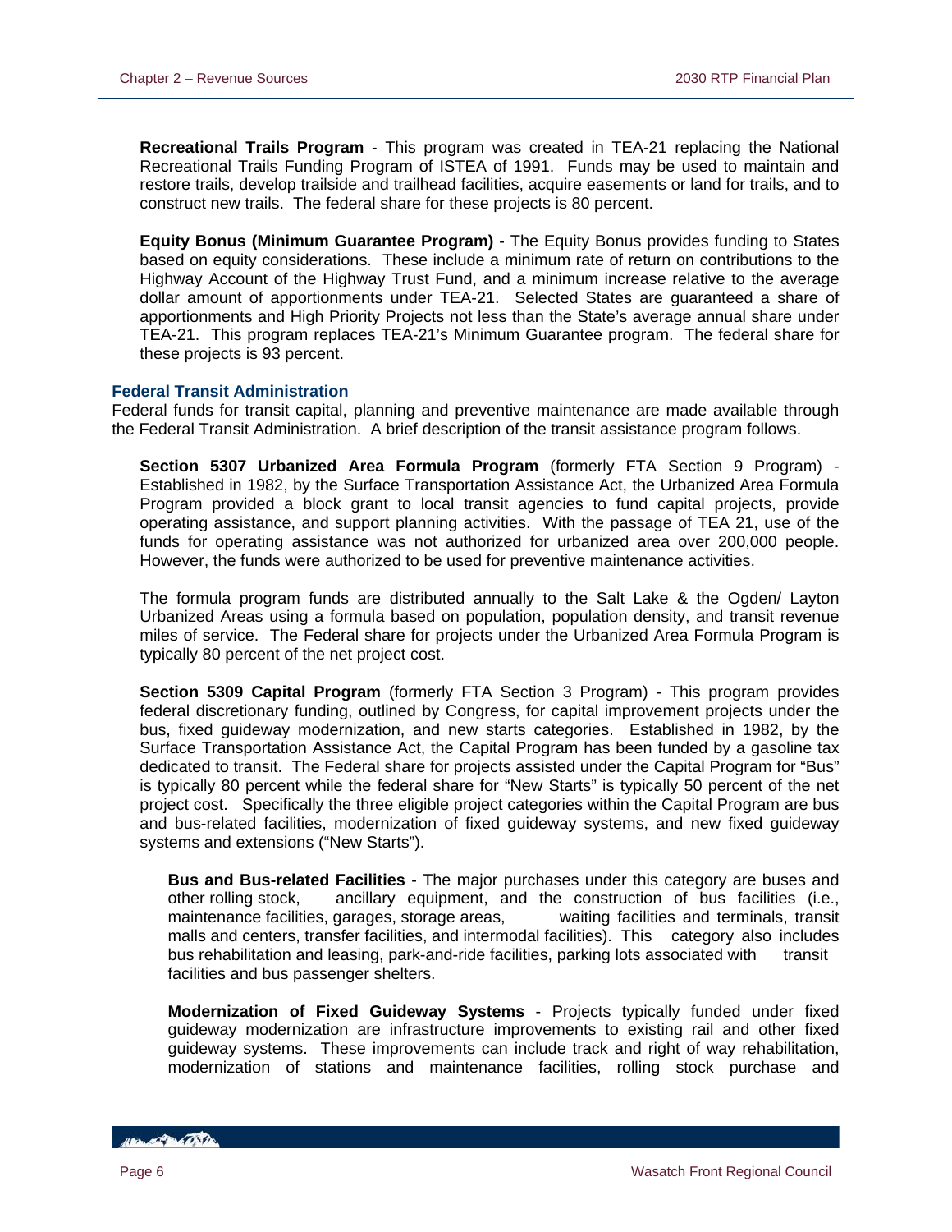**Recreational Trails Program** - This program was created in TEA-21 replacing the National Recreational Trails Funding Program of ISTEA of 1991. Funds may be used to maintain and restore trails, develop trailside and trailhead facilities, acquire easements or land for trails, and to construct new trails. The federal share for these projects is 80 percent.

**Equity Bonus (Minimum Guarantee Program)** - The Equity Bonus provides funding to States based on equity considerations. These include a minimum rate of return on contributions to the Highway Account of the Highway Trust Fund, and a minimum increase relative to the average dollar amount of apportionments under TEA-21. Selected States are guaranteed a share of apportionments and High Priority Projects not less than the State's average annual share under TEA-21. This program replaces TEA-21's Minimum Guarantee program. The federal share for these projects is 93 percent.

### Federal Transit Administration

Federal funds for transit capital, planning and preventive maintenance are made available through the Federal Transit Administration. A brief description of the transit assistance program follows.

**Section 5307 Urbanized Area Formula Program** (formerly FTA Section 9 Program) - Established in 1982, by the Surface Transportation Assistance Act, the Urbanized Area Formula Program provided a block grant to local transit agencies to fund capital projects, provide operating assistance, and support planning activities. With the passage of TEA 21, use of the funds for operating assistance was not authorized for urbanized area over 200,000 people. However, the funds were authorized to be used for preventive maintenance activities.

The formula program funds are distributed annually to the Salt Lake & the Ogden/ Layton Urbanized Areas using a formula based on population, population density, and transit revenue miles of service. The Federal share for projects under the Urbanized Area Formula Program is typically 80 percent of the net project cost.

**Section 5309 Capital Program** (formerly FTA Section 3 Program) - This program provides federal discretionary funding, outlined by Congress, for capital improvement projects under the bus, fixed guideway modernization, and new starts categories. Established in 1982, by the Surface Transportation Assistance Act, the Capital Program has been funded by a gasoline tax dedicated to transit. The Federal share for projects assisted under the Capital Program for "Bus" is typically 80 percent while the federal share for "New Starts" is typically 50 percent of the net project cost. Specifically the three eligible project categories within the Capital Program are bus and bus-related facilities, modernization of fixed guideway systems, and new fixed guideway systems and extensions ("New Starts").

**Bus and Bus-related Facilities** - The major purchases under this category are buses and other rolling stock, ancillary equipment, and the construction of bus facilities (i.e., maintenance facilities, garages, storage areas, waiting facilities and terminals, transit malls and centers, transfer facilities, and intermodal facilities). This category also includes bus rehabilitation and leasing, park-and-ride facilities, parking lots associated with transit facilities and bus passenger shelters.

**Modernization of Fixed Guideway Systems** - Projects typically funded under fixed guideway modernization are infrastructure improvements to existing rail and other fixed guideway systems. These improvements can include track and right of way rehabilitation, modernization of stations and maintenance facilities, rolling stock purchase and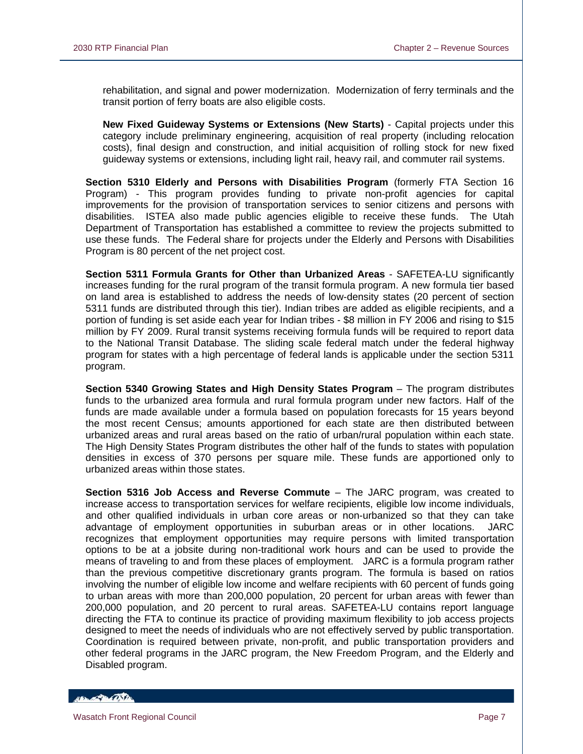rehabilitation, and signal and power modernization. Modernization of ferry terminals and the transit portion of ferry boats are also eligible costs.

**New Fixed Guideway Systems or Extensions (New Starts)** - Capital projects under this category include preliminary engineering, acquisition of real property (including relocation costs), final design and construction, and initial acquisition of rolling stock for new fixed guideway systems or extensions, including light rail, heavy rail, and commuter rail systems.

**Section 5310 Elderly and Persons with Disabilities Program** (formerly FTA Section 16 Program) - This program provides funding to private non-profit agencies for capital improvements for the provision of transportation services to senior citizens and persons with disabilities. ISTEA also made public agencies eligible to receive these funds. The Utah Department of Transportation has established a committee to review the projects submitted to use these funds. The Federal share for projects under the Elderly and Persons with Disabilities Program is 80 percent of the net project cost.

**Section 5311 Formula Grants for Other than Urbanized Areas** - SAFETEA-LU significantly increases funding for the rural program of the transit formula program. A new formula tier based on land area is established to address the needs of low-density states (20 percent of section 5311 funds are distributed through this tier). Indian tribes are added as eligible recipients, and a portion of funding is set aside each year for Indian tribes - $8 million in FY 2006 and rising to $15 million by FY 2009. Rural transit systems receiving formula funds will be required to report data to the National Transit Database. The sliding scale federal match under the federal highway program for states with a high percentage of federal lands is applicable under the section 5311 program.

**Section 5340 Growing States and High Density States Program** – The program distributes funds to the urbanized area formula and rural formula program under new factors. Half of the funds are made available under a formula based on population forecasts for 15 years beyond the most recent Census; amounts apportioned for each state are then distributed between urbanized areas and rural areas based on the ratio of urban/rural population within each state. The High Density States Program distributes the other half of the funds to states with population densities in excess of 370 persons per square mile. These funds are apportioned only to urbanized areas within those states.

**Section 5316 Job Access and Reverse Commute** – The JARC program, was created to increase access to transportation services for welfare recipients, eligible low income individuals, and other qualified individuals in urban core areas or non-urbanized so that they can take advantage of employment opportunities in suburban areas or in other locations. JARC recognizes that employment opportunities may require persons with limited transportation options to be at a jobsite during non-traditional work hours and can be used to provide the means of traveling to and from these places of employment. JARC is a formula program rather than the previous competitive discretionary grants program. The formula is based on ratios involving the number of eligible low income and welfare recipients with 60 percent of funds going to urban areas with more than 200,000 population, 20 percent for urban areas with fewer than 200,000 population, and 20 percent to rural areas. SAFETEA-LU contains report language directing the FTA to continue its practice of providing maximum flexibility to job access projects designed to meet the needs of individuals who are not effectively served by public transportation. Coordination is required between private, non-profit, and public transportation providers and other federal programs in the JARC program, the New Freedom Program, and the Elderly and Disabled program.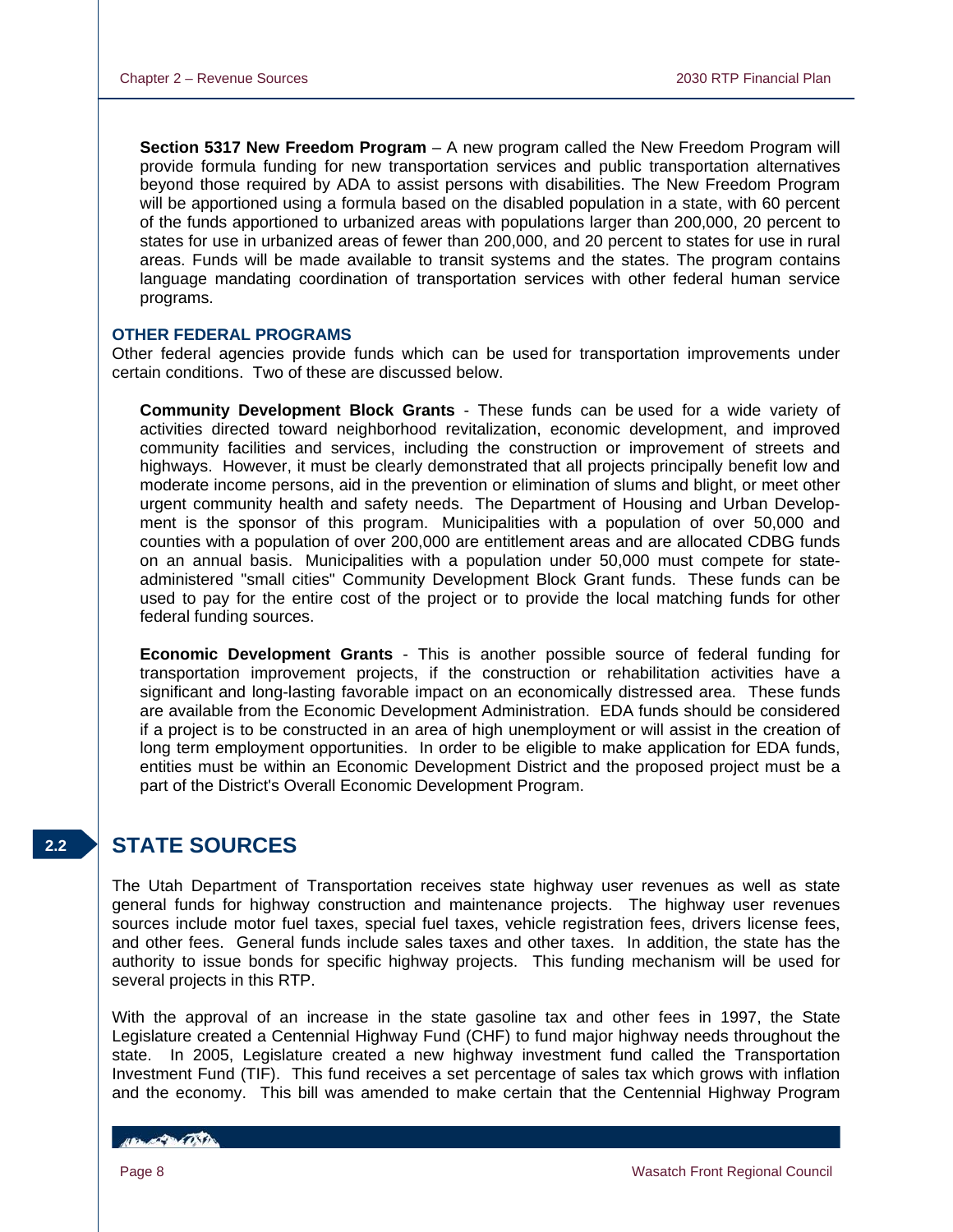**Section 5317 New Freedom Program** – A new program called the New Freedom Program will provide formula funding for new transportation services and public transportation alternatives beyond those required by ADA to assist persons with disabilities. The New Freedom Program will be apportioned using a formula based on the disabled population in a state, with 60 percent of the funds apportioned to urbanized areas with populations larger than 200,000, 20 percent to states for use in urbanized areas of fewer than 200,000, and 20 percent to states for use in rural areas. Funds will be made available to transit systems and the states. The program contains language mandating coordination of transportation services with other federal human service programs.

### OTHER FEDERAL PROGRAMS

Other federal agencies provide funds which can be used for transportation improvements under certain conditions. Two of these are discussed below.

**Community Development Block Grants** - These funds can be used for a wide variety of activities directed toward neighborhood revitalization, economic development, and improved community facilities and services, including the construction or improvement of streets and highways. However, it must be clearly demonstrated that all projects principally benefit low and moderate income persons, aid in the prevention or elimination of slums and blight, or meet other urgent community health and safety needs. The Department of Housing and Urban Development is the sponsor of this program. Municipalities with a population of over 50,000 and counties with a population of over 200,000 are entitlement areas and are allocated CDBG funds on an annual basis. Municipalities with a population under 50,000 must compete for state-administered "small cities" Community Development Block Grant funds. These funds can be used to pay for the entire cost of the project or to provide the local matching funds for other federal funding sources.

**Economic Development Grants** - This is another possible source of federal funding for transportation improvement projects, if the construction or rehabilitation activities have a significant and long-lasting favorable impact on an economically distressed area. These funds are available from the Economic Development Administration. EDA funds should be considered if a project is to be constructed in an area of high unemployment or will assist in the creation of long term employment opportunities. In order to be eligible to make application for EDA funds, entities must be within an Economic Development District and the proposed project must be a part of the District's Overall Economic Development Program.

## 2.2 STATE SOURCES

The Utah Department of Transportation receives state highway user revenues as well as state general funds for highway construction and maintenance projects. The highway user revenues sources include motor fuel taxes, special fuel taxes, vehicle registration fees, drivers license fees, and other fees. General funds include sales taxes and other taxes. In addition, the state has the authority to issue bonds for specific highway projects. This funding mechanism will be used for several projects in this RTP.

With the approval of an increase in the state gasoline tax and other fees in 1997, the State Legislature created a Centennial Highway Fund (CHF) to fund major highway needs throughout the state. In 2005, Legislature created a new highway investment fund called the Transportation Investment Fund (TIF). This fund receives a set percentage of sales tax which grows with inflation and the economy. This bill was amended to make certain that the Centennial Highway Program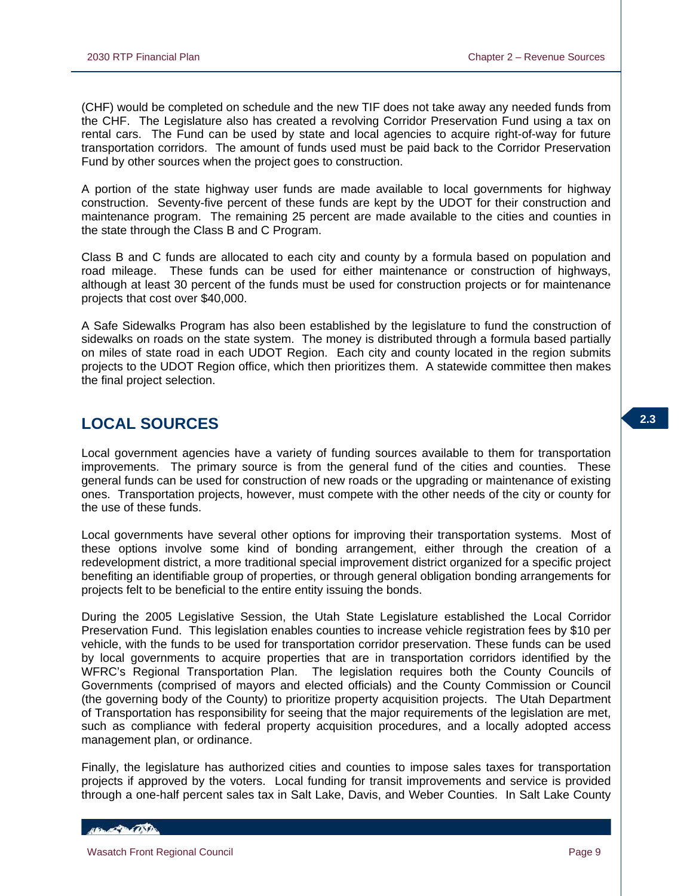(CHF) would be completed on schedule and the new TIF does not take away any needed funds from the CHF. The Legislature also has created a revolving Corridor Preservation Fund using a tax on rental cars. The Fund can be used by state and local agencies to acquire right-of-way for future transportation corridors. The amount of funds used must be paid back to the Corridor Preservation Fund by other sources when the project goes to construction.

A portion of the state highway user funds are made available to local governments for highway construction. Seventy-five percent of these funds are kept by the UDOT for their construction and maintenance program. The remaining 25 percent are made available to the cities and counties in the state through the Class B and C Program.

Class B and C funds are allocated to each city and county by a formula based on population and road mileage. These funds can be used for either maintenance or construction of highways, although at least 30 percent of the funds must be used for construction projects or for maintenance projects that cost over $40,000.

A Safe Sidewalks Program has also been established by the legislature to fund the construction of sidewalks on roads on the state system. The money is distributed through a formula based partially on miles of state road in each UDOT Region. Each city and county located in the region submits projects to the UDOT Region office, which then prioritizes them. A statewide committee then makes the final project selection.

## LOCAL SOURCES

Local government agencies have a variety of funding sources available to them for transportation improvements. The primary source is from the general fund of the cities and counties. These general funds can be used for construction of new roads or the upgrading or maintenance of existing ones. Transportation projects, however, must compete with the other needs of the city or county for the use of these funds.

Local governments have several other options for improving their transportation systems. Most of these options involve some kind of bonding arrangement, either through the creation of a redevelopment district, a more traditional special improvement district organized for a specific project benefiting an identifiable group of properties, or through general obligation bonding arrangements for projects felt to be beneficial to the entire entity issuing the bonds.

During the 2005 Legislative Session, the Utah State Legislature established the Local Corridor Preservation Fund. This legislation enables counties to increase vehicle registration fees by $10 per vehicle, with the funds to be used for transportation corridor preservation. These funds can be used by local governments to acquire properties that are in transportation corridors identified by the WFRC's Regional Transportation Plan. The legislation requires both the County Councils of Governments (comprised of mayors and elected officials) and the County Commission or Council (the governing body of the County) to prioritize property acquisition projects. The Utah Department of Transportation has responsibility for seeing that the major requirements of the legislation are met, such as compliance with federal property acquisition procedures, and a locally adopted access management plan, or ordinance.

Finally, the legislature has authorized cities and counties to impose sales taxes for transportation projects if approved by the voters. Local funding for transit improvements and service is provided through a one-half percent sales tax in Salt Lake, Davis, and Weber Counties. In Salt Lake County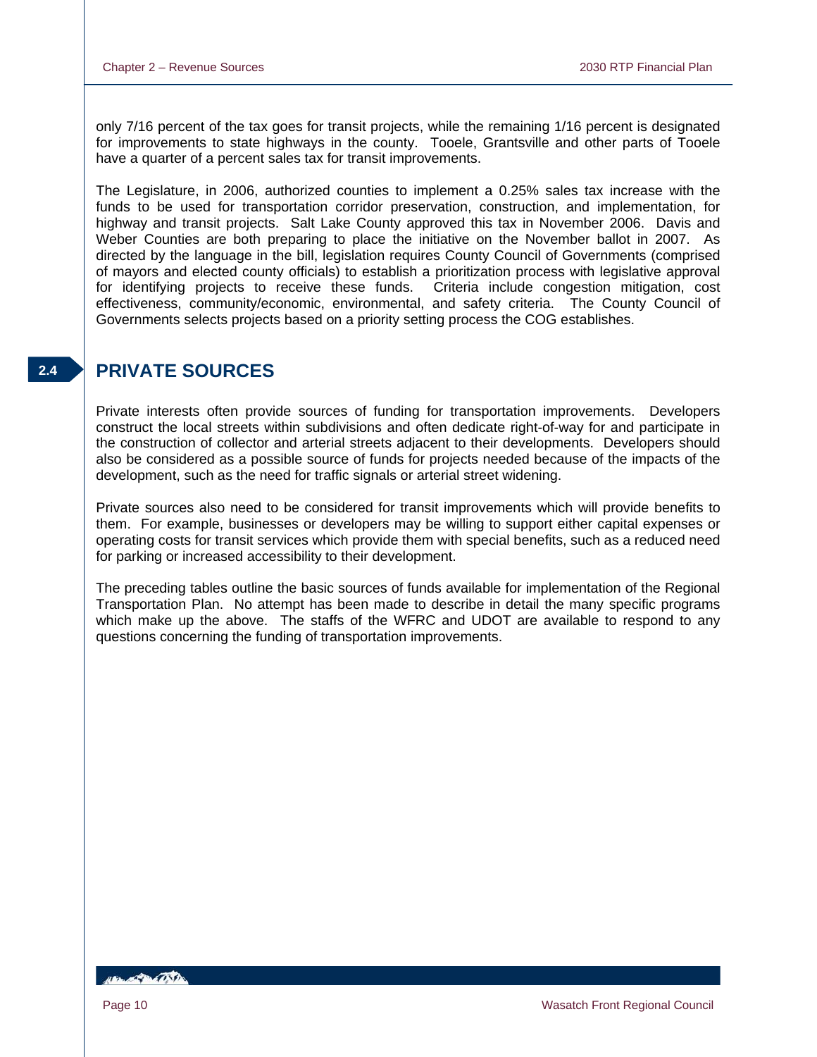only 7/16 percent of the tax goes for transit projects, while the remaining 1/16 percent is designated for improvements to state highways in the county. Tooele, Grantsville and other parts of Tooele have a quarter of a percent sales tax for transit improvements.

The Legislature, in 2006, authorized counties to implement a 0.25% sales tax increase with the funds to be used for transportation corridor preservation, construction, and implementation, for highway and transit projects. Salt Lake County approved this tax in November 2006. Davis and Weber Counties are both preparing to place the initiative on the November ballot in 2007. As directed by the language in the bill, legislation requires County Council of Governments (comprised of mayors and elected county officials) to establish a prioritization process with legislative approval for identifying projects to receive these funds. Criteria include congestion mitigation, cost effectiveness, community/economic, environmental, and safety criteria. The County Council of Governments selects projects based on a priority setting process the COG establishes.

## 2.4 PRIVATE SOURCES

Private interests often provide sources of funding for transportation improvements. Developers construct the local streets within subdivisions and often dedicate right-of-way for and participate in the construction of collector and arterial streets adjacent to their developments. Developers should also be considered as a possible source of funds for projects needed because of the impacts of the development, such as the need for traffic signals or arterial street widening.

Private sources also need to be considered for transit improvements which will provide benefits to them. For example, businesses or developers may be willing to support either capital expenses or operating costs for transit services which provide them with special benefits, such as a reduced need for parking or increased accessibility to their development.

The preceding tables outline the basic sources of funds available for implementation of the Regional Transportation Plan. No attempt has been made to describe in detail the many specific programs which make up the above. The staffs of the WFRC and UDOT are available to respond to any questions concerning the funding of transportation improvements.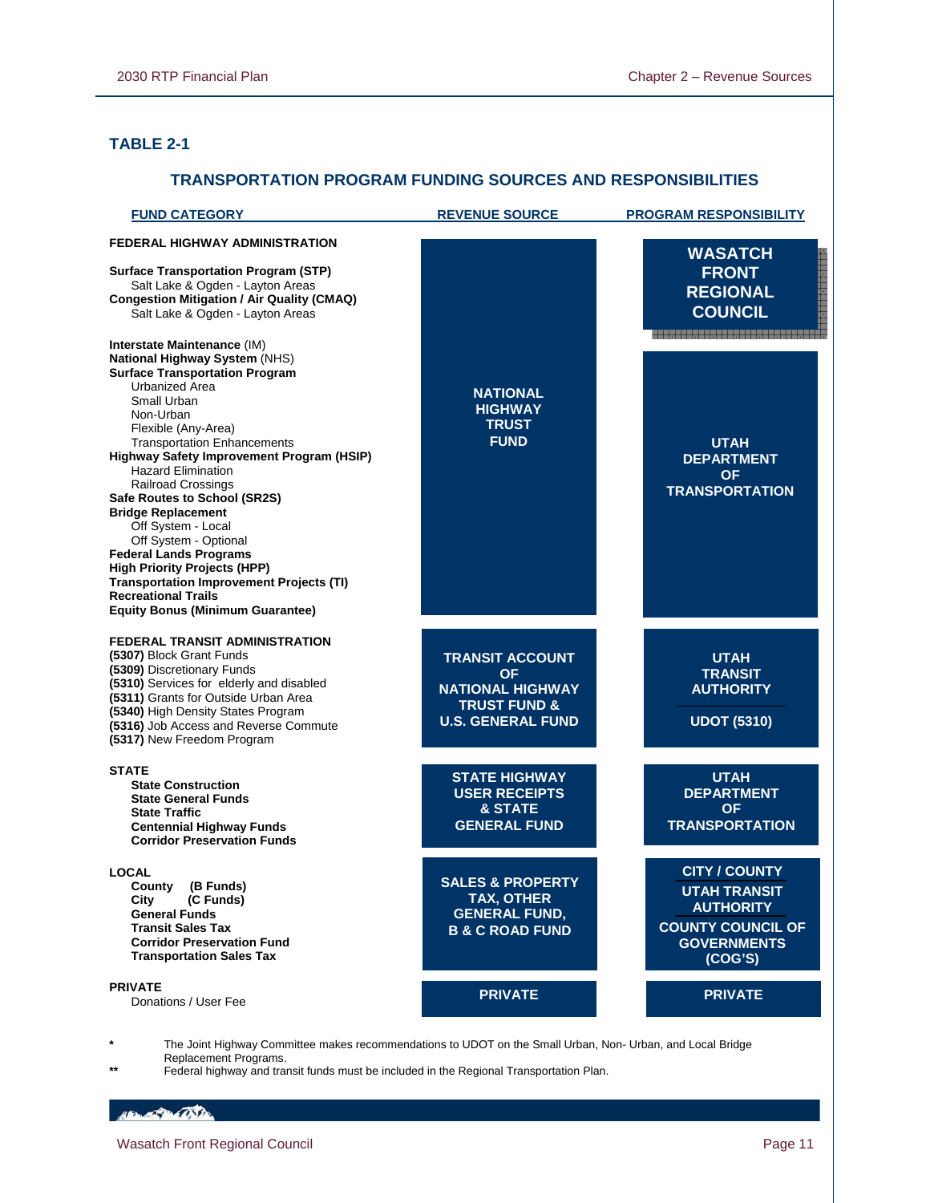## TABLE 2-1

### TRANSPORTATION PROGRAM FUNDING SOURCES AND RESPONSIBILITIES

| FUND CATEGORY | REVENUE SOURCE | PROGRAM RESPONSIBILITY |
|---|---|---|
| **FEDERAL HIGHWAY ADMINISTRATION**<br><br>**Surface Transportation Program (STP)**<br>Salt Lake & Ogden - Layton Areas<br>**Congestion Mitigation / Air Quality (CMAQ)**<br>Salt Lake & Ogden - Layton Areas | NATIONAL HIGHWAY TRUST FUND | WASATCH FRONT REGIONAL COUNCIL |
| **Interstate Maintenance** (IM)<br>**National Highway System** (NHS)<br>**Surface Transportation Program**<br>Urbanized Area<br>Small Urban<br>Non-Urban<br>Flexible (Any-Area)<br>Transportation Enhancements<br>**Highway Safety Improvement Program (HSIP)**<br>Hazard Elimination<br>Railroad Crossings<br>**Safe Routes to School (SR2S)**<br>**Bridge Replacement**<br>Off System - Local<br>Off System - Optional<br>**Federal Lands Programs**<br>**High Priority Projects (HPP)**<br>**Transportation Improvement Projects (TI)**<br>**Recreational Trails**<br>**Equity Bonus (Minimum Guarantee)** | NATIONAL HIGHWAY TRUST FUND | UTAH DEPARTMENT OF TRANSPORTATION |
| **FEDERAL TRANSIT ADMINISTRATION**<br>**(5307)** Block Grant Funds<br>**(5309)** Discretionary Funds<br>**(5310)** Services for elderly and disabled<br>**(5311)** Grants for Outside Urban Area<br>**(5340)** High Density States Program<br>**(5316)** Job Access and Reverse Commute<br>**(5317)** New Freedom Program | TRANSIT ACCOUNT OF NATIONAL HIGHWAY TRUST FUND & U.S. GENERAL FUND | UTAH TRANSIT AUTHORITY<br><br>UDOT (5310) |
| **STATE**<br>**State Construction**<br>**State General Funds**<br>**State Traffic**<br>**Centennial Highway Funds**<br>**Corridor Preservation Funds** | STATE HIGHWAY USER RECEIPTS & STATE GENERAL FUND | UTAH DEPARTMENT OF TRANSPORTATION |
| **LOCAL**<br>**County (B Funds)**<br>**City (C Funds)**<br>**General Funds**<br>**Transit Sales Tax**<br>**Corridor Preservation Fund**<br>**Transportation Sales Tax** | SALES & PROPERTY TAX, OTHER GENERAL FUND, B & C ROAD FUND | CITY / COUNTY<br><br>UTAH TRANSIT AUTHORITY<br><br>COUNTY COUNCIL OF GOVERNMENTS (COG'S) |
| **PRIVATE**<br>Donations / User Fee | PRIVATE | PRIVATE |

\* The Joint Highway Committee makes recommendations to UDOT on the Small Urban, Non- Urban, and Local Bridge Replacement Programs.

\** Federal highway and transit funds must be included in the Regional Transportation Plan.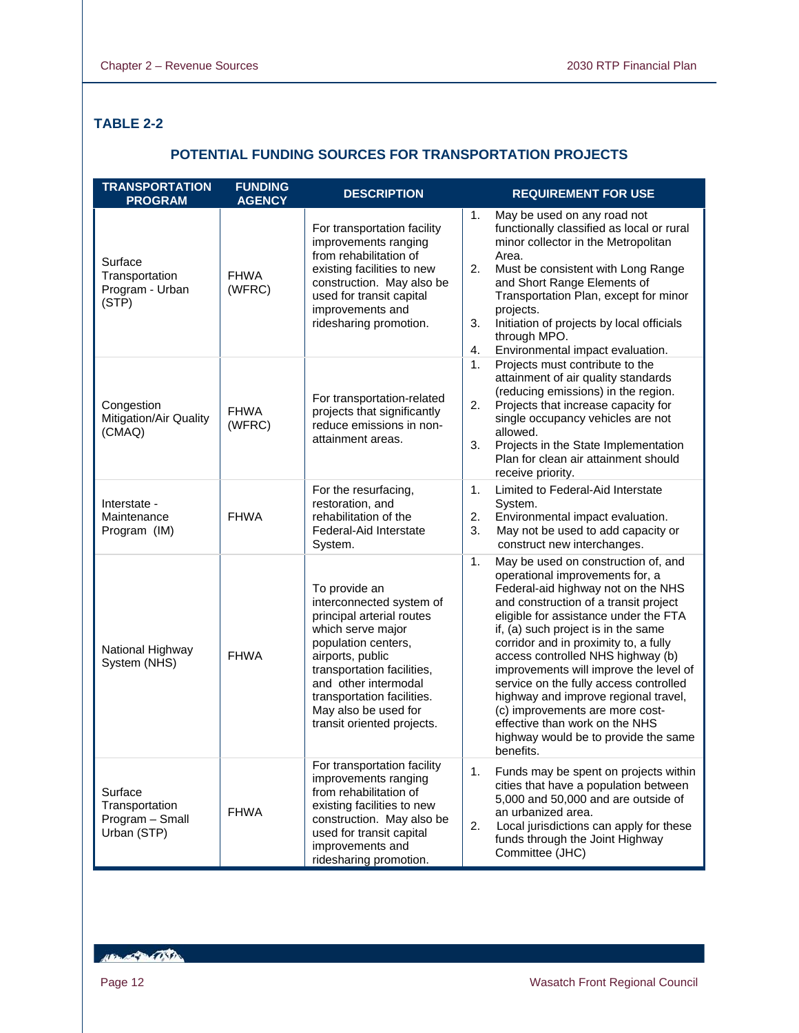## TABLE 2-2

### POTENTIAL FUNDING SOURCES FOR TRANSPORTATION PROJECTS

| TRANSPORTATION PROGRAM | FUNDING AGENCY | DESCRIPTION | REQUIREMENT FOR USE |
|---|---|---|---|
| Surface Transportation Program - Urban (STP) | FHWA (WFRC) | For transportation facility improvements ranging from rehabilitation of existing facilities to new construction. May also be used for transit capital improvements and ridesharing promotion. | 1. May be used on any road not functionally classified as local or rural minor collector in the Metropolitan Area. 2. Must be consistent with Long Range and Short Range Elements of Transportation Plan, except for minor projects. 3. Initiation of projects by local officials through MPO. 4. Environmental impact evaluation. |
| Congestion Mitigation/Air Quality (CMAQ) | FHWA (WFRC) | For transportation-related projects that significantly reduce emissions in non-attainment areas. | 1. Projects must contribute to the attainment of air quality standards (reducing emissions) in the region. 2. Projects that increase capacity for single occupancy vehicles are not allowed. 3. Projects in the State Implementation Plan for clean air attainment should receive priority. |
| Interstate - Maintenance Program (IM) | FHWA | For the resurfacing, restoration, and rehabilitation of the Federal-Aid Interstate System. | 1. Limited to Federal-Aid Interstate System. 2. Environmental impact evaluation. 3. May not be used to add capacity or construct new interchanges. |
| National Highway System (NHS) | FHWA | To provide an interconnected system of principal arterial routes which serve major population centers, airports, public transportation facilities, and other intermodal transportation facilities. May also be used for transit oriented projects. | 1. May be used on construction of, and operational improvements for, a Federal-aid highway not on the NHS and construction of a transit project eligible for assistance under the FTA if, (a) such project is in the same corridor and in proximity to, a fully access controlled NHS highway (b) improvements will improve the level of service on the fully access controlled highway and improve regional travel, (c) improvements are more cost-effective than work on the NHS highway would be to provide the same benefits. |
| Surface Transportation Program – Small Urban (STP) | FHWA | For transportation facility improvements ranging from rehabilitation of existing facilities to new construction. May also be used for transit capital improvements and ridesharing promotion. | 1. Funds may be spent on projects within cities that have a population between 5,000 and 50,000 and are outside of an urbanized area. 2. Local jurisdictions can apply for these funds through the Joint Highway Committee (JHC) |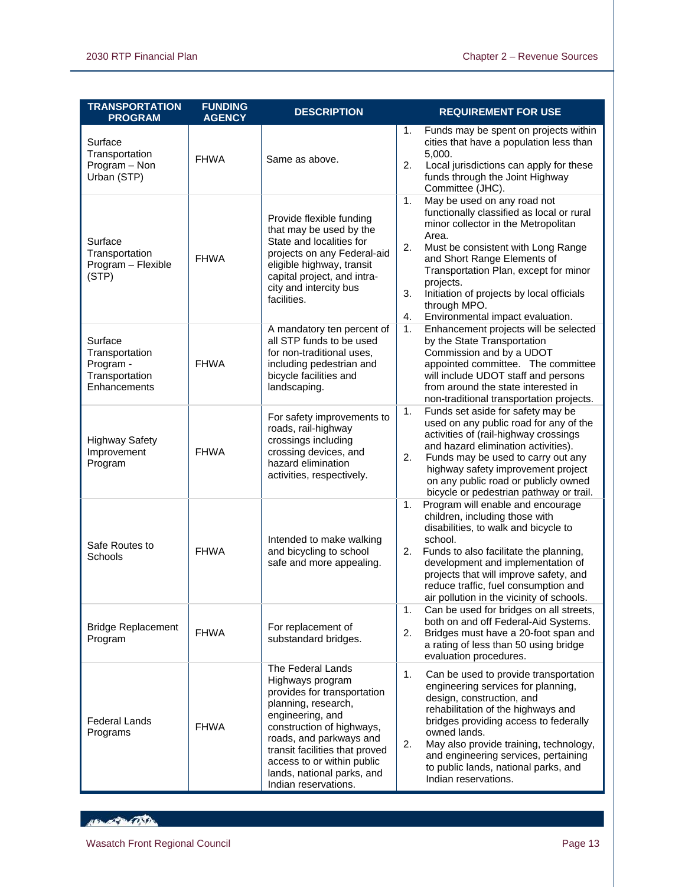| TRANSPORTATION PROGRAM | FUNDING AGENCY | DESCRIPTION | REQUIREMENT FOR USE |
|---|---|---|---|
| Surface Transportation Program – Non Urban (STP) | FHWA | Same as above. | 1. Funds may be spent on projects within cities that have a population less than 5,000.<br>2. Local jurisdictions can apply for these funds through the Joint Highway Committee (JHC). |
| Surface Transportation Program – Flexible (STP) | FHWA | Provide flexible funding that may be used by the State and localities for projects on any Federal-aid eligible highway, transit capital project, and intra-city and intercity bus facilities. | 1. May be used on any road not functionally classified as local or rural minor collector in the Metropolitan Area.<br>2. Must be consistent with Long Range and Short Range Elements of Transportation Plan, except for minor projects.<br>3. Initiation of projects by local officials through MPO.<br>4. Environmental impact evaluation. |
| Surface Transportation Program - Transportation Enhancements | FHWA | A mandatory ten percent of all STP funds to be used for non-traditional uses, including pedestrian and bicycle facilities and landscaping. | 1. Enhancement projects will be selected by the State Transportation Commission and by a UDOT appointed committee. The committee will include UDOT staff and persons from around the state interested in non-traditional transportation projects. |
| Highway Safety Improvement Program | FHWA | For safety improvements to roads, rail-highway crossings including crossing devices, and hazard elimination activities, respectively. | 1. Funds set aside for safety may be used on any public road for any of the activities of (rail-highway crossings and hazard elimination activities).<br>2. Funds may be used to carry out any highway safety improvement project on any public road or publicly owned bicycle or pedestrian pathway or trail. |
| Safe Routes to Schools | FHWA | Intended to make walking and bicycling to school safe and more appealing. | 1. Program will enable and encourage children, including those with disabilities, to walk and bicycle to school.<br>2. Funds to also facilitate the planning, development and implementation of projects that will improve safety, and reduce traffic, fuel consumption and air pollution in the vicinity of schools. |
| Bridge Replacement Program | FHWA | For replacement of substandard bridges. | 1. Can be used for bridges on all streets, both on and off Federal-Aid Systems.<br>2. Bridges must have a 20-foot span and a rating of less than 50 using bridge evaluation procedures. |
| Federal Lands Programs | FHWA | The Federal Lands Highways program provides for transportation planning, research, engineering, and construction of highways, roads, and parkways and transit facilities that proved access to or within public lands, national parks, and Indian reservations. | 1. Can be used to provide transportation engineering services for planning, design, construction, and rehabilitation of the highways and bridges providing access to federally owned lands.<br>2. May also provide training, technology, and engineering services, pertaining to public lands, national parks, and Indian reservations. |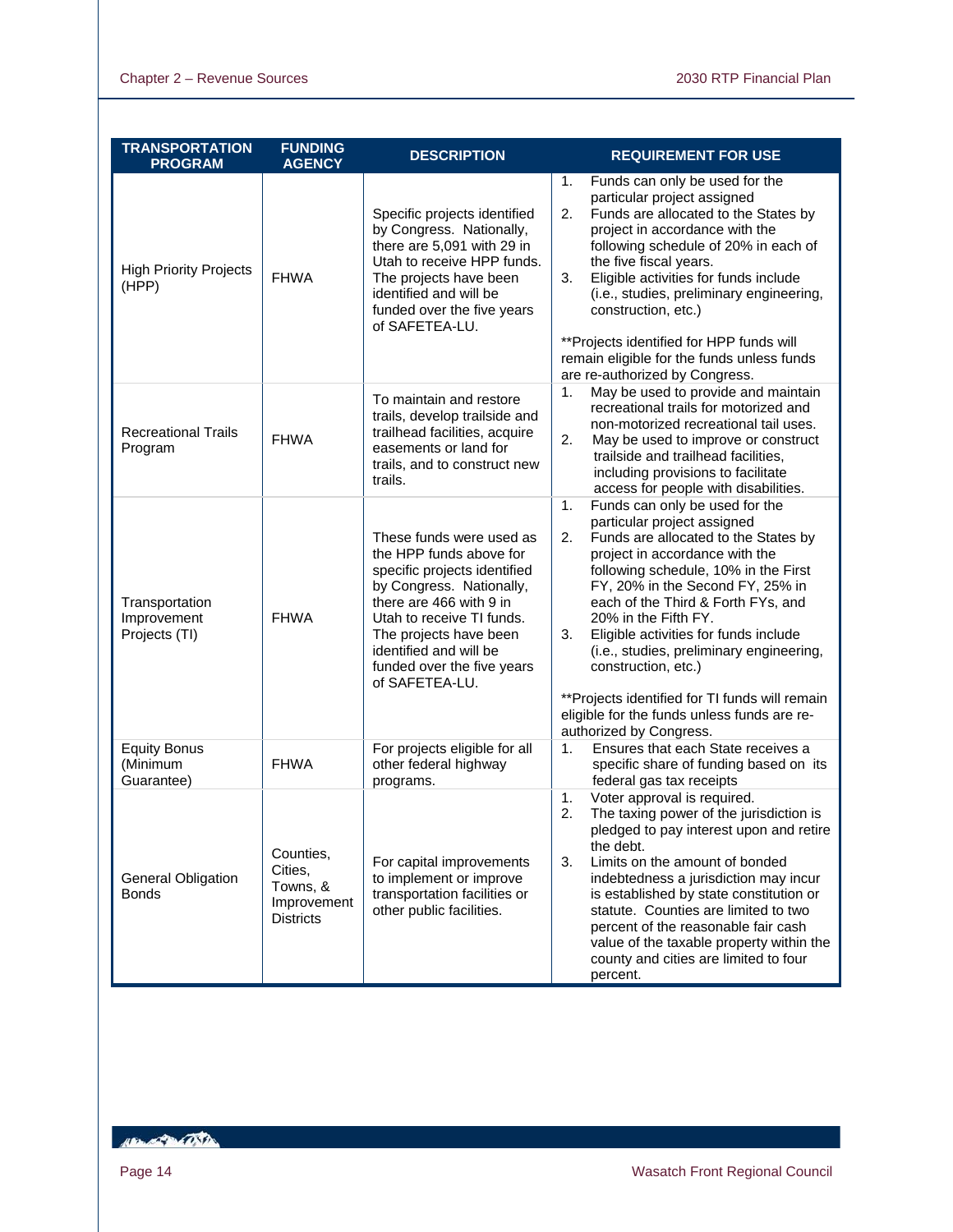| TRANSPORTATION PROGRAM | FUNDING AGENCY | DESCRIPTION | REQUIREMENT FOR USE |
|---|---|---|---|
| High Priority Projects (HPP) | FHWA | Specific projects identified by Congress. Nationally, there are 5,091 with 29 in Utah to receive HPP funds. The projects have been identified and will be funded over the five years of SAFETEA-LU. | 1. Funds can only be used for the particular project assigned<br>2. Funds are allocated to the States by project in accordance with the following schedule of 20% in each of the five fiscal years.<br>3. Eligible activities for funds include (i.e., studies, preliminary engineering, construction, etc.)<br><br>**Projects identified for HPP funds will remain eligible for the funds unless funds are re-authorized by Congress. |
| Recreational Trails Program | FHWA | To maintain and restore trails, develop trailside and trailhead facilities, acquire easements or land for trails, and to construct new trails. | 1. May be used to provide and maintain recreational trails for motorized and non-motorized recreational tail uses.<br>2. May be used to improve or construct trailside and trailhead facilities, including provisions to facilitate access for people with disabilities. |
| Transportation Improvement Projects (TI) | FHWA | These funds were used as the HPP funds above for specific projects identified by Congress. Nationally, there are 466 with 9 in Utah to receive TI funds. The projects have been identified and will be funded over the five years of SAFETEA-LU. | 1. Funds can only be used for the particular project assigned<br>2. Funds are allocated to the States by project in accordance with the following schedule, 10% in the First FY, 20% in the Second FY, 25% in each of the Third & Forth FYs, and 20% in the Fifth FY.<br>3. Eligible activities for funds include (i.e., studies, preliminary engineering, construction, etc.)<br><br>**Projects identified for TI funds will remain eligible for the funds unless funds are re-authorized by Congress. |
| Equity Bonus (Minimum Guarantee) | FHWA | For projects eligible for all other federal highway programs. | 1. Ensures that each State receives a specific share of funding based on its federal gas tax receipts |
| General Obligation Bonds | Counties, Cities, Towns, & Improvement Districts | For capital improvements to implement or improve transportation facilities or other public facilities. | 1. Voter approval is required.<br>2. The taxing power of the jurisdiction is pledged to pay interest upon and retire the debt.<br>3. Limits on the amount of bonded indebtedness a jurisdiction may incur is established by state constitution or statute. Counties are limited to two percent of the reasonable fair cash value of the taxable property within the county and cities are limited to four percent. |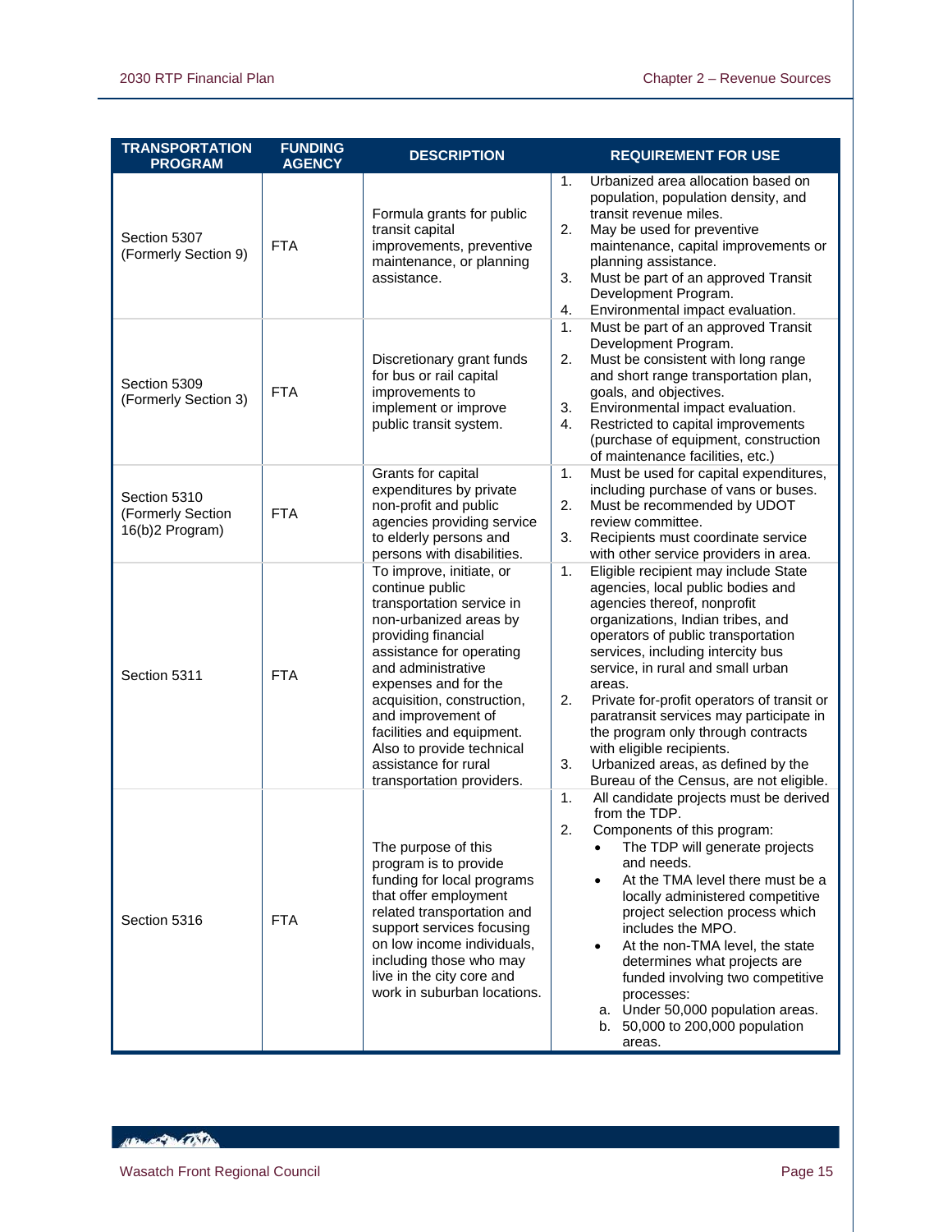| TRANSPORTATION PROGRAM | FUNDING AGENCY | DESCRIPTION | REQUIREMENT FOR USE |
|---|---|---|---|
| Section 5307 (Formerly Section 9) | FTA | Formula grants for public transit capital improvements, preventive maintenance, or planning assistance. | 1. Urbanized area allocation based on population, population density, and transit revenue miles.<br>2. May be used for preventive maintenance, capital improvements or planning assistance.<br>3. Must be part of an approved Transit Development Program.<br>4. Environmental impact evaluation. |
| Section 5309 (Formerly Section 3) | FTA | Discretionary grant funds for bus or rail capital improvements to implement or improve public transit system. | 1. Must be part of an approved Transit Development Program.<br>2. Must be consistent with long range and short range transportation plan, goals, and objectives.<br>3. Environmental impact evaluation.<br>4. Restricted to capital improvements (purchase of equipment, construction of maintenance facilities, etc.) |
| Section 5310 (Formerly Section 16(b)2 Program) | FTA | Grants for capital expenditures by private non-profit and public agencies providing service to elderly persons and persons with disabilities. | 1. Must be used for capital expenditures, including purchase of vans or buses.<br>2. Must be recommended by UDOT review committee.<br>3. Recipients must coordinate service with other service providers in area. |
| Section 5311 | FTA | To improve, initiate, or continue public transportation service in non-urbanized areas by providing financial assistance for operating and administrative expenses and for the acquisition, construction, and improvement of facilities and equipment. Also to provide technical assistance for rural transportation providers. | 1. Eligible recipient may include State agencies, local public bodies and agencies thereof, nonprofit organizations, Indian tribes, and operators of public transportation services, including intercity bus service, in rural and small urban areas.<br>2. Private for-profit operators of transit or paratransit services may participate in the program only through contracts with eligible recipients.<br>3. Urbanized areas, as defined by the Bureau of the Census, are not eligible. |
| Section 5316 | FTA | The purpose of this program is to provide funding for local programs that offer employment related transportation and support services focusing on low income individuals, including those who may live in the city core and work in suburban locations. | 1. All candidate projects must be derived from the TDP.<br>2. Components of this program:<br>• The TDP will generate projects and needs.<br>• At the TMA level there must be a locally administered competitive project selection process which includes the MPO.<br>• At the non-TMA level, the state determines what projects are funded involving two competitive processes:<br>a. Under 50,000 population areas.<br>b. 50,000 to 200,000 population areas. |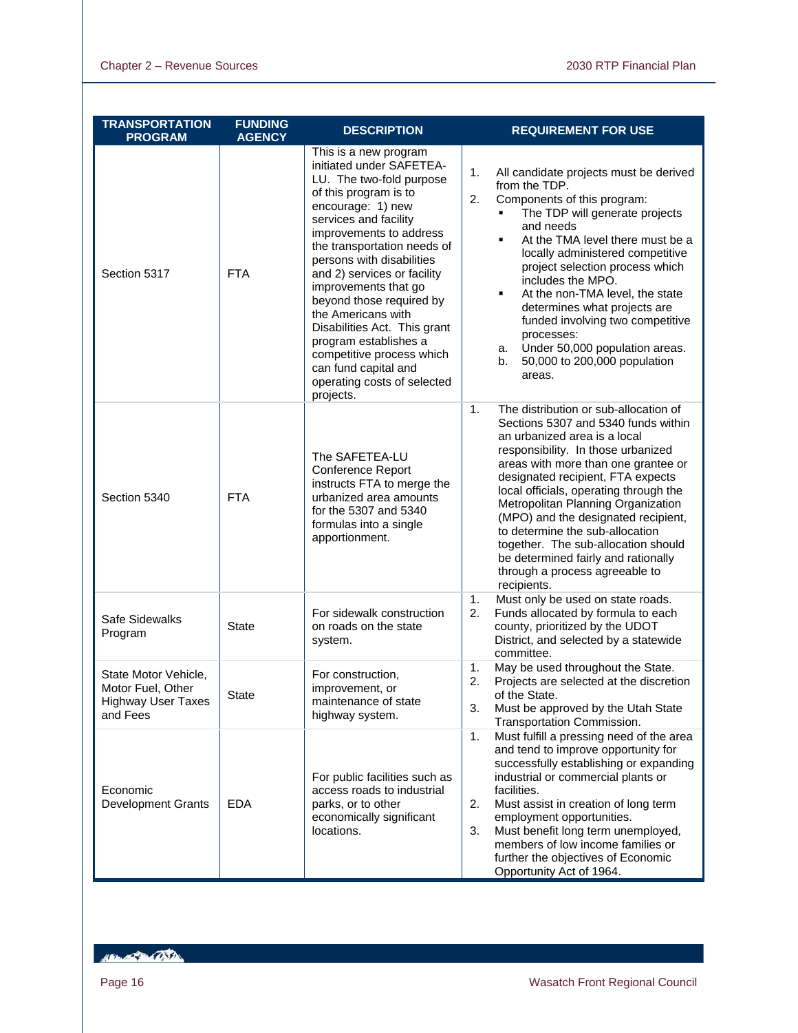| TRANSPORTATION PROGRAM | FUNDING AGENCY | DESCRIPTION | REQUIREMENT FOR USE |
|---|---|---|---|
| Section 5317 | FTA | This is a new program initiated under SAFETEA-LU. The two-fold purpose of this program is to encourage: 1) new services and facility improvements to address the transportation needs of persons with disabilities and 2) services or facility improvements that go beyond those required by the Americans with Disabilities Act. This grant program establishes a competitive process which can fund capital and operating costs of selected projects. | 1. All candidate projects must be derived from the TDP.<br>2. Components of this program:<br>▪ The TDP will generate projects and needs<br>▪ At the TMA level there must be a locally administered competitive project selection process which includes the MPO.<br>▪ At the non-TMA level, the state determines what projects are funded involving two competitive processes:<br>a. Under 50,000 population areas.<br>b. 50,000 to 200,000 population areas. |
| Section 5340 | FTA | The SAFETEA-LU Conference Report instructs FTA to merge the urbanized area amounts for the 5307 and 5340 formulas into a single apportionment. | 1. The distribution or sub-allocation of Sections 5307 and 5340 funds within an urbanized area is a local responsibility. In those urbanized areas with more than one grantee or designated recipient, FTA expects local officials, operating through the Metropolitan Planning Organization (MPO) and the designated recipient, to determine the sub-allocation together. The sub-allocation should be determined fairly and rationally through a process agreeable to recipients. |
| Safe Sidewalks Program | State | For sidewalk construction on roads on the state system. | 1. Must only be used on state roads.<br>2. Funds allocated by formula to each county, prioritized by the UDOT District, and selected by a statewide committee. |
| State Motor Vehicle, Motor Fuel, Other Highway User Taxes and Fees | State | For construction, improvement, or maintenance of state highway system. | 1. May be used throughout the State.<br>2. Projects are selected at the discretion of the State.<br>3. Must be approved by the Utah State Transportation Commission. |
| Economic Development Grants | EDA | For public facilities such as access roads to industrial parks, or to other economically significant locations. | 1. Must fulfill a pressing need of the area and tend to improve opportunity for successfully establishing or expanding industrial or commercial plants or facilities.<br>2. Must assist in creation of long term employment opportunities.<br>3. Must benefit long term unemployed, members of low income families or further the objectives of Economic Opportunity Act of 1964. |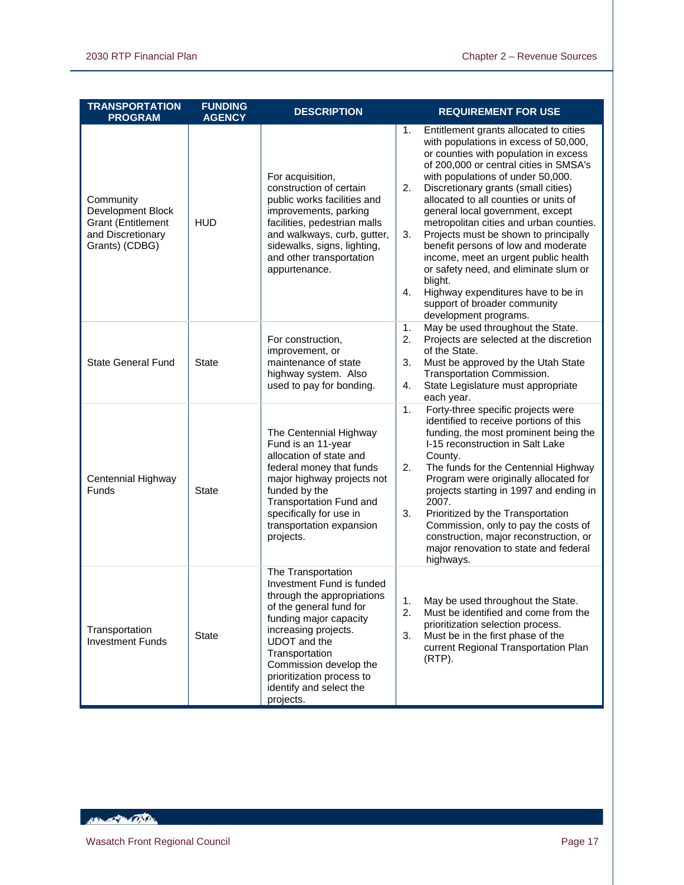| TRANSPORTATION PROGRAM | FUNDING AGENCY | DESCRIPTION | REQUIREMENT FOR USE |
|---|---|---|---|
| Community Development Block Grant (Entitlement and Discretionary Grants) (CDBG) | HUD | For acquisition, construction of certain public works facilities and improvements, parking facilities, pedestrian malls and walkways, curb, gutter, sidewalks, signs, lighting, and other transportation appurtenance. | 1. Entitlement grants allocated to cities with populations in excess of 50,000, or counties with population in excess of 200,000 or central cities in SMSA's with populations of under 50,000.<br>2. Discretionary grants (small cities) allocated to all counties or units of general local government, except metropolitan cities and urban counties.<br>3. Projects must be shown to principally benefit persons of low and moderate income, meet an urgent public health or safety need, and eliminate slum or blight.<br>4. Highway expenditures have to be in support of broader community development programs. |
| State General Fund | State | For construction, improvement, or maintenance of state highway system. Also used to pay for bonding. | 1. May be used throughout the State.<br>2. Projects are selected at the discretion of the State.<br>3. Must be approved by the Utah State Transportation Commission.<br>4. State Legislature must appropriate each year. |
| Centennial Highway Funds | State | The Centennial Highway Fund is an 11-year allocation of state and federal money that funds major highway projects not funded by the Transportation Fund and specifically for use in transportation expansion projects. | 1. Forty-three specific projects were identified to receive portions of this funding, the most prominent being the I-15 reconstruction in Salt Lake County.<br>2. The funds for the Centennial Highway Program were originally allocated for projects starting in 1997 and ending in 2007.<br>3. Prioritized by the Transportation Commission, only to pay the costs of construction, major reconstruction, or major renovation to state and federal highways. |
| Transportation Investment Funds | State | The Transportation Investment Fund is funded through the appropriations of the general fund for funding major capacity increasing projects. UDOT and the Transportation Commission develop the prioritization process to identify and select the projects. | 1. May be used throughout the State.<br>2. Must be identified and come from the prioritization selection process.<br>3. Must be in the first phase of the current Regional Transportation Plan (RTP). |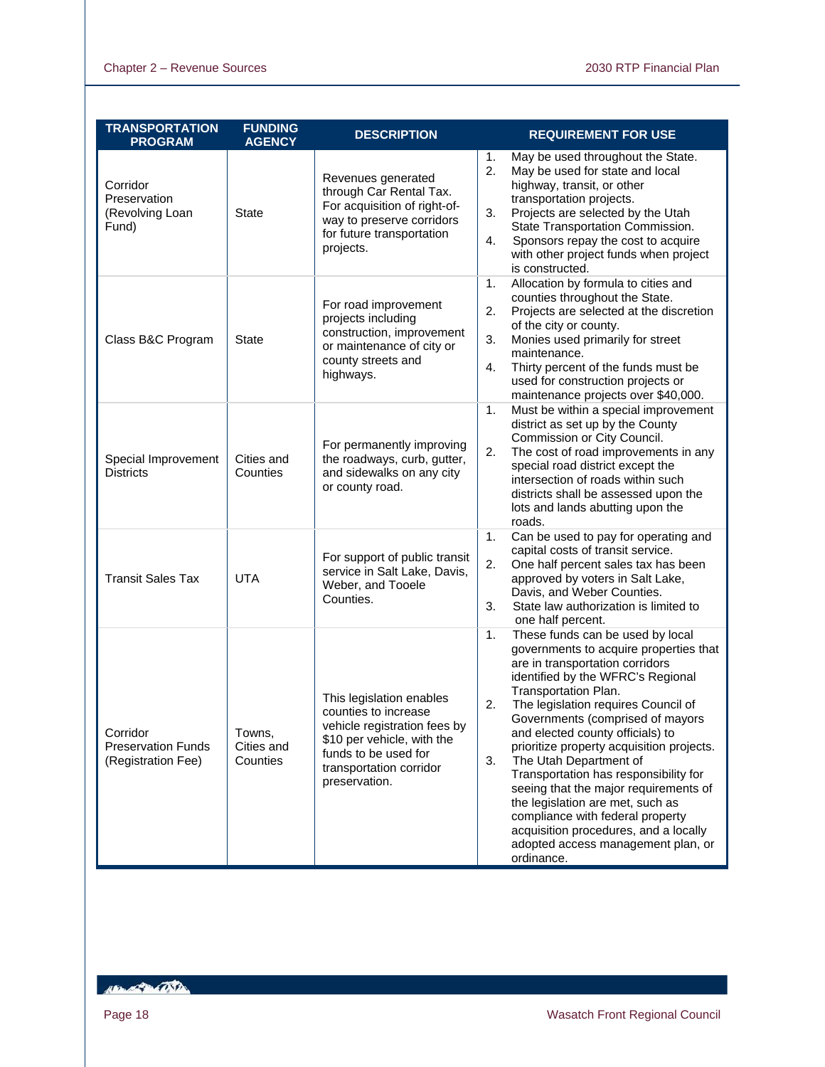| TRANSPORTATION PROGRAM | FUNDING AGENCY | DESCRIPTION | REQUIREMENT FOR USE |
|---|---|---|---|
| Corridor Preservation (Revolving Loan Fund) | State | Revenues generated through Car Rental Tax. For acquisition of right-of-way to preserve corridors for future transportation projects. | 1. May be used throughout the State.<br>2. May be used for state and local highway, transit, or other transportation projects.<br>3. Projects are selected by the Utah State Transportation Commission.<br>4. Sponsors repay the cost to acquire with other project funds when project is constructed. |
| Class B&C Program | State | For road improvement projects including construction, improvement or maintenance of city or county streets and highways. | 1. Allocation by formula to cities and counties throughout the State.<br>2. Projects are selected at the discretion of the city or county.<br>3. Monies used primarily for street maintenance.<br>4. Thirty percent of the funds must be used for construction projects or maintenance projects over $40,000. |
| Special Improvement Districts | Cities and Counties | For permanently improving the roadways, curb, gutter, and sidewalks on any city or county road. | 1. Must be within a special improvement district as set up by the County Commission or City Council.<br>2. The cost of road improvements in any special road district except the intersection of roads within such districts shall be assessed upon the lots and lands abutting upon the roads. |
| Transit Sales Tax | UTA | For support of public transit service in Salt Lake, Davis, Weber, and Tooele Counties. | 1. Can be used to pay for operating and capital costs of transit service.<br>2. One half percent sales tax has been approved by voters in Salt Lake, Davis, and Weber Counties.<br>3. State law authorization is limited to one half percent. |
| Corridor Preservation Funds (Registration Fee) | Towns, Cities and Counties | This legislation enables counties to increase vehicle registration fees by $10 per vehicle, with the funds to be used for transportation corridor preservation. | 1. These funds can be used by local governments to acquire properties that are in transportation corridors identified by the WFRC's Regional Transportation Plan.<br>2. The legislation requires Council of Governments (comprised of mayors and elected county officials) to prioritize property acquisition projects.<br>3. The Utah Department of Transportation has responsibility for seeing that the major requirements of the legislation are met, such as compliance with federal property acquisition procedures, and a locally adopted access management plan, or ordinance. |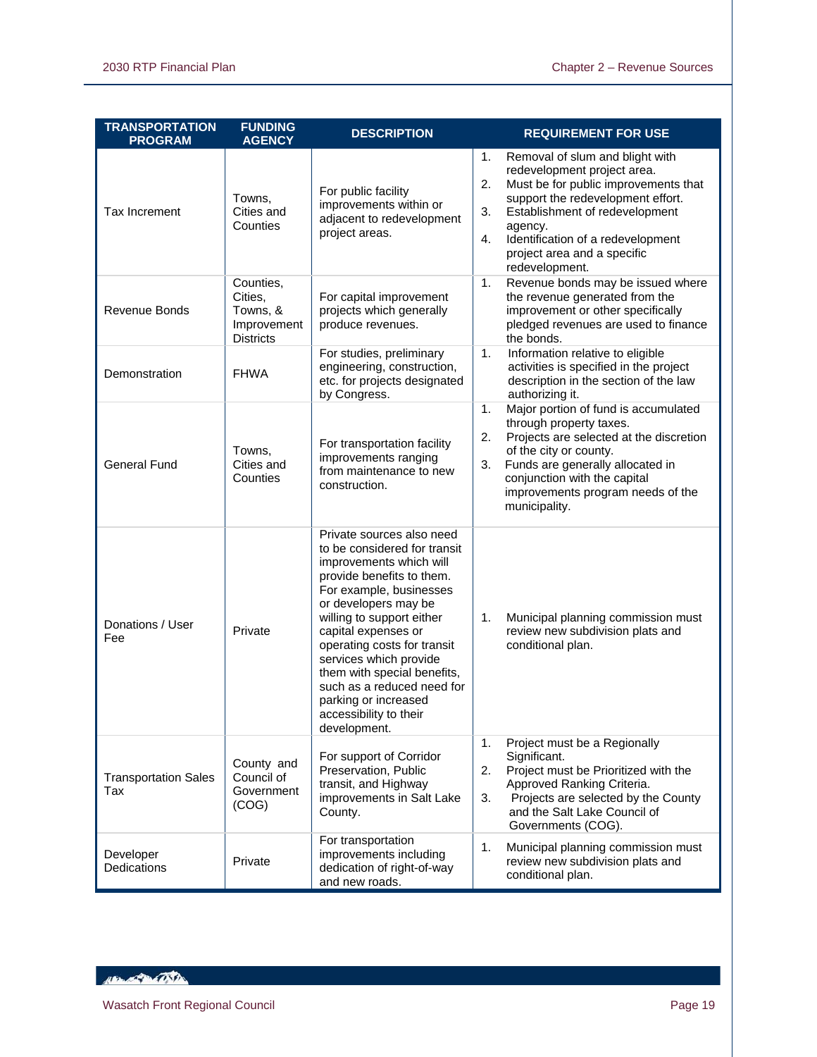| TRANSPORTATION PROGRAM | FUNDING AGENCY | DESCRIPTION | REQUIREMENT FOR USE |
|---|---|---|---|
| Tax Increment | Towns, Cities and Counties | For public facility improvements within or adjacent to redevelopment project areas. | 1. Removal of slum and blight with redevelopment project area.<br>2. Must be for public improvements that support the redevelopment effort.<br>3. Establishment of redevelopment agency.<br>4. Identification of a redevelopment project area and a specific redevelopment. |
| Revenue Bonds | Counties, Cities, Towns, & Improvement Districts | For capital improvement projects which generally produce revenues. | 1. Revenue bonds may be issued where the revenue generated from the improvement or other specifically pledged revenues are used to finance the bonds. |
| Demonstration | FHWA | For studies, preliminary engineering, construction, etc. for projects designated by Congress. | 1. Information relative to eligible activities is specified in the project description in the section of the law authorizing it. |
| General Fund | Towns, Cities and Counties | For transportation facility improvements ranging from maintenance to new construction. | 1. Major portion of fund is accumulated through property taxes.<br>2. Projects are selected at the discretion of the city or county.<br>3. Funds are generally allocated in conjunction with the capital improvements program needs of the municipality. |
| Donations / User Fee | Private | Private sources also need to be considered for transit improvements which will provide benefits to them. For example, businesses or developers may be willing to support either capital expenses or operating costs for transit services which provide them with special benefits, such as a reduced need for parking or increased accessibility to their development. | 1. Municipal planning commission must review new subdivision plats and conditional plan. |
| Transportation Sales Tax | County and Council of Government (COG) | For support of Corridor Preservation, Public transit, and Highway improvements in Salt Lake County. | 1. Project must be a Regionally Significant.<br>2. Project must be Prioritized with the Approved Ranking Criteria.<br>3. Projects are selected by the County and the Salt Lake Council of Governments (COG). |
| Developer Dedications | Private | For transportation improvements including dedication of right-of-way and new roads. | 1. Municipal planning commission must review new subdivision plats and conditional plan. |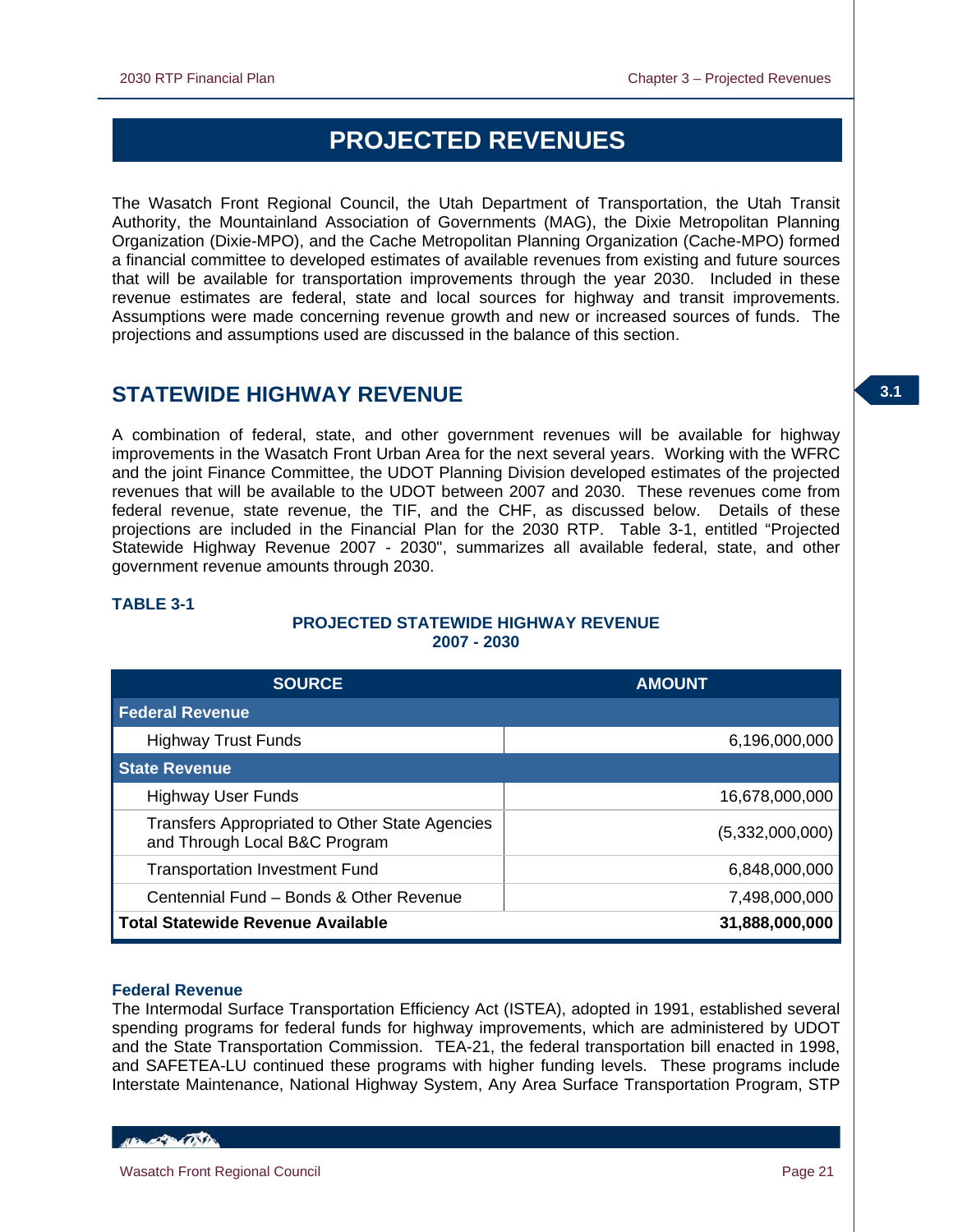# PROJECTED REVENUES

The Wasatch Front Regional Council, the Utah Department of Transportation, the Utah Transit Authority, the Mountainland Association of Governments (MAG), the Dixie Metropolitan Planning Organization (Dixie-MPO), and the Cache Metropolitan Planning Organization (Cache-MPO) formed a financial committee to developed estimates of available revenues from existing and future sources that will be available for transportation improvements through the year 2030. Included in these revenue estimates are federal, state and local sources for highway and transit improvements. Assumptions were made concerning revenue growth and new or increased sources of funds. The projections and assumptions used are discussed in the balance of this section.

## STATEWIDE HIGHWAY REVENUE

A combination of federal, state, and other government revenues will be available for highway improvements in the Wasatch Front Urban Area for the next several years. Working with the WFRC and the joint Finance Committee, the UDOT Planning Division developed estimates of the projected revenues that will be available to the UDOT between 2007 and 2030. These revenues come from federal revenue, state revenue, the TIF, and the CHF, as discussed below. Details of these projections are included in the Financial Plan for the 2030 RTP. Table 3-1, entitled "Projected Statewide Highway Revenue 2007 - 2030", summarizes all available federal, state, and other government revenue amounts through 2030.

**TABLE 3-1**

**PROJECTED STATEWIDE HIGHWAY REVENUE 2007 - 2030**

| SOURCE | AMOUNT |
|---|---|
| **Federal Revenue** | |
| Highway Trust Funds | 6,196,000,000 |
| **State Revenue** | |
| Highway User Funds | 16,678,000,000 |
| Transfers Appropriated to Other State Agencies and Through Local B&C Program | (5,332,000,000) |
| Transportation Investment Fund | 6,848,000,000 |
| Centennial Fund – Bonds & Other Revenue | 7,498,000,000 |
| **Total Statewide Revenue Available** | **31,888,000,000** |

### Federal Revenue

The Intermodal Surface Transportation Efficiency Act (ISTEA), adopted in 1991, established several spending programs for federal funds for highway improvements, which are administered by UDOT and the State Transportation Commission. TEA-21, the federal transportation bill enacted in 1998, and SAFETEA-LU continued these programs with higher funding levels. These programs include Interstate Maintenance, National Highway System, Any Area Surface Transportation Program, STP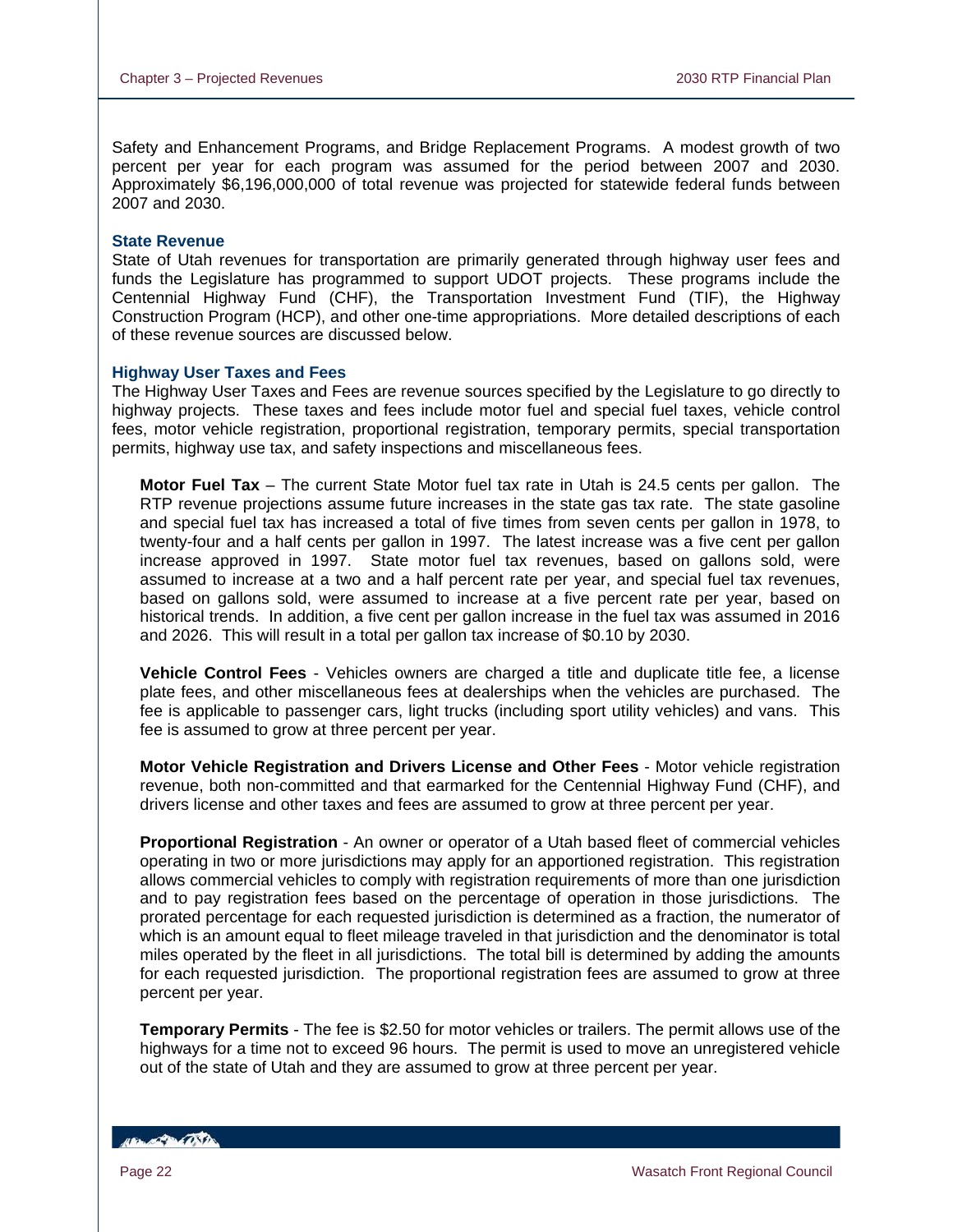Safety and Enhancement Programs, and Bridge Replacement Programs. A modest growth of two percent per year for each program was assumed for the period between 2007 and 2030. Approximately $6,196,000,000 of total revenue was projected for statewide federal funds between 2007 and 2030.

### State Revenue

State of Utah revenues for transportation are primarily generated through highway user fees and funds the Legislature has programmed to support UDOT projects. These programs include the Centennial Highway Fund (CHF), the Transportation Investment Fund (TIF), the Highway Construction Program (HCP), and other one-time appropriations. More detailed descriptions of each of these revenue sources are discussed below.

### Highway User Taxes and Fees

The Highway User Taxes and Fees are revenue sources specified by the Legislature to go directly to highway projects. These taxes and fees include motor fuel and special fuel taxes, vehicle control fees, motor vehicle registration, proportional registration, temporary permits, special transportation permits, highway use tax, and safety inspections and miscellaneous fees.

**Motor Fuel Tax** – The current State Motor fuel tax rate in Utah is 24.5 cents per gallon. The RTP revenue projections assume future increases in the state gas tax rate. The state gasoline and special fuel tax has increased a total of five times from seven cents per gallon in 1978, to twenty-four and a half cents per gallon in 1997. The latest increase was a five cent per gallon increase approved in 1997. State motor fuel tax revenues, based on gallons sold, were assumed to increase at a two and a half percent rate per year, and special fuel tax revenues, based on gallons sold, were assumed to increase at a five percent rate per year, based on historical trends. In addition, a five cent per gallon increase in the fuel tax was assumed in 2016 and 2026. This will result in a total per gallon tax increase of $0.10 by 2030.

**Vehicle Control Fees** - Vehicles owners are charged a title and duplicate title fee, a license plate fees, and other miscellaneous fees at dealerships when the vehicles are purchased. The fee is applicable to passenger cars, light trucks (including sport utility vehicles) and vans. This fee is assumed to grow at three percent per year.

**Motor Vehicle Registration and Drivers License and Other Fees** - Motor vehicle registration revenue, both non-committed and that earmarked for the Centennial Highway Fund (CHF), and drivers license and other taxes and fees are assumed to grow at three percent per year.

**Proportional Registration** - An owner or operator of a Utah based fleet of commercial vehicles operating in two or more jurisdictions may apply for an apportioned registration. This registration allows commercial vehicles to comply with registration requirements of more than one jurisdiction and to pay registration fees based on the percentage of operation in those jurisdictions. The prorated percentage for each requested jurisdiction is determined as a fraction, the numerator of which is an amount equal to fleet mileage traveled in that jurisdiction and the denominator is total miles operated by the fleet in all jurisdictions. The total bill is determined by adding the amounts for each requested jurisdiction. The proportional registration fees are assumed to grow at three percent per year.

**Temporary Permits** - The fee is $2.50 for motor vehicles or trailers. The permit allows use of the highways for a time not to exceed 96 hours. The permit is used to move an unregistered vehicle out of the state of Utah and they are assumed to grow at three percent per year.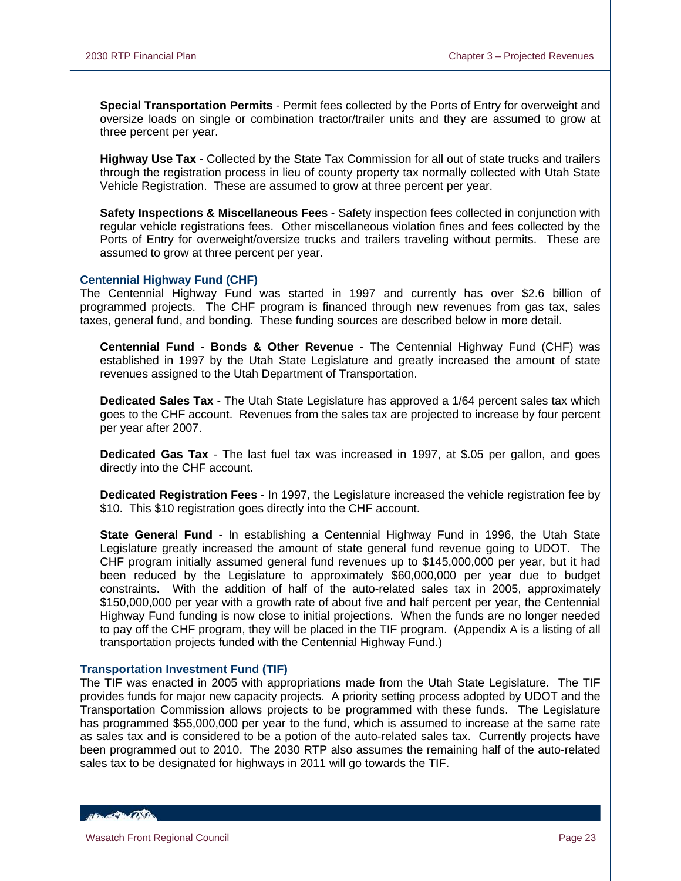**Special Transportation Permits** - Permit fees collected by the Ports of Entry for overweight and oversize loads on single or combination tractor/trailer units and they are assumed to grow at three percent per year.

**Highway Use Tax** - Collected by the State Tax Commission for all out of state trucks and trailers through the registration process in lieu of county property tax normally collected with Utah State Vehicle Registration. These are assumed to grow at three percent per year.

**Safety Inspections & Miscellaneous Fees** - Safety inspection fees collected in conjunction with regular vehicle registrations fees. Other miscellaneous violation fines and fees collected by the Ports of Entry for overweight/oversize trucks and trailers traveling without permits. These are assumed to grow at three percent per year.

### Centennial Highway Fund (CHF)

The Centennial Highway Fund was started in 1997 and currently has over $2.6 billion of programmed projects. The CHF program is financed through new revenues from gas tax, sales taxes, general fund, and bonding. These funding sources are described below in more detail.

**Centennial Fund - Bonds & Other Revenue** - The Centennial Highway Fund (CHF) was established in 1997 by the Utah State Legislature and greatly increased the amount of state revenues assigned to the Utah Department of Transportation.

**Dedicated Sales Tax** - The Utah State Legislature has approved a 1/64 percent sales tax which goes to the CHF account. Revenues from the sales tax are projected to increase by four percent per year after 2007.

**Dedicated Gas Tax** - The last fuel tax was increased in 1997, at $.05 per gallon, and goes directly into the CHF account.

**Dedicated Registration Fees** - In 1997, the Legislature increased the vehicle registration fee by $10. This $10 registration goes directly into the CHF account.

**State General Fund** - In establishing a Centennial Highway Fund in 1996, the Utah State Legislature greatly increased the amount of state general fund revenue going to UDOT. The CHF program initially assumed general fund revenues up to $145,000,000 per year, but it had been reduced by the Legislature to approximately $60,000,000 per year due to budget constraints. With the addition of half of the auto-related sales tax in 2005, approximately $150,000,000 per year with a growth rate of about five and half percent per year, the Centennial Highway Fund funding is now close to initial projections. When the funds are no longer needed to pay off the CHF program, they will be placed in the TIF program. (Appendix A is a listing of all transportation projects funded with the Centennial Highway Fund.)

### Transportation Investment Fund (TIF)

The TIF was enacted in 2005 with appropriations made from the Utah State Legislature. The TIF provides funds for major new capacity projects. A priority setting process adopted by UDOT and the Transportation Commission allows projects to be programmed with these funds. The Legislature has programmed $55,000,000 per year to the fund, which is assumed to increase at the same rate as sales tax and is considered to be a potion of the auto-related sales tax. Currently projects have been programmed out to 2010. The 2030 RTP also assumes the remaining half of the auto-related sales tax to be designated for highways in 2011 will go towards the TIF.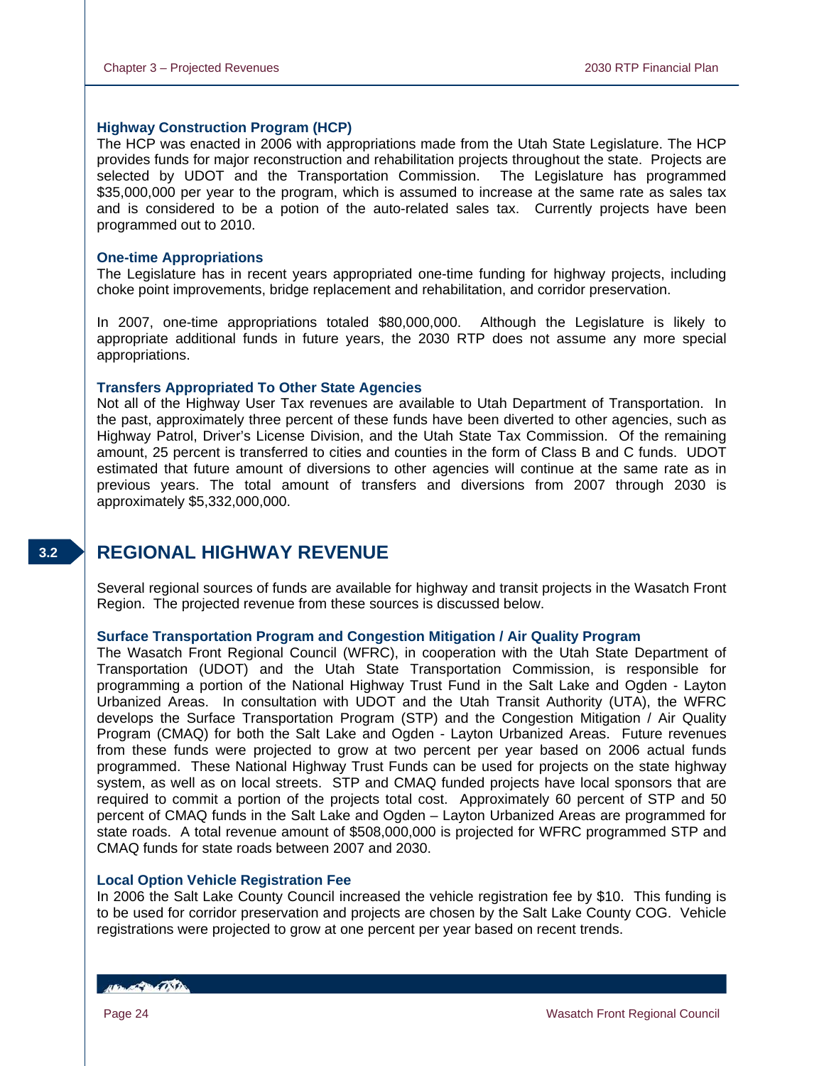### Highway Construction Program (HCP)

The HCP was enacted in 2006 with appropriations made from the Utah State Legislature. The HCP provides funds for major reconstruction and rehabilitation projects throughout the state. Projects are selected by UDOT and the Transportation Commission. The Legislature has programmed $35,000,000 per year to the program, which is assumed to increase at the same rate as sales tax and is considered to be a potion of the auto-related sales tax. Currently projects have been programmed out to 2010.

### One-time Appropriations

The Legislature has in recent years appropriated one-time funding for highway projects, including choke point improvements, bridge replacement and rehabilitation, and corridor preservation.

In 2007, one-time appropriations totaled $80,000,000. Although the Legislature is likely to appropriate additional funds in future years, the 2030 RTP does not assume any more special appropriations.

### Transfers Appropriated To Other State Agencies

Not all of the Highway User Tax revenues are available to Utah Department of Transportation. In the past, approximately three percent of these funds have been diverted to other agencies, such as Highway Patrol, Driver's License Division, and the Utah State Tax Commission. Of the remaining amount, 25 percent is transferred to cities and counties in the form of Class B and C funds. UDOT estimated that future amount of diversions to other agencies will continue at the same rate as in previous years. The total amount of transfers and diversions from 2007 through 2030 is approximately $5,332,000,000.

## 3.2 REGIONAL HIGHWAY REVENUE

Several regional sources of funds are available for highway and transit projects in the Wasatch Front Region. The projected revenue from these sources is discussed below.

### Surface Transportation Program and Congestion Mitigation / Air Quality Program

The Wasatch Front Regional Council (WFRC), in cooperation with the Utah State Department of Transportation (UDOT) and the Utah State Transportation Commission, is responsible for programming a portion of the National Highway Trust Fund in the Salt Lake and Ogden - Layton Urbanized Areas. In consultation with UDOT and the Utah Transit Authority (UTA), the WFRC develops the Surface Transportation Program (STP) and the Congestion Mitigation / Air Quality Program (CMAQ) for both the Salt Lake and Ogden - Layton Urbanized Areas. Future revenues from these funds were projected to grow at two percent per year based on 2006 actual funds programmed. These National Highway Trust Funds can be used for projects on the state highway system, as well as on local streets. STP and CMAQ funded projects have local sponsors that are required to commit a portion of the projects total cost. Approximately 60 percent of STP and 50 percent of CMAQ funds in the Salt Lake and Ogden – Layton Urbanized Areas are programmed for state roads. A total revenue amount of $508,000,000 is projected for WFRC programmed STP and CMAQ funds for state roads between 2007 and 2030.

### Local Option Vehicle Registration Fee

In 2006 the Salt Lake County Council increased the vehicle registration fee by $10. This funding is to be used for corridor preservation and projects are chosen by the Salt Lake County COG. Vehicle registrations were projected to grow at one percent per year based on recent trends.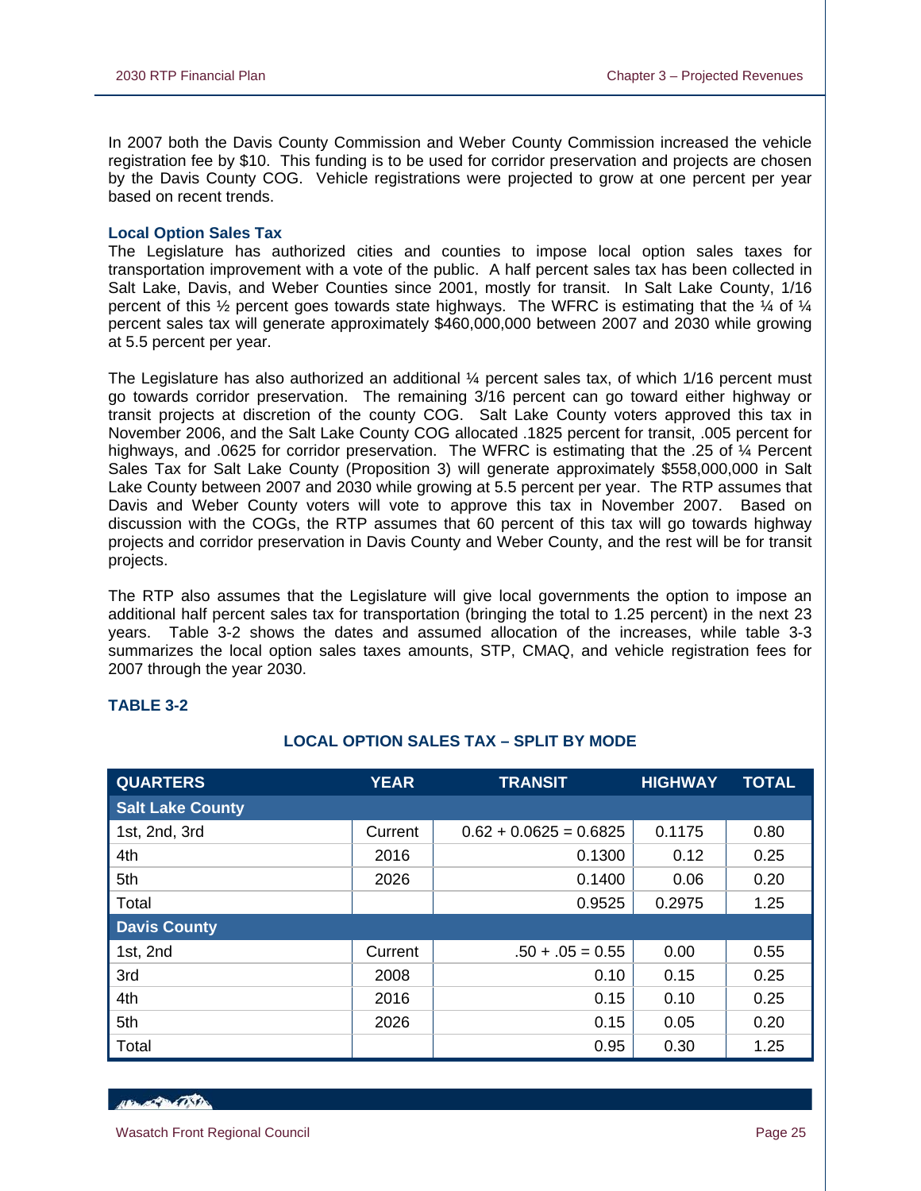In 2007 both the Davis County Commission and Weber County Commission increased the vehicle registration fee by $10. This funding is to be used for corridor preservation and projects are chosen by the Davis County COG. Vehicle registrations were projected to grow at one percent per year based on recent trends.

### Local Option Sales Tax

The Legislature has authorized cities and counties to impose local option sales taxes for transportation improvement with a vote of the public. A half percent sales tax has been collected in Salt Lake, Davis, and Weber Counties since 2001, mostly for transit. In Salt Lake County, 1/16 percent of this ½ percent goes towards state highways. The WFRC is estimating that the ¼ of ¼ percent sales tax will generate approximately $460,000,000 between 2007 and 2030 while growing at 5.5 percent per year.

The Legislature has also authorized an additional ¼ percent sales tax, of which 1/16 percent must go towards corridor preservation. The remaining 3/16 percent can go toward either highway or transit projects at discretion of the county COG. Salt Lake County voters approved this tax in November 2006, and the Salt Lake County COG allocated .1825 percent for transit, .005 percent for highways, and .0625 for corridor preservation. The WFRC is estimating that the .25 of ¼ Percent Sales Tax for Salt Lake County (Proposition 3) will generate approximately $558,000,000 in Salt Lake County between 2007 and 2030 while growing at 5.5 percent per year. The RTP assumes that Davis and Weber County voters will vote to approve this tax in November 2007. Based on discussion with the COGs, the RTP assumes that 60 percent of this tax will go towards highway projects and corridor preservation in Davis County and Weber County, and the rest will be for transit projects.

The RTP also assumes that the Legislature will give local governments the option to impose an additional half percent sales tax for transportation (bringing the total to 1.25 percent) in the next 23 years. Table 3-2 shows the dates and assumed allocation of the increases, while table 3-3 summarizes the local option sales taxes amounts, STP, CMAQ, and vehicle registration fees for 2007 through the year 2030.

**TABLE 3-2**

**LOCAL OPTION SALES TAX – SPLIT BY MODE**

| QUARTERS | YEAR | TRANSIT | HIGHWAY | TOTAL |
|---|---|---|---|---|
| **Salt Lake County** | | | | |
| 1st, 2nd, 3rd | Current | 0.62 + 0.0625 = 0.6825 | 0.1175 | 0.80 |
| 4th | 2016 | 0.1300 | 0.12 | 0.25 |
| 5th | 2026 | 0.1400 | 0.06 | 0.20 |
| Total | | 0.9525 | 0.2975 | 1.25 |
| **Davis County** | | | | |
| 1st, 2nd | Current | .50 + .05 = 0.55 | 0.00 | 0.55 |
| 3rd | 2008 | 0.10 | 0.15 | 0.25 |
| 4th | 2016 | 0.15 | 0.10 | 0.25 |
| 5th | 2026 | 0.15 | 0.05 | 0.20 |
| Total | | 0.95 | 0.30 | 1.25 |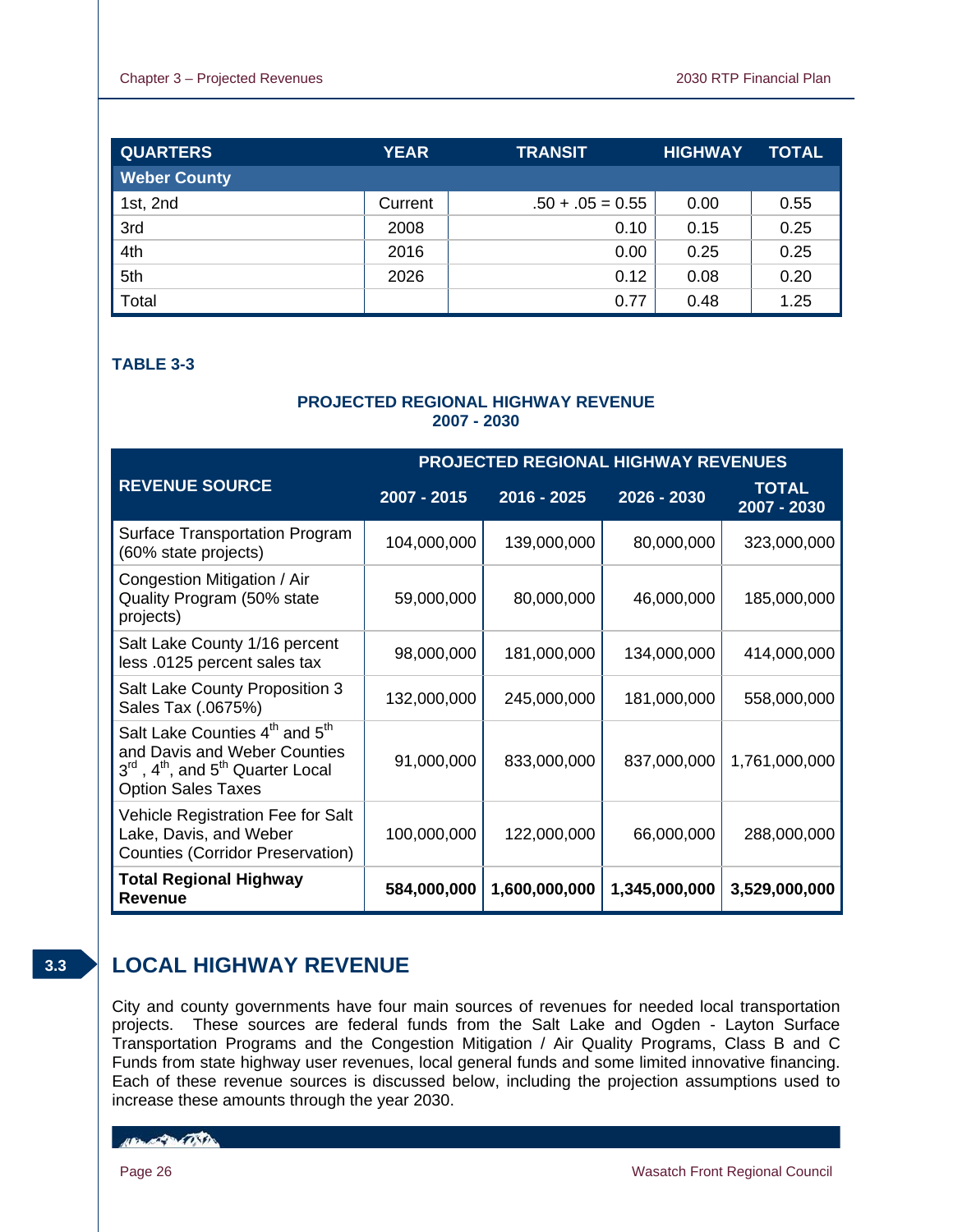| QUARTERS | YEAR | TRANSIT | HIGHWAY | TOTAL |
|---|---|---|---|---|
| **Weber County** | | | | |
| 1st, 2nd | Current | .50 + .05 = 0.55 | 0.00 | 0.55 |
| 3rd | 2008 | 0.10 | 0.15 | 0.25 |
| 4th | 2016 | 0.00 | 0.25 | 0.25 |
| 5th | 2026 | 0.12 | 0.08 | 0.20 |
| Total | | 0.77 | 0.48 | 1.25 |

**TABLE 3-3**

**PROJECTED REGIONAL HIGHWAY REVENUE**
**2007 - 2030**

| REVENUE SOURCE | PROJECTED REGIONAL HIGHWAY REVENUES | | | |
|---|---|---|---|---|
| | 2007 - 2015 | 2016 - 2025 | 2026 - 2030 | TOTAL 2007 - 2030 |
| Surface Transportation Program (60% state projects) | 104,000,000 | 139,000,000 | 80,000,000 | 323,000,000 |
| Congestion Mitigation / Air Quality Program (50% state projects) | 59,000,000 | 80,000,000 | 46,000,000 | 185,000,000 |
| Salt Lake County 1/16 percent less .0125 percent sales tax | 98,000,000 | 181,000,000 | 134,000,000 | 414,000,000 |
| Salt Lake County Proposition 3 Sales Tax (.0675%) | 132,000,000 | 245,000,000 | 181,000,000 | 558,000,000 |
| Salt Lake Counties 4th and 5th and Davis and Weber Counties 3rd , 4th, and 5th Quarter Local Option Sales Taxes | 91,000,000 | 833,000,000 | 837,000,000 | 1,761,000,000 |
| Vehicle Registration Fee for Salt Lake, Davis, and Weber Counties (Corridor Preservation) | 100,000,000 | 122,000,000 | 66,000,000 | 288,000,000 |
| **Total Regional Highway Revenue** | **584,000,000** | **1,600,000,000** | **1,345,000,000** | **3,529,000,000** |

## 3.3 LOCAL HIGHWAY REVENUE

City and county governments have four main sources of revenues for needed local transportation projects. These sources are federal funds from the Salt Lake and Ogden - Layton Surface Transportation Programs and the Congestion Mitigation / Air Quality Programs, Class B and C Funds from state highway user revenues, local general funds and some limited innovative financing. Each of these revenue sources is discussed below, including the projection assumptions used to increase these amounts through the year 2030.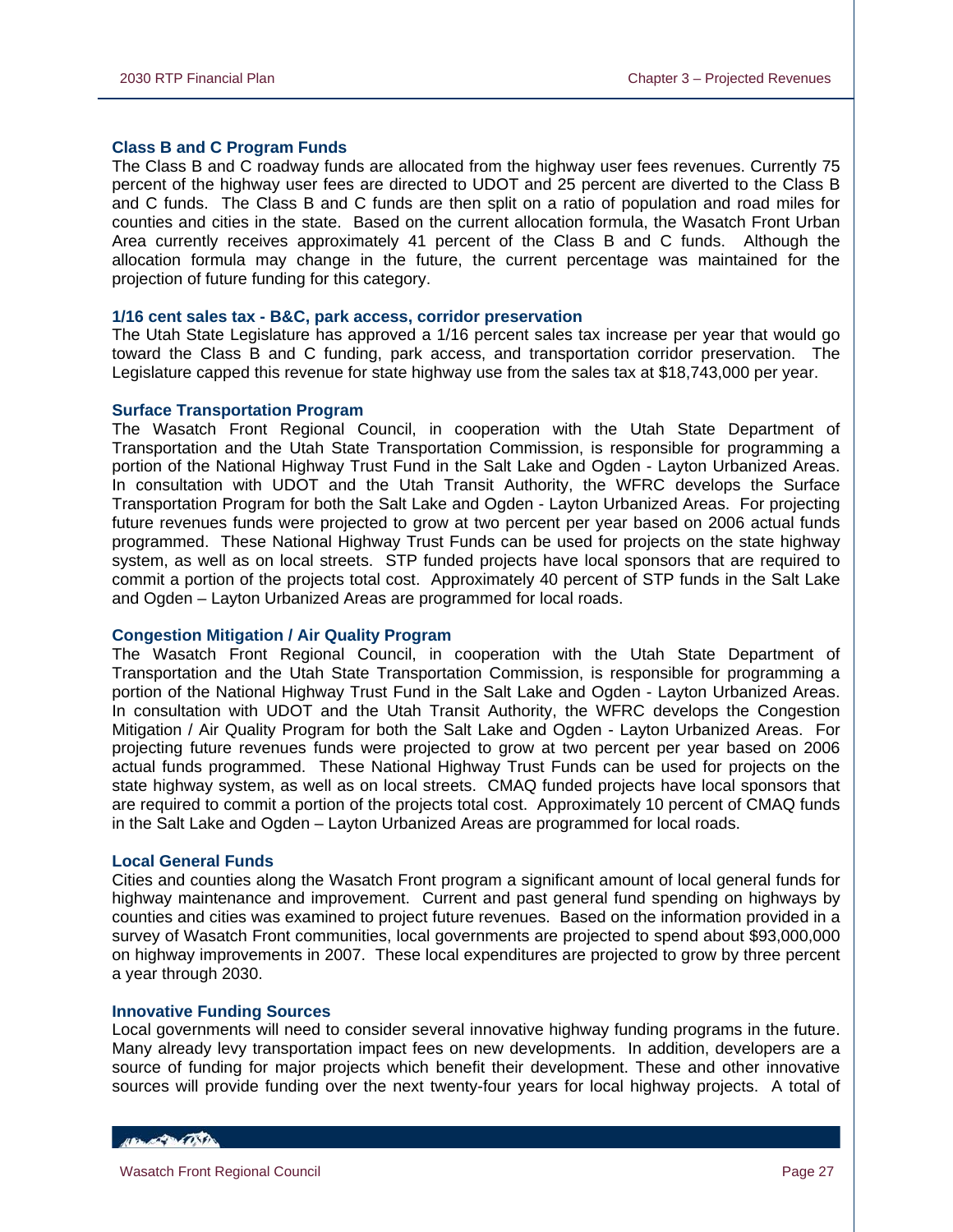### Class B and C Program Funds

The Class B and C roadway funds are allocated from the highway user fees revenues. Currently 75 percent of the highway user fees are directed to UDOT and 25 percent are diverted to the Class B and C funds. The Class B and C funds are then split on a ratio of population and road miles for counties and cities in the state. Based on the current allocation formula, the Wasatch Front Urban Area currently receives approximately 41 percent of the Class B and C funds. Although the allocation formula may change in the future, the current percentage was maintained for the projection of future funding for this category.

### 1/16 cent sales tax - B&C, park access, corridor preservation

The Utah State Legislature has approved a 1/16 percent sales tax increase per year that would go toward the Class B and C funding, park access, and transportation corridor preservation. The Legislature capped this revenue for state highway use from the sales tax at $18,743,000 per year.

### Surface Transportation Program

The Wasatch Front Regional Council, in cooperation with the Utah State Department of Transportation and the Utah State Transportation Commission, is responsible for programming a portion of the National Highway Trust Fund in the Salt Lake and Ogden - Layton Urbanized Areas. In consultation with UDOT and the Utah Transit Authority, the WFRC develops the Surface Transportation Program for both the Salt Lake and Ogden - Layton Urbanized Areas. For projecting future revenues funds were projected to grow at two percent per year based on 2006 actual funds programmed. These National Highway Trust Funds can be used for projects on the state highway system, as well as on local streets. STP funded projects have local sponsors that are required to commit a portion of the projects total cost. Approximately 40 percent of STP funds in the Salt Lake and Ogden – Layton Urbanized Areas are programmed for local roads.

### Congestion Mitigation / Air Quality Program

The Wasatch Front Regional Council, in cooperation with the Utah State Department of Transportation and the Utah State Transportation Commission, is responsible for programming a portion of the National Highway Trust Fund in the Salt Lake and Ogden - Layton Urbanized Areas. In consultation with UDOT and the Utah Transit Authority, the WFRC develops the Congestion Mitigation / Air Quality Program for both the Salt Lake and Ogden - Layton Urbanized Areas. For projecting future revenues funds were projected to grow at two percent per year based on 2006 actual funds programmed. These National Highway Trust Funds can be used for projects on the state highway system, as well as on local streets. CMAQ funded projects have local sponsors that are required to commit a portion of the projects total cost. Approximately 10 percent of CMAQ funds in the Salt Lake and Ogden – Layton Urbanized Areas are programmed for local roads.

### Local General Funds

Cities and counties along the Wasatch Front program a significant amount of local general funds for highway maintenance and improvement. Current and past general fund spending on highways by counties and cities was examined to project future revenues. Based on the information provided in a survey of Wasatch Front communities, local governments are projected to spend about $93,000,000 on highway improvements in 2007. These local expenditures are projected to grow by three percent a year through 2030.

### Innovative Funding Sources

Local governments will need to consider several innovative highway funding programs in the future. Many already levy transportation impact fees on new developments. In addition, developers are a source of funding for major projects which benefit their development. These and other innovative sources will provide funding over the next twenty-four years for local highway projects. A total of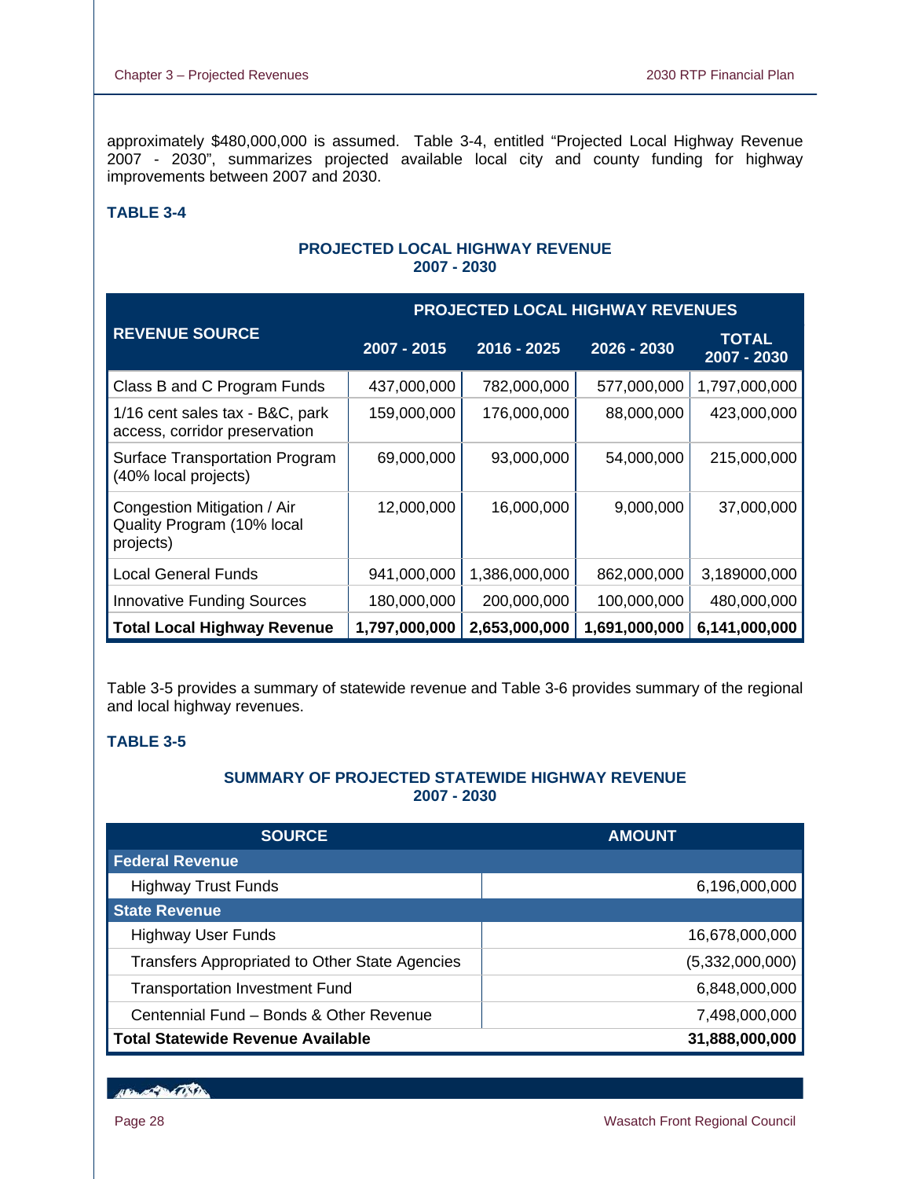approximately $480,000,000 is assumed. Table 3-4, entitled "Projected Local Highway Revenue 2007 - 2030", summarizes projected available local city and county funding for highway improvements between 2007 and 2030.

**TABLE 3-4**

**PROJECTED LOCAL HIGHWAY REVENUE**
**2007 - 2030**

| REVENUE SOURCE | PROJECTED LOCAL HIGHWAY REVENUES | | | |
|---|---|---|---|---|
| | 2007 - 2015 | 2016 - 2025 | 2026 - 2030 | TOTAL 2007 - 2030 |
| Class B and C Program Funds | 437,000,000 | 782,000,000 | 577,000,000 | 1,797,000,000 |
| 1/16 cent sales tax - B&C, park access, corridor preservation | 159,000,000 | 176,000,000 | 88,000,000 | 423,000,000 |
| Surface Transportation Program (40% local projects) | 69,000,000 | 93,000,000 | 54,000,000 | 215,000,000 |
| Congestion Mitigation / Air Quality Program (10% local projects) | 12,000,000 | 16,000,000 | 9,000,000 | 37,000,000 |
| Local General Funds | 941,000,000 | 1,386,000,000 | 862,000,000 | 3,189000,000 |
| Innovative Funding Sources | 180,000,000 | 200,000,000 | 100,000,000 | 480,000,000 |
| **Total Local Highway Revenue** | **1,797,000,000** | **2,653,000,000** | **1,691,000,000** | **6,141,000,000** |

Table 3-5 provides a summary of statewide revenue and Table 3-6 provides summary of the regional and local highway revenues.

**TABLE 3-5**

**SUMMARY OF PROJECTED STATEWIDE HIGHWAY REVENUE**
**2007 - 2030**

| SOURCE | AMOUNT |
|---|---|
| **Federal Revenue** | |
| Highway Trust Funds | 6,196,000,000 |
| **State Revenue** | |
| Highway User Funds | 16,678,000,000 |
| Transfers Appropriated to Other State Agencies | (5,332,000,000) |
| Transportation Investment Fund | 6,848,000,000 |
| Centennial Fund – Bonds & Other Revenue | 7,498,000,000 |
| **Total Statewide Revenue Available** | **31,888,000,000** |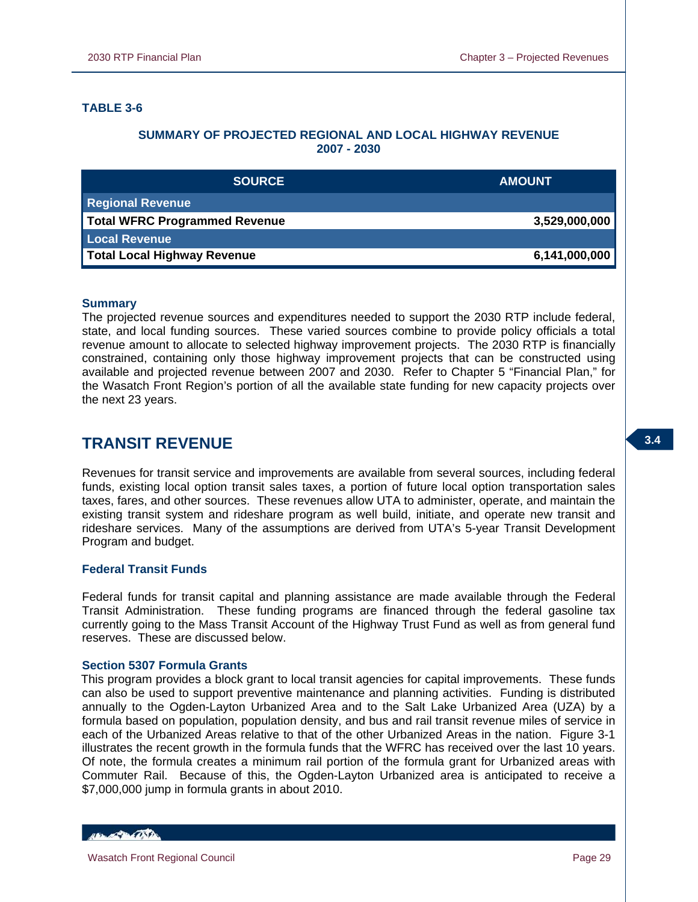**TABLE 3-6**

**SUMMARY OF PROJECTED REGIONAL AND LOCAL HIGHWAY REVENUE 2007 - 2030**

| SOURCE | AMOUNT |
|---|---|
| **Regional Revenue** | |
| **Total WFRC Programmed Revenue** | **3,529,000,000** |
| **Local Revenue** | |
| **Total Local Highway Revenue** | **6,141,000,000** |

### Summary

The projected revenue sources and expenditures needed to support the 2030 RTP include federal, state, and local funding sources. These varied sources combine to provide policy officials a total revenue amount to allocate to selected highway improvement projects. The 2030 RTP is financially constrained, containing only those highway improvement projects that can be constructed using available and projected revenue between 2007 and 2030. Refer to Chapter 5 "Financial Plan," for the Wasatch Front Region's portion of all the available state funding for new capacity projects over the next 23 years.

## TRANSIT REVENUE

Revenues for transit service and improvements are available from several sources, including federal funds, existing local option transit sales taxes, a portion of future local option transportation sales taxes, fares, and other sources. These revenues allow UTA to administer, operate, and maintain the existing transit system and rideshare program as well build, initiate, and operate new transit and rideshare services. Many of the assumptions are derived from UTA's 5-year Transit Development Program and budget.

### Federal Transit Funds

Federal funds for transit capital and planning assistance are made available through the Federal Transit Administration. These funding programs are financed through the federal gasoline tax currently going to the Mass Transit Account of the Highway Trust Fund as well as from general fund reserves. These are discussed below.

### Section 5307 Formula Grants

This program provides a block grant to local transit agencies for capital improvements. These funds can also be used to support preventive maintenance and planning activities. Funding is distributed annually to the Ogden-Layton Urbanized Area and to the Salt Lake Urbanized Area (UZA) by a formula based on population, population density, and bus and rail transit revenue miles of service in each of the Urbanized Areas relative to that of the other Urbanized Areas in the nation. Figure 3-1 illustrates the recent growth in the formula funds that the WFRC has received over the last 10 years. Of note, the formula creates a minimum rail portion of the formula grant for Urbanized areas with Commuter Rail. Because of this, the Ogden-Layton Urbanized area is anticipated to receive a $7,000,000 jump in formula grants in about 2010.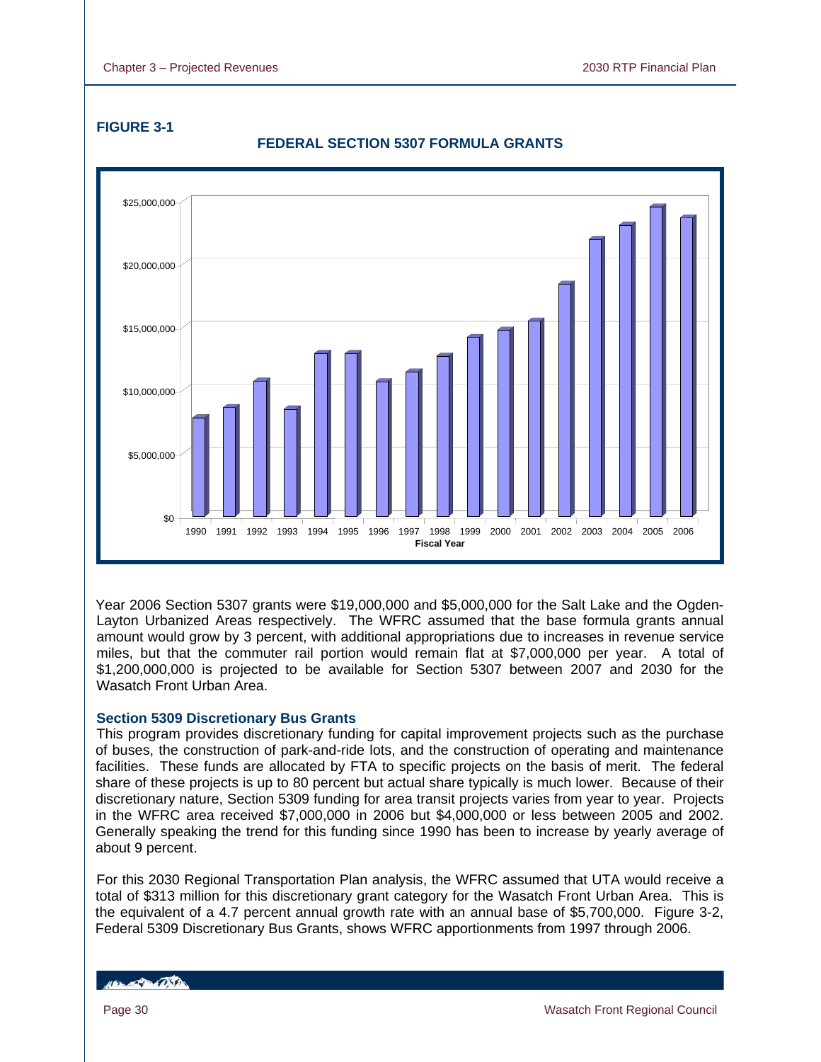**FIGURE 3-1**

**FEDERAL SECTION 5307 FORMULA GRANTS**

Year 2006 Section 5307 grants were $19,000,000 and $5,000,000 for the Salt Lake and the Ogden-Layton Urbanized Areas respectively. The WFRC assumed that the base formula grants annual amount would grow by 3 percent, with additional appropriations due to increases in revenue service miles, but that the commuter rail portion would remain flat at $7,000,000 per year. A total of $1,200,000,000 is projected to be available for Section 5307 between 2007 and 2030 for the Wasatch Front Urban Area.

### Section 5309 Discretionary Bus Grants

This program provides discretionary funding for capital improvement projects such as the purchase of buses, the construction of park-and-ride lots, and the construction of operating and maintenance facilities. These funds are allocated by FTA to specific projects on the basis of merit. The federal share of these projects is up to 80 percent but actual share typically is much lower. Because of their discretionary nature, Section 5309 funding for area transit projects varies from year to year. Projects in the WFRC area received $7,000,000 in 2006 but $4,000,000 or less between 2005 and 2002. Generally speaking the trend for this funding since 1990 has been to increase by yearly average of about 9 percent.

For this 2030 Regional Transportation Plan analysis, the WFRC assumed that UTA would receive a total of $313 million for this discretionary grant category for the Wasatch Front Urban Area. This is the equivalent of a 4.7 percent annual growth rate with an annual base of $5,700,000. Figure 3-2, Federal 5309 Discretionary Bus Grants, shows WFRC apportionments from 1997 through 2006.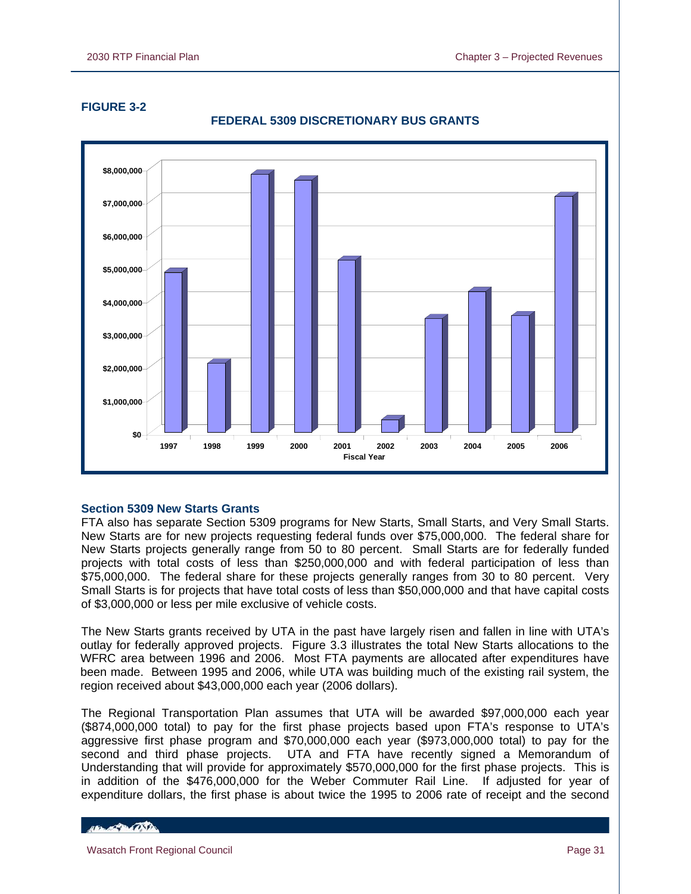**FIGURE 3-2**

**FEDERAL 5309 DISCRETIONARY BUS GRANTS**

## Section 5309 New Starts Grants

FTA also has separate Section 5309 programs for New Starts, Small Starts, and Very Small Starts. New Starts are for new projects requesting federal funds over $75,000,000. The federal share for New Starts projects generally range from 50 to 80 percent. Small Starts are for federally funded projects with total costs of less than $250,000,000 and with federal participation of less than $75,000,000. The federal share for these projects generally ranges from 30 to 80 percent. Very Small Starts is for projects that have total costs of less than $50,000,000 and that have capital costs of $3,000,000 or less per mile exclusive of vehicle costs.

The New Starts grants received by UTA in the past have largely risen and fallen in line with UTA's outlay for federally approved projects. Figure 3.3 illustrates the total New Starts allocations to the WFRC area between 1996 and 2006. Most FTA payments are allocated after expenditures have been made. Between 1995 and 2006, while UTA was building much of the existing rail system, the region received about $43,000,000 each year (2006 dollars).

The Regional Transportation Plan assumes that UTA will be awarded $97,000,000 each year ($874,000,000 total) to pay for the first phase projects based upon FTA's response to UTA's aggressive first phase program and $70,000,000 each year ($973,000,000 total) to pay for the second and third phase projects. UTA and FTA have recently signed a Memorandum of Understanding that will provide for approximately $570,000,000 for the first phase projects. This is in addition of the $476,000,000 for the Weber Commuter Rail Line. If adjusted for year of expenditure dollars, the first phase is about twice the 1995 to 2006 rate of receipt and the second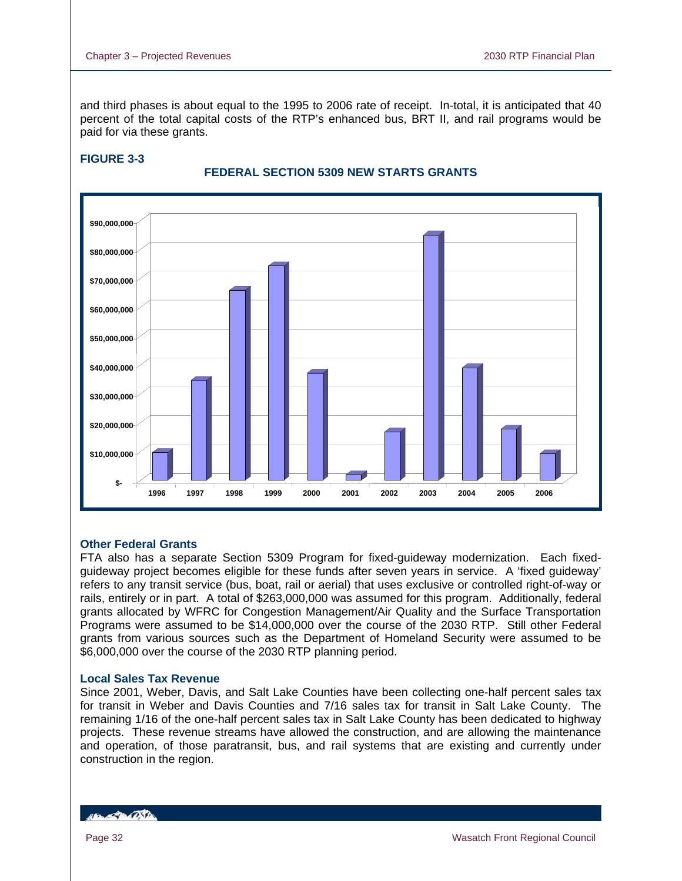and third phases is about equal to the 1995 to 2006 rate of receipt. In-total, it is anticipated that 40 percent of the total capital costs of the RTP's enhanced bus, BRT II, and rail programs would be paid for via these grants.

**FIGURE 3-3**

**FEDERAL SECTION 5309 NEW STARTS GRANTS**

### Other Federal Grants

FTA also has a separate Section 5309 Program for fixed-guideway modernization. Each fixed-guideway project becomes eligible for these funds after seven years in service. A 'fixed guideway' refers to any transit service (bus, boat, rail or aerial) that uses exclusive or controlled right-of-way or rails, entirely or in part. A total of $263,000,000 was assumed for this program. Additionally, federal grants allocated by WFRC for Congestion Management/Air Quality and the Surface Transportation Programs were assumed to be $14,000,000 over the course of the 2030 RTP. Still other Federal grants from various sources such as the Department of Homeland Security were assumed to be $6,000,000 over the course of the 2030 RTP planning period.

### Local Sales Tax Revenue

Since 2001, Weber, Davis, and Salt Lake Counties have been collecting one-half percent sales tax for transit in Weber and Davis Counties and 7/16 sales tax for transit in Salt Lake County. The remaining 1/16 of the one-half percent sales tax in Salt Lake County has been dedicated to highway projects. These revenue streams have allowed the construction, and are allowing the maintenance and operation, of those paratransit, bus, and rail systems that are existing and currently under construction in the region.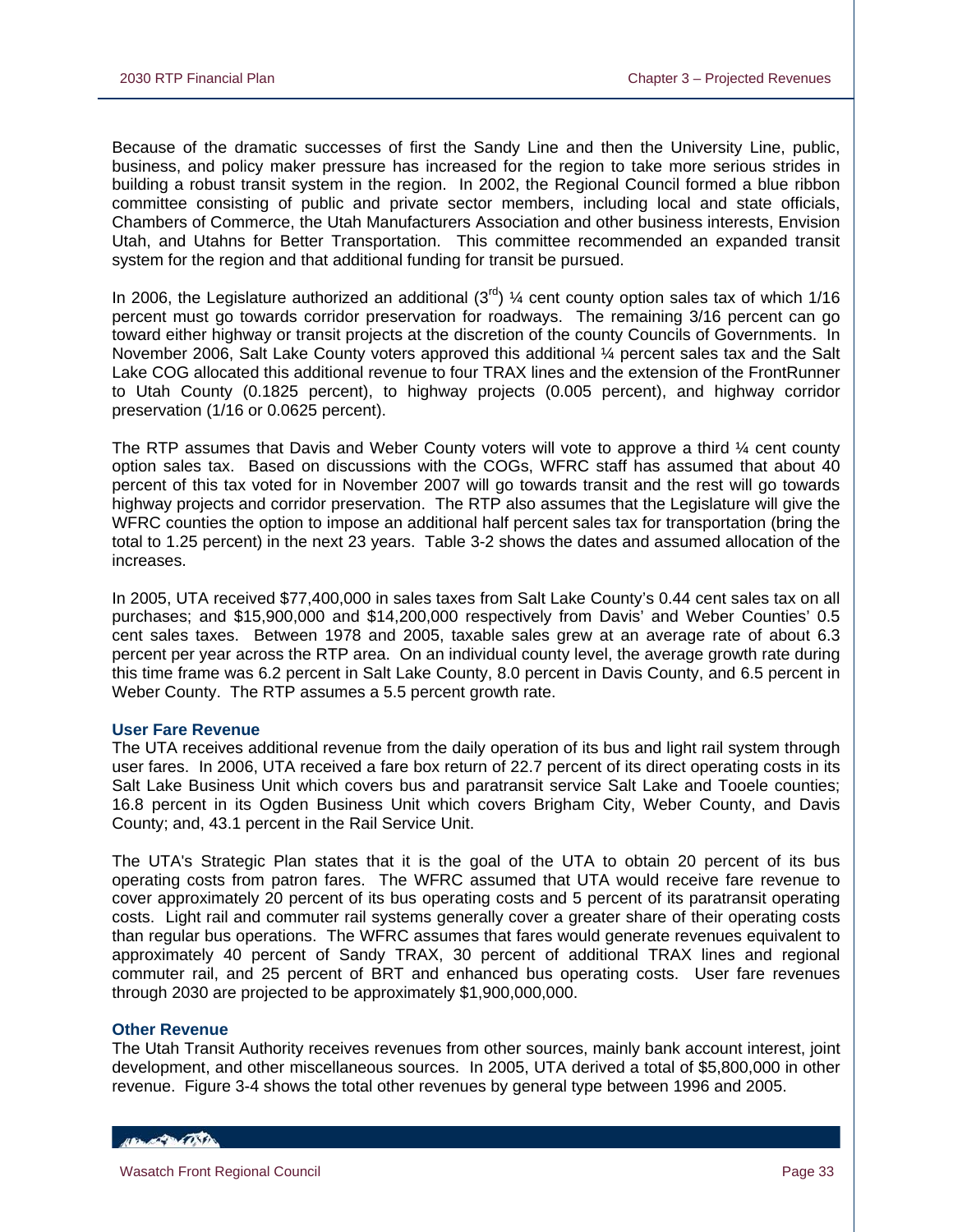Because of the dramatic successes of first the Sandy Line and then the University Line, public, business, and policy maker pressure has increased for the region to take more serious strides in building a robust transit system in the region. In 2002, the Regional Council formed a blue ribbon committee consisting of public and private sector members, including local and state officials, Chambers of Commerce, the Utah Manufacturers Association and other business interests, Envision Utah, and Utahns for Better Transportation. This committee recommended an expanded transit system for the region and that additional funding for transit be pursued.

In 2006, the Legislature authorized an additional (3rd) ¼ cent county option sales tax of which 1/16 percent must go towards corridor preservation for roadways. The remaining 3/16 percent can go toward either highway or transit projects at the discretion of the county Councils of Governments. In November 2006, Salt Lake County voters approved this additional ¼ percent sales tax and the Salt Lake COG allocated this additional revenue to four TRAX lines and the extension of the FrontRunner to Utah County (0.1825 percent), to highway projects (0.005 percent), and highway corridor preservation (1/16 or 0.0625 percent).

The RTP assumes that Davis and Weber County voters will vote to approve a third ¼ cent county option sales tax. Based on discussions with the COGs, WFRC staff has assumed that about 40 percent of this tax voted for in November 2007 will go towards transit and the rest will go towards highway projects and corridor preservation. The RTP also assumes that the Legislature will give the WFRC counties the option to impose an additional half percent sales tax for transportation (bring the total to 1.25 percent) in the next 23 years. Table 3-2 shows the dates and assumed allocation of the increases.

In 2005, UTA received $77,400,000 in sales taxes from Salt Lake County's 0.44 cent sales tax on all purchases; and $15,900,000 and $14,200,000 respectively from Davis' and Weber Counties' 0.5 cent sales taxes. Between 1978 and 2005, taxable sales grew at an average rate of about 6.3 percent per year across the RTP area. On an individual county level, the average growth rate during this time frame was 6.2 percent in Salt Lake County, 8.0 percent in Davis County, and 6.5 percent in Weber County. The RTP assumes a 5.5 percent growth rate.

### User Fare Revenue

The UTA receives additional revenue from the daily operation of its bus and light rail system through user fares. In 2006, UTA received a fare box return of 22.7 percent of its direct operating costs in its Salt Lake Business Unit which covers bus and paratransit service Salt Lake and Tooele counties; 16.8 percent in its Ogden Business Unit which covers Brigham City, Weber County, and Davis County; and, 43.1 percent in the Rail Service Unit.

The UTA's Strategic Plan states that it is the goal of the UTA to obtain 20 percent of its bus operating costs from patron fares. The WFRC assumed that UTA would receive fare revenue to cover approximately 20 percent of its bus operating costs and 5 percent of its paratransit operating costs. Light rail and commuter rail systems generally cover a greater share of their operating costs than regular bus operations. The WFRC assumes that fares would generate revenues equivalent to approximately 40 percent of Sandy TRAX, 30 percent of additional TRAX lines and regional commuter rail, and 25 percent of BRT and enhanced bus operating costs. User fare revenues through 2030 are projected to be approximately $1,900,000,000.

### Other Revenue

The Utah Transit Authority receives revenues from other sources, mainly bank account interest, joint development, and other miscellaneous sources. In 2005, UTA derived a total of $5,800,000 in other revenue. Figure 3-4 shows the total other revenues by general type between 1996 and 2005.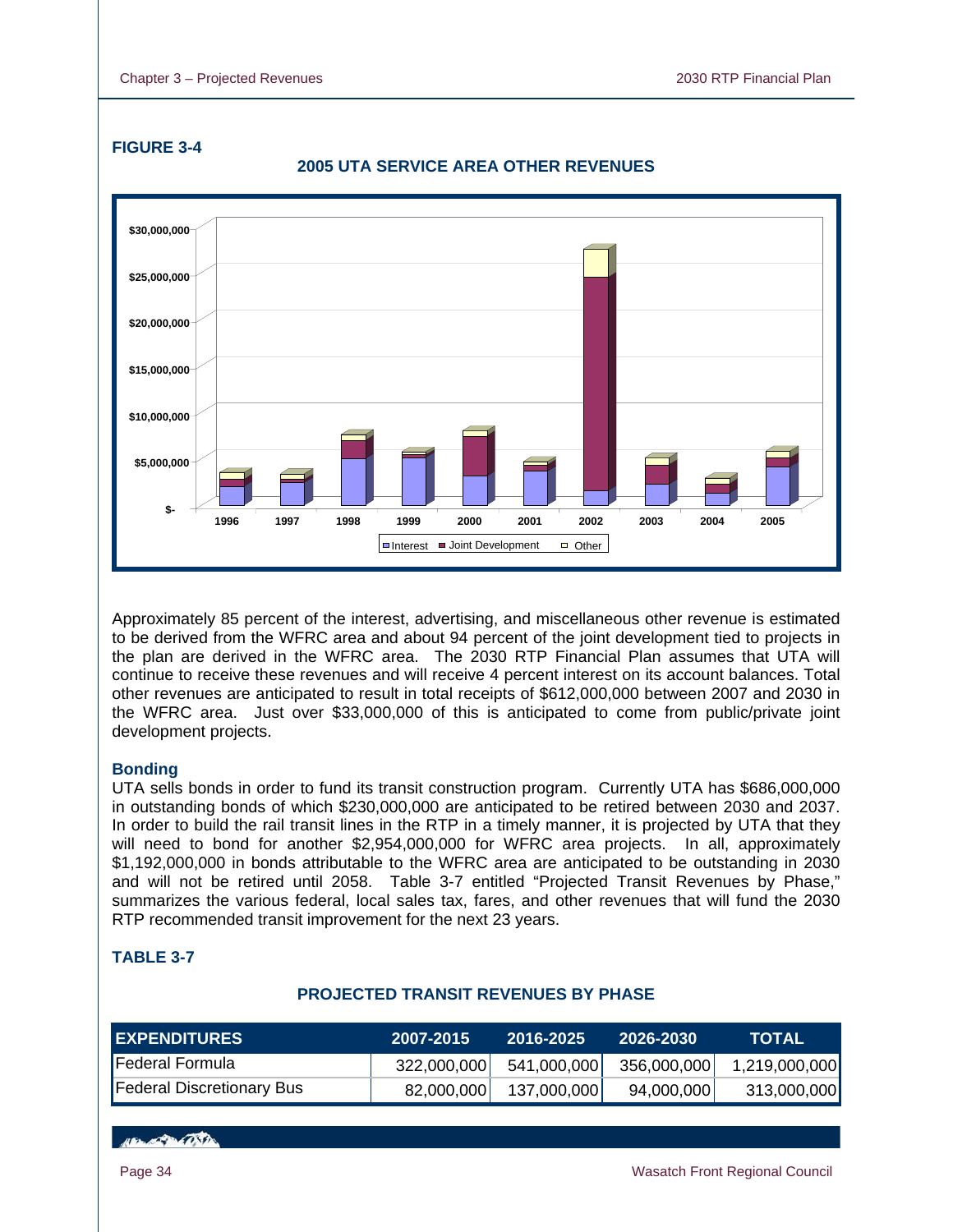**FIGURE 3-4**

**2005 UTA SERVICE AREA OTHER REVENUES**

Approximately 85 percent of the interest, advertising, and miscellaneous other revenue is estimated to be derived from the WFRC area and about 94 percent of the joint development tied to projects in the plan are derived in the WFRC area. The 2030 RTP Financial Plan assumes that UTA will continue to receive these revenues and will receive 4 percent interest on its account balances. Total other revenues are anticipated to result in total receipts of $612,000,000 between 2007 and 2030 in the WFRC area. Just over $33,000,000 of this is anticipated to come from public/private joint development projects.

### Bonding

UTA sells bonds in order to fund its transit construction program. Currently UTA has $686,000,000 in outstanding bonds of which $230,000,000 are anticipated to be retired between 2030 and 2037. In order to build the rail transit lines in the RTP in a timely manner, it is projected by UTA that they will need to bond for another $2,954,000,000 for WFRC area projects. In all, approximately $1,192,000,000 in bonds attributable to the WFRC area are anticipated to be outstanding in 2030 and will not be retired until 2058. Table 3-7 entitled "Projected Transit Revenues by Phase," summarizes the various federal, local sales tax, fares, and other revenues that will fund the 2030 RTP recommended transit improvement for the next 23 years.

**TABLE 3-7**

**PROJECTED TRANSIT REVENUES BY PHASE**

| EXPENDITURES | 2007-2015 | 2016-2025 | 2026-2030 | TOTAL |
|---|---|---|---|---|
| Federal Formula | 322,000,000 | 541,000,000 | 356,000,000 | 1,219,000,000 |
| Federal Discretionary Bus | 82,000,000 | 137,000,000 | 94,000,000 | 313,000,000 |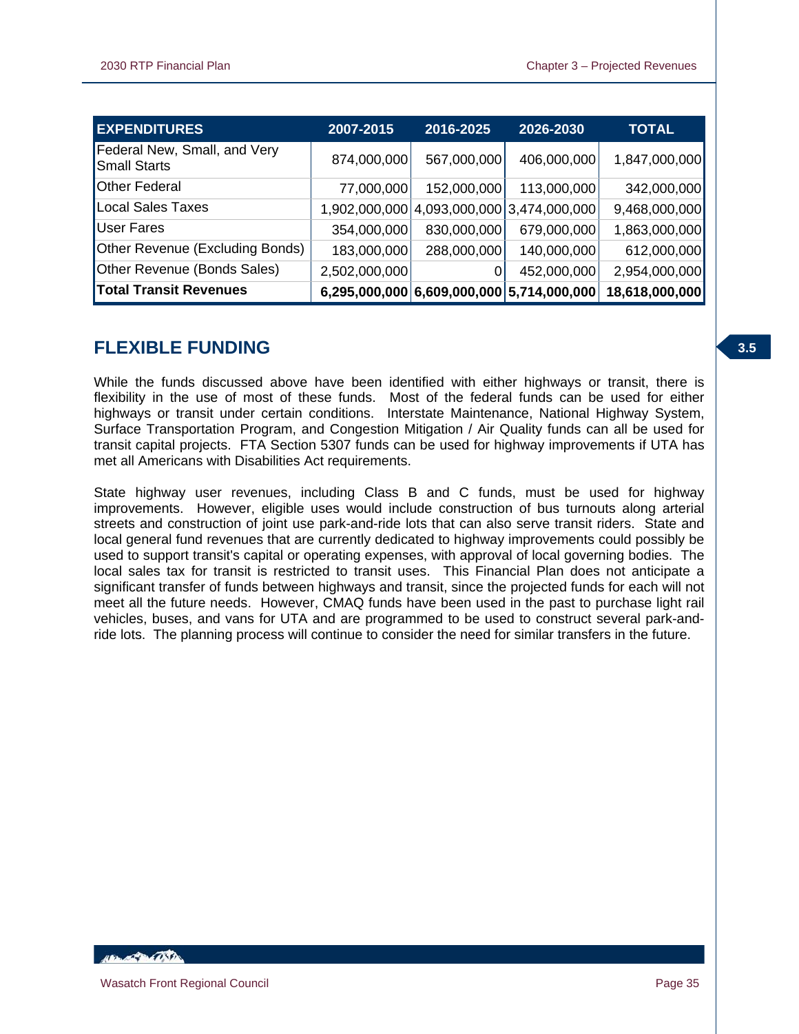| EXPENDITURES | 2007-2015 | 2016-2025 | 2026-2030 | TOTAL |
|---|---|---|---|---|
| Federal New, Small, and Very Small Starts | 874,000,000 | 567,000,000 | 406,000,000 | 1,847,000,000 |
| Other Federal | 77,000,000 | 152,000,000 | 113,000,000 | 342,000,000 |
| Local Sales Taxes | 1,902,000,000 | 4,093,000,000 | 3,474,000,000 | 9,468,000,000 |
| User Fares | 354,000,000 | 830,000,000 | 679,000,000 | 1,863,000,000 |
| Other Revenue (Excluding Bonds) | 183,000,000 | 288,000,000 | 140,000,000 | 612,000,000 |
| Other Revenue (Bonds Sales) | 2,502,000,000 | 0 | 452,000,000 | 2,954,000,000 |
| **Total Transit Revenues** | **6,295,000,000** | **6,609,000,000** | **5,714,000,000** | **18,618,000,000** |

## FLEXIBLE FUNDING

While the funds discussed above have been identified with either highways or transit, there is flexibility in the use of most of these funds. Most of the federal funds can be used for either highways or transit under certain conditions. Interstate Maintenance, National Highway System, Surface Transportation Program, and Congestion Mitigation / Air Quality funds can all be used for transit capital projects. FTA Section 5307 funds can be used for highway improvements if UTA has met all Americans with Disabilities Act requirements.

State highway user revenues, including Class B and C funds, must be used for highway improvements. However, eligible uses would include construction of bus turnouts along arterial streets and construction of joint use park-and-ride lots that can also serve transit riders. State and local general fund revenues that are currently dedicated to highway improvements could possibly be used to support transit's capital or operating expenses, with approval of local governing bodies. The local sales tax for transit is restricted to transit uses. This Financial Plan does not anticipate a significant transfer of funds between highways and transit, since the projected funds for each will not meet all the future needs. However, CMAQ funds have been used in the past to purchase light rail vehicles, buses, and vans for UTA and are programmed to be used to construct several park-and-ride lots. The planning process will continue to consider the need for similar transfers in the future.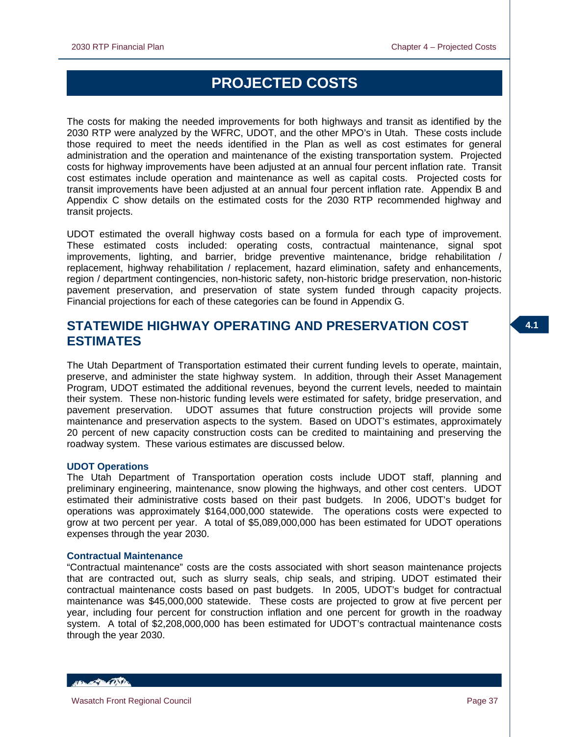# PROJECTED COSTS

The costs for making the needed improvements for both highways and transit as identified by the 2030 RTP were analyzed by the WFRC, UDOT, and the other MPO's in Utah. These costs include those required to meet the needs identified in the Plan as well as cost estimates for general administration and the operation and maintenance of the existing transportation system. Projected costs for highway improvements have been adjusted at an annual four percent inflation rate. Transit cost estimates include operation and maintenance as well as capital costs. Projected costs for transit improvements have been adjusted at an annual four percent inflation rate. Appendix B and Appendix C show details on the estimated costs for the 2030 RTP recommended highway and transit projects.

UDOT estimated the overall highway costs based on a formula for each type of improvement. These estimated costs included: operating costs, contractual maintenance, signal spot improvements, lighting, and barrier, bridge preventive maintenance, bridge rehabilitation / replacement, highway rehabilitation / replacement, hazard elimination, safety and enhancements, region / department contingencies, non-historic safety, non-historic bridge preservation, non-historic pavement preservation, and preservation of state system funded through capacity projects. Financial projections for each of these categories can be found in Appendix G.

## STATEWIDE HIGHWAY OPERATING AND PRESERVATION COST ESTIMATES

The Utah Department of Transportation estimated their current funding levels to operate, maintain, preserve, and administer the state highway system. In addition, through their Asset Management Program, UDOT estimated the additional revenues, beyond the current levels, needed to maintain their system. These non-historic funding levels were estimated for safety, bridge preservation, and pavement preservation. UDOT assumes that future construction projects will provide some maintenance and preservation aspects to the system. Based on UDOT's estimates, approximately 20 percent of new capacity construction costs can be credited to maintaining and preserving the roadway system. These various estimates are discussed below.

### UDOT Operations

The Utah Department of Transportation operation costs include UDOT staff, planning and preliminary engineering, maintenance, snow plowing the highways, and other cost centers. UDOT estimated their administrative costs based on their past budgets. In 2006, UDOT's budget for operations was approximately $164,000,000 statewide. The operations costs were expected to grow at two percent per year. A total of $5,089,000,000 has been estimated for UDOT operations expenses through the year 2030.

### Contractual Maintenance

"Contractual maintenance" costs are the costs associated with short season maintenance projects that are contracted out, such as slurry seals, chip seals, and striping. UDOT estimated their contractual maintenance costs based on past budgets. In 2005, UDOT's budget for contractual maintenance was $45,000,000 statewide. These costs are projected to grow at five percent per year, including four percent for construction inflation and one percent for growth in the roadway system. A total of $2,208,000,000 has been estimated for UDOT's contractual maintenance costs through the year 2030.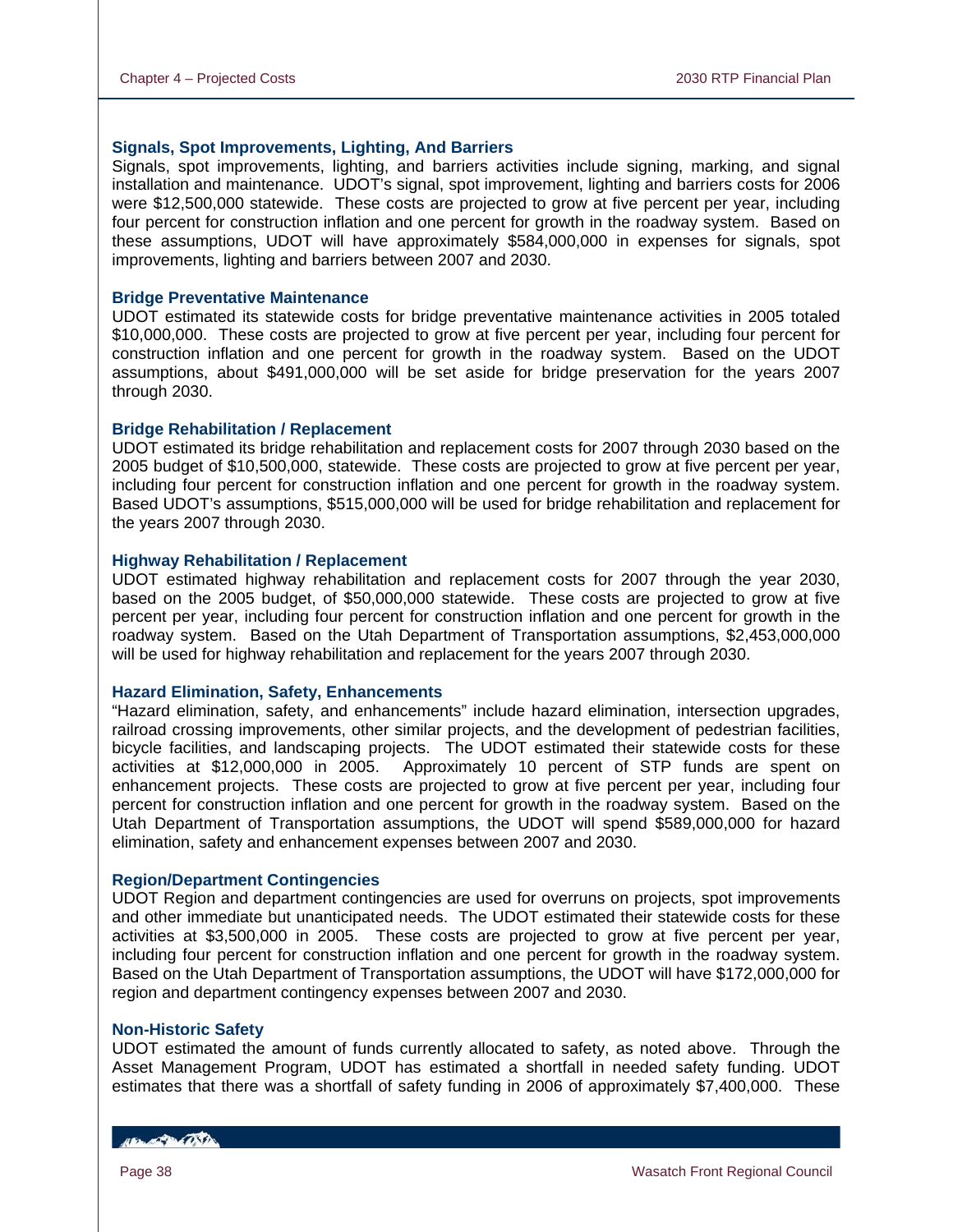### Signals, Spot Improvements, Lighting, And Barriers

Signals, spot improvements, lighting, and barriers activities include signing, marking, and signal installation and maintenance. UDOT's signal, spot improvement, lighting and barriers costs for 2006 were $12,500,000 statewide. These costs are projected to grow at five percent per year, including four percent for construction inflation and one percent for growth in the roadway system. Based on these assumptions, UDOT will have approximately $584,000,000 in expenses for signals, spot improvements, lighting and barriers between 2007 and 2030.

### Bridge Preventative Maintenance

UDOT estimated its statewide costs for bridge preventative maintenance activities in 2005 totaled $10,000,000. These costs are projected to grow at five percent per year, including four percent for construction inflation and one percent for growth in the roadway system. Based on the UDOT assumptions, about $491,000,000 will be set aside for bridge preservation for the years 2007 through 2030.

### Bridge Rehabilitation / Replacement

UDOT estimated its bridge rehabilitation and replacement costs for 2007 through 2030 based on the 2005 budget of $10,500,000, statewide. These costs are projected to grow at five percent per year, including four percent for construction inflation and one percent for growth in the roadway system. Based UDOT's assumptions, $515,000,000 will be used for bridge rehabilitation and replacement for the years 2007 through 2030.

### Highway Rehabilitation / Replacement

UDOT estimated highway rehabilitation and replacement costs for 2007 through the year 2030, based on the 2005 budget, of $50,000,000 statewide. These costs are projected to grow at five percent per year, including four percent for construction inflation and one percent for growth in the roadway system. Based on the Utah Department of Transportation assumptions, $2,453,000,000 will be used for highway rehabilitation and replacement for the years 2007 through 2030.

### Hazard Elimination, Safety, Enhancements

"Hazard elimination, safety, and enhancements" include hazard elimination, intersection upgrades, railroad crossing improvements, other similar projects, and the development of pedestrian facilities, bicycle facilities, and landscaping projects. The UDOT estimated their statewide costs for these activities at $12,000,000 in 2005. Approximately 10 percent of STP funds are spent on enhancement projects. These costs are projected to grow at five percent per year, including four percent for construction inflation and one percent for growth in the roadway system. Based on the Utah Department of Transportation assumptions, the UDOT will spend $589,000,000 for hazard elimination, safety and enhancement expenses between 2007 and 2030.

### Region/Department Contingencies

UDOT Region and department contingencies are used for overruns on projects, spot improvements and other immediate but unanticipated needs. The UDOT estimated their statewide costs for these activities at $3,500,000 in 2005. These costs are projected to grow at five percent per year, including four percent for construction inflation and one percent for growth in the roadway system. Based on the Utah Department of Transportation assumptions, the UDOT will have $172,000,000 for region and department contingency expenses between 2007 and 2030.

### Non-Historic Safety

UDOT estimated the amount of funds currently allocated to safety, as noted above. Through the Asset Management Program, UDOT has estimated a shortfall in needed safety funding. UDOT estimates that there was a shortfall of safety funding in 2006 of approximately $7,400,000. These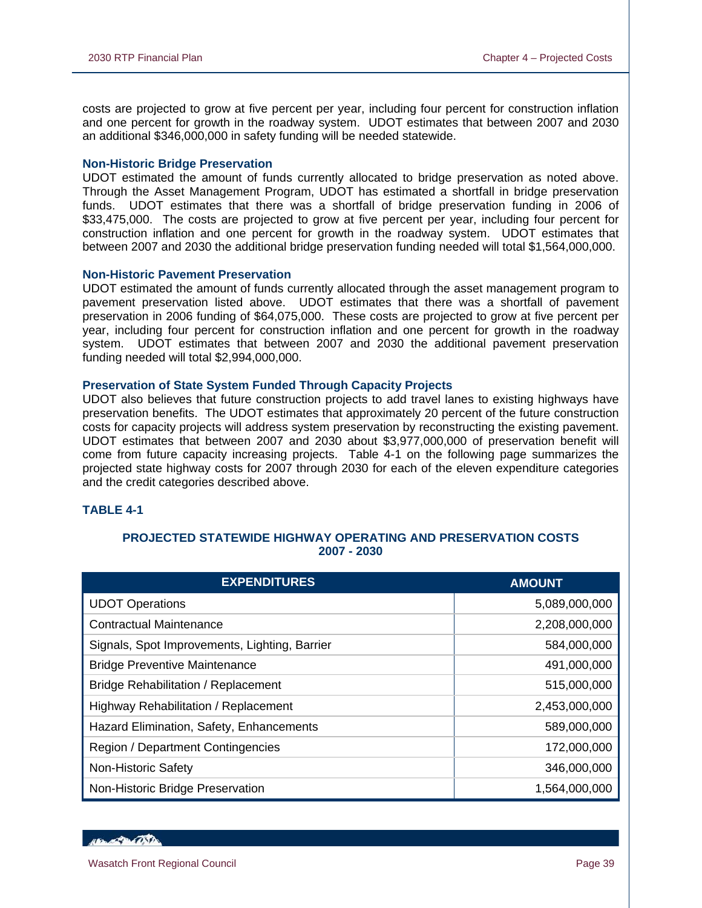costs are projected to grow at five percent per year, including four percent for construction inflation and one percent for growth in the roadway system. UDOT estimates that between 2007 and 2030 an additional $346,000,000 in safety funding will be needed statewide.

### Non-Historic Bridge Preservation

UDOT estimated the amount of funds currently allocated to bridge preservation as noted above. Through the Asset Management Program, UDOT has estimated a shortfall in bridge preservation funds. UDOT estimates that there was a shortfall of bridge preservation funding in 2006 of $33,475,000. The costs are projected to grow at five percent per year, including four percent for construction inflation and one percent for growth in the roadway system. UDOT estimates that between 2007 and 2030 the additional bridge preservation funding needed will total $1,564,000,000.

### Non-Historic Pavement Preservation

UDOT estimated the amount of funds currently allocated through the asset management program to pavement preservation listed above. UDOT estimates that there was a shortfall of pavement preservation in 2006 funding of $64,075,000. These costs are projected to grow at five percent per year, including four percent for construction inflation and one percent for growth in the roadway system. UDOT estimates that between 2007 and 2030 the additional pavement preservation funding needed will total $2,994,000,000.

### Preservation of State System Funded Through Capacity Projects

UDOT also believes that future construction projects to add travel lanes to existing highways have preservation benefits. The UDOT estimates that approximately 20 percent of the future construction costs for capacity projects will address system preservation by reconstructing the existing pavement. UDOT estimates that between 2007 and 2030 about $3,977,000,000 of preservation benefit will come from future capacity increasing projects. Table 4-1 on the following page summarizes the projected state highway costs for 2007 through 2030 for each of the eleven expenditure categories and the credit categories described above.

### TABLE 4-1

**PROJECTED STATEWIDE HIGHWAY OPERATING AND PRESERVATION COSTS 2007 - 2030**

| EXPENDITURES | AMOUNT |
|---|---|
| UDOT Operations | 5,089,000,000 |
| Contractual Maintenance | 2,208,000,000 |
| Signals, Spot Improvements, Lighting, Barrier | 584,000,000 |
| Bridge Preventive Maintenance | 491,000,000 |
| Bridge Rehabilitation / Replacement | 515,000,000 |
| Highway Rehabilitation / Replacement | 2,453,000,000 |
| Hazard Elimination, Safety, Enhancements | 589,000,000 |
| Region / Department Contingencies | 172,000,000 |
| Non-Historic Safety | 346,000,000 |
| Non-Historic Bridge Preservation | 1,564,000,000 |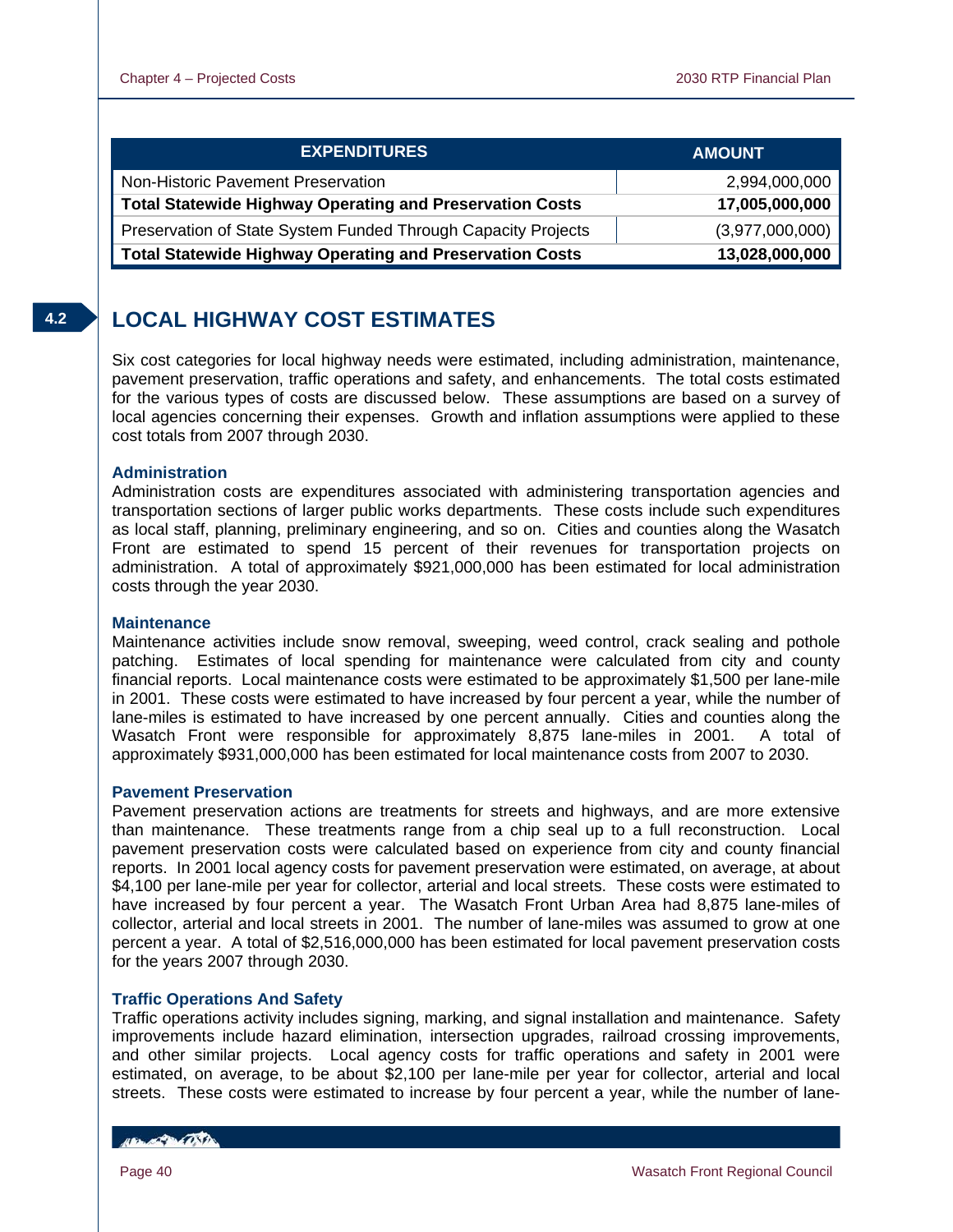| EXPENDITURES | AMOUNT |
| --- | --- |
| Non-Historic Pavement Preservation | 2,994,000,000 |
| **Total Statewide Highway Operating and Preservation Costs** | **17,005,000,000** |
| Preservation of State System Funded Through Capacity Projects | (3,977,000,000) |
| **Total Statewide Highway Operating and Preservation Costs** | **13,028,000,000** |

## 4.2 LOCAL HIGHWAY COST ESTIMATES

Six cost categories for local highway needs were estimated, including administration, maintenance, pavement preservation, traffic operations and safety, and enhancements. The total costs estimated for the various types of costs are discussed below. These assumptions are based on a survey of local agencies concerning their expenses. Growth and inflation assumptions were applied to these cost totals from 2007 through 2030.

### Administration

Administration costs are expenditures associated with administering transportation agencies and transportation sections of larger public works departments. These costs include such expenditures as local staff, planning, preliminary engineering, and so on. Cities and counties along the Wasatch Front are estimated to spend 15 percent of their revenues for transportation projects on administration. A total of approximately $921,000,000 has been estimated for local administration costs through the year 2030.

### Maintenance

Maintenance activities include snow removal, sweeping, weed control, crack sealing and pothole patching. Estimates of local spending for maintenance were calculated from city and county financial reports. Local maintenance costs were estimated to be approximately $1,500 per lane-mile in 2001. These costs were estimated to have increased by four percent a year, while the number of lane-miles is estimated to have increased by one percent annually. Cities and counties along the Wasatch Front were responsible for approximately 8,875 lane-miles in 2001. A total of approximately $931,000,000 has been estimated for local maintenance costs from 2007 to 2030.

### Pavement Preservation

Pavement preservation actions are treatments for streets and highways, and are more extensive than maintenance. These treatments range from a chip seal up to a full reconstruction. Local pavement preservation costs were calculated based on experience from city and county financial reports. In 2001 local agency costs for pavement preservation were estimated, on average, at about $4,100 per lane-mile per year for collector, arterial and local streets. These costs were estimated to have increased by four percent a year. The Wasatch Front Urban Area had 8,875 lane-miles of collector, arterial and local streets in 2001. The number of lane-miles was assumed to grow at one percent a year. A total of $2,516,000,000 has been estimated for local pavement preservation costs for the years 2007 through 2030.

### Traffic Operations And Safety

Traffic operations activity includes signing, marking, and signal installation and maintenance. Safety improvements include hazard elimination, intersection upgrades, railroad crossing improvements, and other similar projects. Local agency costs for traffic operations and safety in 2001 were estimated, on average, to be about $2,100 per lane-mile per year for collector, arterial and local streets. These costs were estimated to increase by four percent a year, while the number of lane-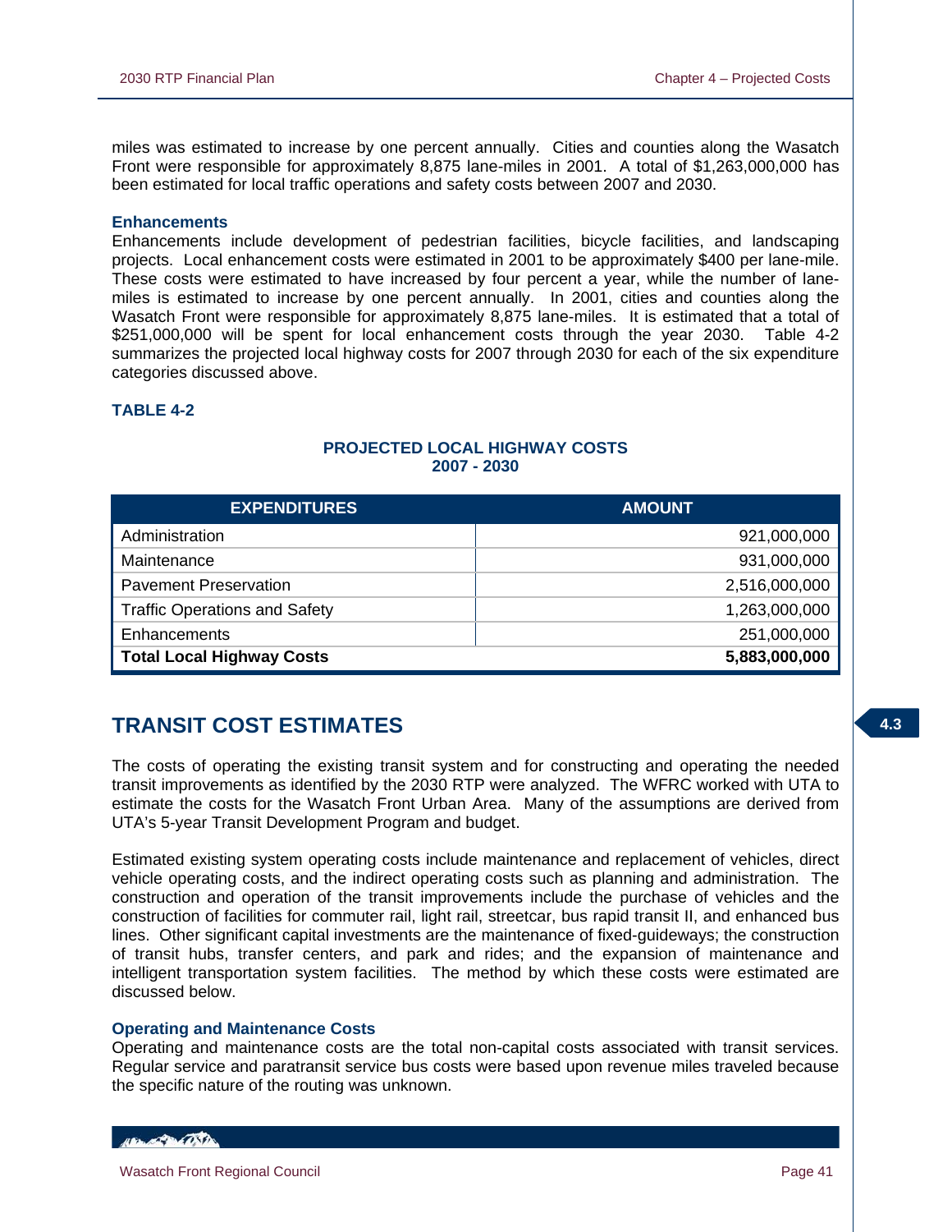miles was estimated to increase by one percent annually. Cities and counties along the Wasatch Front were responsible for approximately 8,875 lane-miles in 2001. A total of $1,263,000,000 has been estimated for local traffic operations and safety costs between 2007 and 2030.

### Enhancements

Enhancements include development of pedestrian facilities, bicycle facilities, and landscaping projects. Local enhancement costs were estimated in 2001 to be approximately $400 per lane-mile. These costs were estimated to have increased by four percent a year, while the number of lane-miles is estimated to increase by one percent annually. In 2001, cities and counties along the Wasatch Front were responsible for approximately 8,875 lane-miles. It is estimated that a total of $251,000,000 will be spent for local enhancement costs through the year 2030. Table 4-2 summarizes the projected local highway costs for 2007 through 2030 for each of the six expenditure categories discussed above.

**TABLE 4-2**

**PROJECTED LOCAL HIGHWAY COSTS**
**2007 - 2030**

| EXPENDITURES | AMOUNT |
|---|---:|
| Administration | 921,000,000 |
| Maintenance | 931,000,000 |
| Pavement Preservation | 2,516,000,000 |
| Traffic Operations and Safety | 1,263,000,000 |
| Enhancements | 251,000,000 |
| **Total Local Highway Costs** | **5,883,000,000** |

## TRANSIT COST ESTIMATES

The costs of operating the existing transit system and for constructing and operating the needed transit improvements as identified by the 2030 RTP were analyzed. The WFRC worked with UTA to estimate the costs for the Wasatch Front Urban Area. Many of the assumptions are derived from UTA's 5-year Transit Development Program and budget.

Estimated existing system operating costs include maintenance and replacement of vehicles, direct vehicle operating costs, and the indirect operating costs such as planning and administration. The construction and operation of the transit improvements include the purchase of vehicles and the construction of facilities for commuter rail, light rail, streetcar, bus rapid transit II, and enhanced bus lines. Other significant capital investments are the maintenance of fixed-guideways; the construction of transit hubs, transfer centers, and park and rides; and the expansion of maintenance and intelligent transportation system facilities. The method by which these costs were estimated are discussed below.

### Operating and Maintenance Costs

Operating and maintenance costs are the total non-capital costs associated with transit services. Regular service and paratransit service bus costs were based upon revenue miles traveled because the specific nature of the routing was unknown.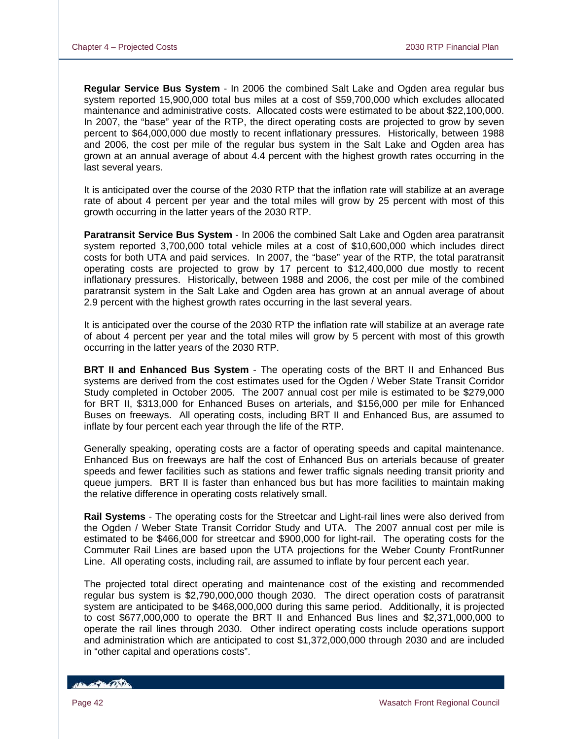**Regular Service Bus System** - In 2006 the combined Salt Lake and Ogden area regular bus system reported 15,900,000 total bus miles at a cost of $59,700,000 which excludes allocated maintenance and administrative costs. Allocated costs were estimated to be about $22,100,000. In 2007, the "base" year of the RTP, the direct operating costs are projected to grow by seven percent to $64,000,000 due mostly to recent inflationary pressures. Historically, between 1988 and 2006, the cost per mile of the regular bus system in the Salt Lake and Ogden area has grown at an annual average of about 4.4 percent with the highest growth rates occurring in the last several years.

It is anticipated over the course of the 2030 RTP that the inflation rate will stabilize at an average rate of about 4 percent per year and the total miles will grow by 25 percent with most of this growth occurring in the latter years of the 2030 RTP.

**Paratransit Service Bus System** - In 2006 the combined Salt Lake and Ogden area paratransit system reported 3,700,000 total vehicle miles at a cost of $10,600,000 which includes direct costs for both UTA and paid services. In 2007, the "base" year of the RTP, the total paratransit operating costs are projected to grow by 17 percent to $12,400,000 due mostly to recent inflationary pressures. Historically, between 1988 and 2006, the cost per mile of the combined paratransit system in the Salt Lake and Ogden area has grown at an annual average of about 2.9 percent with the highest growth rates occurring in the last several years.

It is anticipated over the course of the 2030 RTP the inflation rate will stabilize at an average rate of about 4 percent per year and the total miles will grow by 5 percent with most of this growth occurring in the latter years of the 2030 RTP.

**BRT II and Enhanced Bus System** - The operating costs of the BRT II and Enhanced Bus systems are derived from the cost estimates used for the Ogden / Weber State Transit Corridor Study completed in October 2005. The 2007 annual cost per mile is estimated to be $279,000 for BRT II, $313,000 for Enhanced Buses on arterials, and $156,000 per mile for Enhanced Buses on freeways. All operating costs, including BRT II and Enhanced Bus, are assumed to inflate by four percent each year through the life of the RTP.

Generally speaking, operating costs are a factor of operating speeds and capital maintenance. Enhanced Bus on freeways are half the cost of Enhanced Bus on arterials because of greater speeds and fewer facilities such as stations and fewer traffic signals needing transit priority and queue jumpers. BRT II is faster than enhanced bus but has more facilities to maintain making the relative difference in operating costs relatively small.

**Rail Systems** - The operating costs for the Streetcar and Light-rail lines were also derived from the Ogden / Weber State Transit Corridor Study and UTA. The 2007 annual cost per mile is estimated to be $466,000 for streetcar and $900,000 for light-rail. The operating costs for the Commuter Rail Lines are based upon the UTA projections for the Weber County FrontRunner Line. All operating costs, including rail, are assumed to inflate by four percent each year.

The projected total direct operating and maintenance cost of the existing and recommended regular bus system is $2,790,000,000 though 2030. The direct operation costs of paratransit system are anticipated to be $468,000,000 during this same period. Additionally, it is projected to cost $677,000,000 to operate the BRT II and Enhanced Bus lines and $2,371,000,000 to operate the rail lines through 2030. Other indirect operating costs include operations support and administration which are anticipated to cost $1,372,000,000 through 2030 and are included in "other capital and operations costs".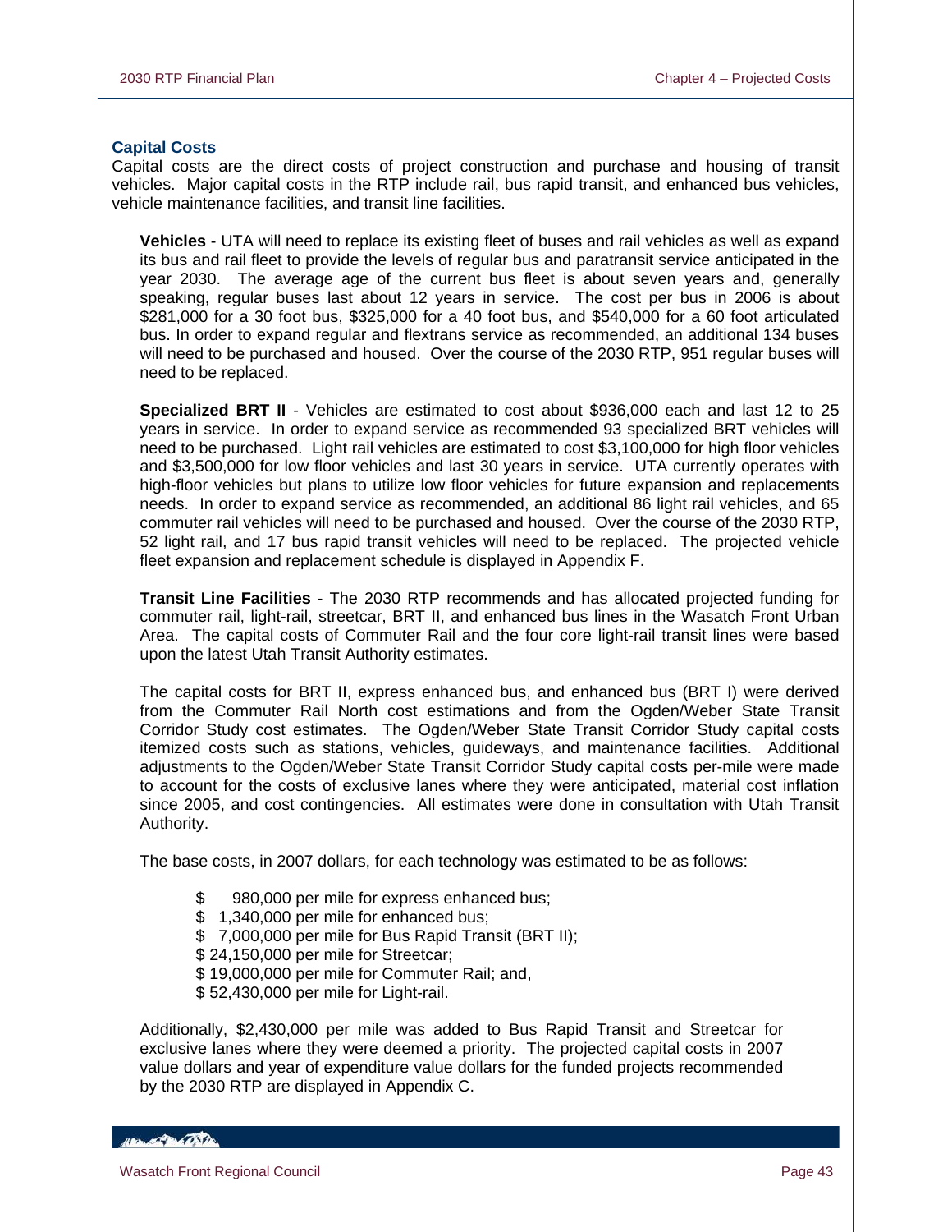## Capital Costs

Capital costs are the direct costs of project construction and purchase and housing of transit vehicles. Major capital costs in the RTP include rail, bus rapid transit, and enhanced bus vehicles, vehicle maintenance facilities, and transit line facilities.

**Vehicles** - UTA will need to replace its existing fleet of buses and rail vehicles as well as expand its bus and rail fleet to provide the levels of regular bus and paratransit service anticipated in the year 2030. The average age of the current bus fleet is about seven years and, generally speaking, regular buses last about 12 years in service. The cost per bus in 2006 is about $281,000 for a 30 foot bus, $325,000 for a 40 foot bus, and $540,000 for a 60 foot articulated bus. In order to expand regular and flextrans service as recommended, an additional 134 buses will need to be purchased and housed. Over the course of the 2030 RTP, 951 regular buses will need to be replaced.

**Specialized BRT II** - Vehicles are estimated to cost about $936,000 each and last 12 to 25 years in service. In order to expand service as recommended 93 specialized BRT vehicles will need to be purchased. Light rail vehicles are estimated to cost $3,100,000 for high floor vehicles and $3,500,000 for low floor vehicles and last 30 years in service. UTA currently operates with high-floor vehicles but plans to utilize low floor vehicles for future expansion and replacements needs. In order to expand service as recommended, an additional 86 light rail vehicles, and 65 commuter rail vehicles will need to be purchased and housed. Over the course of the 2030 RTP, 52 light rail, and 17 bus rapid transit vehicles will need to be replaced. The projected vehicle fleet expansion and replacement schedule is displayed in Appendix F.

**Transit Line Facilities** - The 2030 RTP recommends and has allocated projected funding for commuter rail, light-rail, streetcar, BRT II, and enhanced bus lines in the Wasatch Front Urban Area. The capital costs of Commuter Rail and the four core light-rail transit lines were based upon the latest Utah Transit Authority estimates.

The capital costs for BRT II, express enhanced bus, and enhanced bus (BRT I) were derived from the Commuter Rail North cost estimations and from the Ogden/Weber State Transit Corridor Study cost estimates. The Ogden/Weber State Transit Corridor Study capital costs itemized costs such as stations, vehicles, guideways, and maintenance facilities. Additional adjustments to the Ogden/Weber State Transit Corridor Study capital costs per-mile were made to account for the costs of exclusive lanes where they were anticipated, material cost inflation since 2005, and cost contingencies. All estimates were done in consultation with Utah Transit Authority.

The base costs, in 2007 dollars, for each technology was estimated to be as follows:

- $ 980,000 per mile for express enhanced bus;
- $ 1,340,000 per mile for enhanced bus;
- $ 7,000,000 per mile for Bus Rapid Transit (BRT II);
- $ 24,150,000 per mile for Streetcar;
- $ 19,000,000 per mile for Commuter Rail; and,
- $ 52,430,000 per mile for Light-rail.

Additionally, $2,430,000 per mile was added to Bus Rapid Transit and Streetcar for exclusive lanes where they were deemed a priority. The projected capital costs in 2007 value dollars and year of expenditure value dollars for the funded projects recommended by the 2030 RTP are displayed in Appendix C.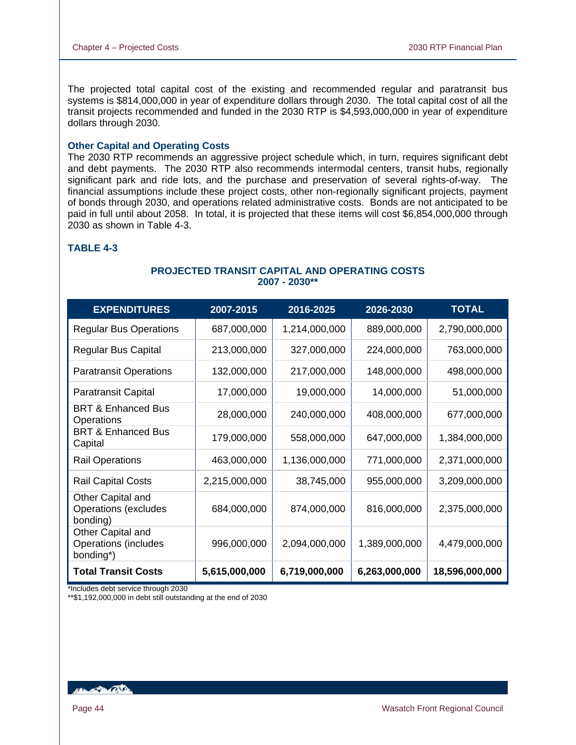The projected total capital cost of the existing and recommended regular and paratransit bus systems is $814,000,000 in year of expenditure dollars through 2030. The total capital cost of all the transit projects recommended and funded in the 2030 RTP is $4,593,000,000 in year of expenditure dollars through 2030.

### Other Capital and Operating Costs

The 2030 RTP recommends an aggressive project schedule which, in turn, requires significant debt and debt payments. The 2030 RTP also recommends intermodal centers, transit hubs, regionally significant park and ride lots, and the purchase and preservation of several rights-of-way. The financial assumptions include these project costs, other non-regionally significant projects, payment of bonds through 2030, and operations related administrative costs. Bonds are not anticipated to be paid in full until about 2058. In total, it is projected that these items will cost $6,854,000,000 through 2030 as shown in Table 4-3.

### TABLE 4-3

**PROJECTED TRANSIT CAPITAL AND OPERATING COSTS 2007 - 2030****

| EXPENDITURES | 2007-2015 | 2016-2025 | 2026-2030 | TOTAL |
|---|---|---|---|---|
| Regular Bus Operations | 687,000,000 | 1,214,000,000 | 889,000,000 | 2,790,000,000 |
| Regular Bus Capital | 213,000,000 | 327,000,000 | 224,000,000 | 763,000,000 |
| Paratransit Operations | 132,000,000 | 217,000,000 | 148,000,000 | 498,000,000 |
| Paratransit Capital | 17,000,000 | 19,000,000 | 14,000,000 | 51,000,000 |
| BRT & Enhanced Bus Operations | 28,000,000 | 240,000,000 | 408,000,000 | 677,000,000 |
| BRT & Enhanced Bus Capital | 179,000,000 | 558,000,000 | 647,000,000 | 1,384,000,000 |
| Rail Operations | 463,000,000 | 1,136,000,000 | 771,000,000 | 2,371,000,000 |
| Rail Capital Costs | 2,215,000,000 | 38,745,000 | 955,000,000 | 3,209,000,000 |
| Other Capital and Operations (excludes bonding) | 684,000,000 | 874,000,000 | 816,000,000 | 2,375,000,000 |
| Other Capital and Operations (includes bonding*) | 996,000,000 | 2,094,000,000 | 1,389,000,000 | 4,479,000,000 |
| **Total Transit Costs** | **5,615,000,000** | **6,719,000,000** | **6,263,000,000** | **18,596,000,000** |

*Includes debt service through 2030

**$1,192,000,000 in debt still outstanding at the end of 2030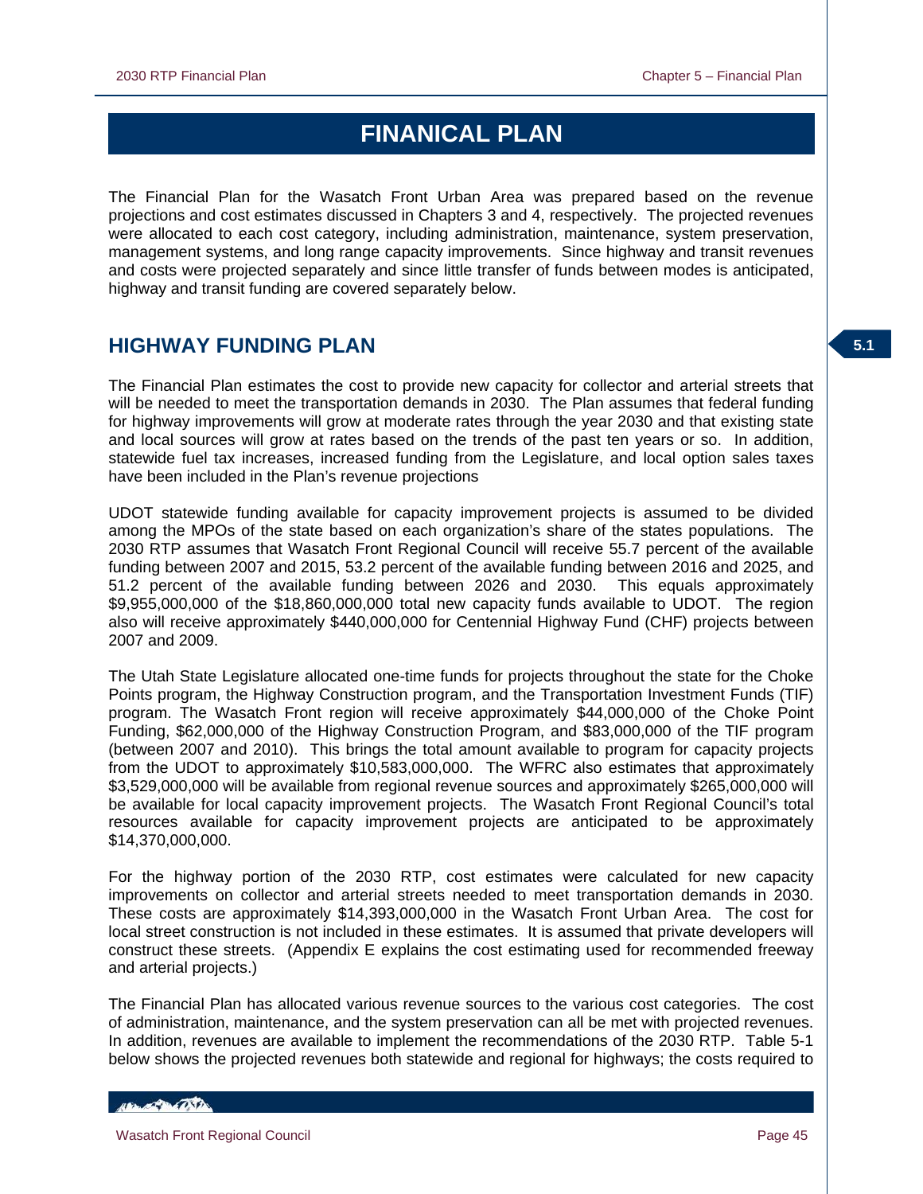# FINANICAL PLAN

The Financial Plan for the Wasatch Front Urban Area was prepared based on the revenue projections and cost estimates discussed in Chapters 3 and 4, respectively. The projected revenues were allocated to each cost category, including administration, maintenance, system preservation, management systems, and long range capacity improvements. Since highway and transit revenues and costs were projected separately and since little transfer of funds between modes is anticipated, highway and transit funding are covered separately below.

## HIGHWAY FUNDING PLAN

The Financial Plan estimates the cost to provide new capacity for collector and arterial streets that will be needed to meet the transportation demands in 2030. The Plan assumes that federal funding for highway improvements will grow at moderate rates through the year 2030 and that existing state and local sources will grow at rates based on the trends of the past ten years or so. In addition, statewide fuel tax increases, increased funding from the Legislature, and local option sales taxes have been included in the Plan's revenue projections

UDOT statewide funding available for capacity improvement projects is assumed to be divided among the MPOs of the state based on each organization's share of the states populations. The 2030 RTP assumes that Wasatch Front Regional Council will receive 55.7 percent of the available funding between 2007 and 2015, 53.2 percent of the available funding between 2016 and 2025, and 51.2 percent of the available funding between 2026 and 2030. This equals approximately $9,955,000,000 of the $18,860,000,000 total new capacity funds available to UDOT. The region also will receive approximately $440,000,000 for Centennial Highway Fund (CHF) projects between 2007 and 2009.

The Utah State Legislature allocated one-time funds for projects throughout the state for the Choke Points program, the Highway Construction program, and the Transportation Investment Funds (TIF) program. The Wasatch Front region will receive approximately $44,000,000 of the Choke Point Funding, $62,000,000 of the Highway Construction Program, and $83,000,000 of the TIF program (between 2007 and 2010). This brings the total amount available to program for capacity projects from the UDOT to approximately $10,583,000,000. The WFRC also estimates that approximately $3,529,000,000 will be available from regional revenue sources and approximately $265,000,000 will be available for local capacity improvement projects. The Wasatch Front Regional Council's total resources available for capacity improvement projects are anticipated to be approximately $14,370,000,000.

For the highway portion of the 2030 RTP, cost estimates were calculated for new capacity improvements on collector and arterial streets needed to meet transportation demands in 2030. These costs are approximately $14,393,000,000 in the Wasatch Front Urban Area. The cost for local street construction is not included in these estimates. It is assumed that private developers will construct these streets. (Appendix E explains the cost estimating used for recommended freeway and arterial projects.)

The Financial Plan has allocated various revenue sources to the various cost categories. The cost of administration, maintenance, and the system preservation can all be met with projected revenues. In addition, revenues are available to implement the recommendations of the 2030 RTP. Table 5-1 below shows the projected revenues both statewide and regional for highways; the costs required to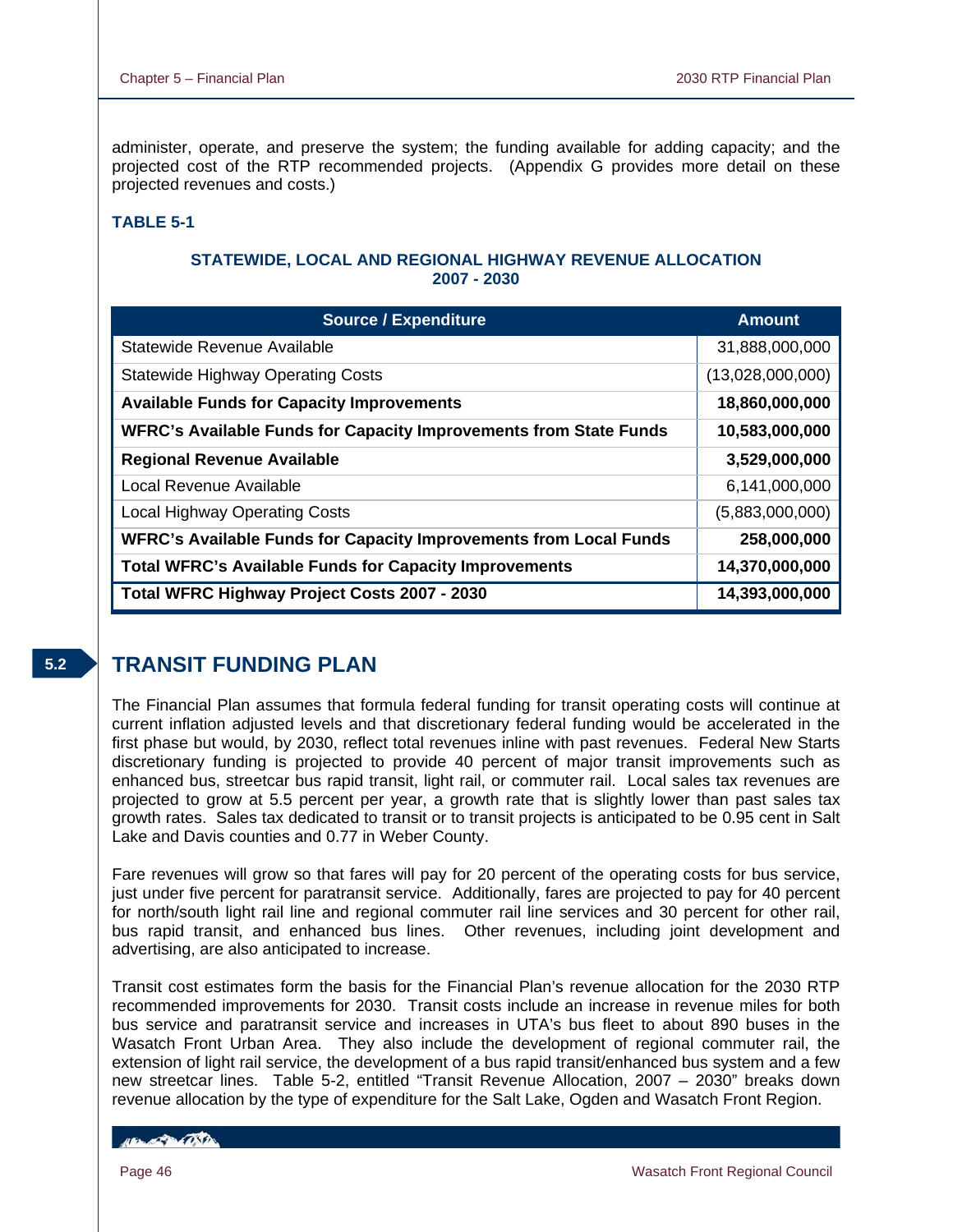administer, operate, and preserve the system; the funding available for adding capacity; and the projected cost of the RTP recommended projects. (Appendix G provides more detail on these projected revenues and costs.)

**TABLE 5-1**

**STATEWIDE, LOCAL AND REGIONAL HIGHWAY REVENUE ALLOCATION 2007 - 2030**

| Source / Expenditure | Amount |
|---|---|
| Statewide Revenue Available | 31,888,000,000 |
| Statewide Highway Operating Costs | (13,028,000,000) |
| **Available Funds for Capacity Improvements** | **18,860,000,000** |
| **WFRC's Available Funds for Capacity Improvements from State Funds** | **10,583,000,000** |
| **Regional Revenue Available** | **3,529,000,000** |
| Local Revenue Available | 6,141,000,000 |
| Local Highway Operating Costs | (5,883,000,000) |
| **WFRC's Available Funds for Capacity Improvements from Local Funds** | **258,000,000** |
| **Total WFRC's Available Funds for Capacity Improvements** | **14,370,000,000** |
| **Total WFRC Highway Project Costs 2007 - 2030** | **14,393,000,000** |

## 5.2 TRANSIT FUNDING PLAN

The Financial Plan assumes that formula federal funding for transit operating costs will continue at current inflation adjusted levels and that discretionary federal funding would be accelerated in the first phase but would, by 2030, reflect total revenues inline with past revenues. Federal New Starts discretionary funding is projected to provide 40 percent of major transit improvements such as enhanced bus, streetcar bus rapid transit, light rail, or commuter rail. Local sales tax revenues are projected to grow at 5.5 percent per year, a growth rate that is slightly lower than past sales tax growth rates. Sales tax dedicated to transit or to transit projects is anticipated to be 0.95 cent in Salt Lake and Davis counties and 0.77 in Weber County.

Fare revenues will grow so that fares will pay for 20 percent of the operating costs for bus service, just under five percent for paratransit service. Additionally, fares are projected to pay for 40 percent for north/south light rail line and regional commuter rail line services and 30 percent for other rail, bus rapid transit, and enhanced bus lines. Other revenues, including joint development and advertising, are also anticipated to increase.

Transit cost estimates form the basis for the Financial Plan's revenue allocation for the 2030 RTP recommended improvements for 2030. Transit costs include an increase in revenue miles for both bus service and paratransit service and increases in UTA's bus fleet to about 890 buses in the Wasatch Front Urban Area. They also include the development of regional commuter rail, the extension of light rail service, the development of a bus rapid transit/enhanced bus system and a few new streetcar lines. Table 5-2, entitled "Transit Revenue Allocation, 2007 – 2030" breaks down revenue allocation by the type of expenditure for the Salt Lake, Ogden and Wasatch Front Region.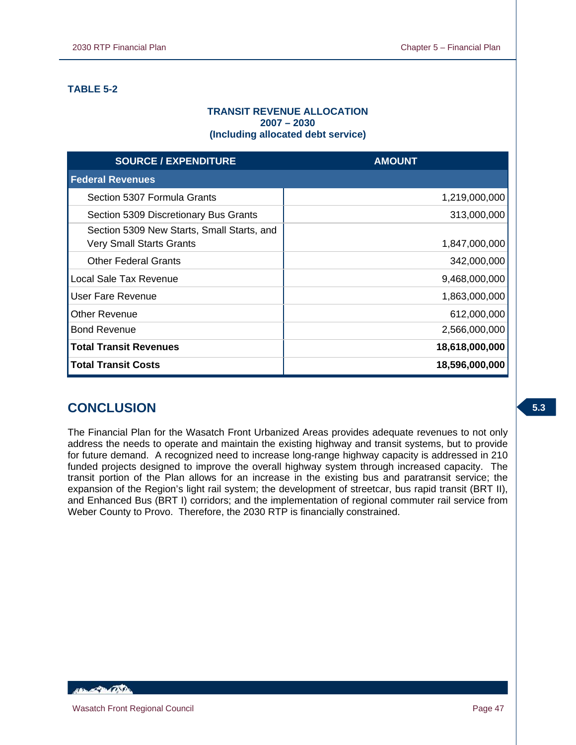**TABLE 5-2**

**TRANSIT REVENUE ALLOCATION**
**2007 – 2030**
**(Including allocated debt service)**

| SOURCE / EXPENDITURE | AMOUNT |
|---|---|
| **Federal Revenues** | |
| Section 5307 Formula Grants | 1,219,000,000 |
| Section 5309 Discretionary Bus Grants | 313,000,000 |
| Section 5309 New Starts, Small Starts, and Very Small Starts Grants | 1,847,000,000 |
| Other Federal Grants | 342,000,000 |
| Local Sale Tax Revenue | 9,468,000,000 |
| User Fare Revenue | 1,863,000,000 |
| Other Revenue | 612,000,000 |
| Bond Revenue | 2,566,000,000 |
| **Total Transit Revenues** | **18,618,000,000** |
| **Total Transit Costs** | **18,596,000,000** |

## CONCLUSION

The Financial Plan for the Wasatch Front Urbanized Areas provides adequate revenues to not only address the needs to operate and maintain the existing highway and transit systems, but to provide for future demand. A recognized need to increase long-range highway capacity is addressed in 210 funded projects designed to improve the overall highway system through increased capacity. The transit portion of the Plan allows for an increase in the existing bus and paratransit service; the expansion of the Region's light rail system; the development of streetcar, bus rapid transit (BRT II), and Enhanced Bus (BRT I) corridors; and the implementation of regional commuter rail service from Weber County to Provo. Therefore, the 2030 RTP is financially constrained.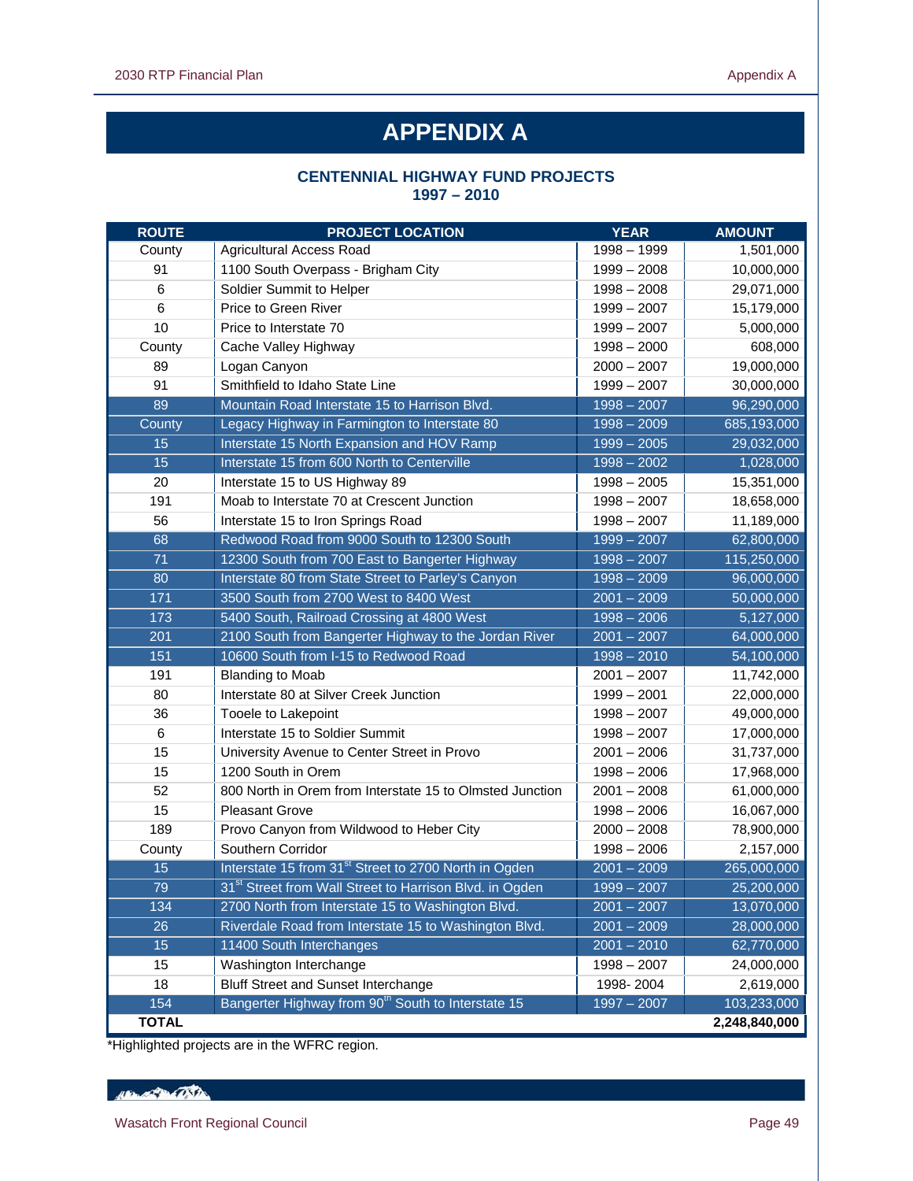# APPENDIX A

## CENTENNIAL HIGHWAY FUND PROJECTS 1997 – 2010

| ROUTE | PROJECT LOCATION | YEAR | AMOUNT |
|---|---|---|---|
| County | Agricultural Access Road | 1998 – 1999 | 1,501,000 |
| 91 | 1100 South Overpass - Brigham City | 1999 – 2008 | 10,000,000 |
| 6 | Soldier Summit to Helper | 1998 – 2008 | 29,071,000 |
| 6 | Price to Green River | 1999 – 2007 | 15,179,000 |
| 10 | Price to Interstate 70 | 1999 – 2007 | 5,000,000 |
| County | Cache Valley Highway | 1998 – 2000 | 608,000 |
| 89 | Logan Canyon | 2000 – 2007 | 19,000,000 |
| 91 | Smithfield to Idaho State Line | 1999 – 2007 | 30,000,000 |
| 89 | Mountain Road Interstate 15 to Harrison Blvd. | 1998 – 2007 | 96,290,000 |
| County | Legacy Highway in Farmington to Interstate 80 | 1998 – 2009 | 685,193,000 |
| 15 | Interstate 15 North Expansion and HOV Ramp | 1999 – 2005 | 29,032,000 |
| 15 | Interstate 15 from 600 North to Centerville | 1998 – 2002 | 1,028,000 |
| 20 | Interstate 15 to US Highway 89 | 1998 – 2005 | 15,351,000 |
| 191 | Moab to Interstate 70 at Crescent Junction | 1998 – 2007 | 18,658,000 |
| 56 | Interstate 15 to Iron Springs Road | 1998 – 2007 | 11,189,000 |
| 68 | Redwood Road from 9000 South to 12300 South | 1999 – 2007 | 62,800,000 |
| 71 | 12300 South from 700 East to Bangerter Highway | 1998 – 2007 | 115,250,000 |
| 80 | Interstate 80 from State Street to Parley's Canyon | 1998 – 2009 | 96,000,000 |
| 171 | 3500 South from 2700 West to 8400 West | 2001 – 2009 | 50,000,000 |
| 173 | 5400 South, Railroad Crossing at 4800 West | 1998 – 2006 | 5,127,000 |
| 201 | 2100 South from Bangerter Highway to the Jordan River | 2001 – 2007 | 64,000,000 |
| 151 | 10600 South from I-15 to Redwood Road | 1998 – 2010 | 54,100,000 |
| 191 | Blanding to Moab | 2001 – 2007 | 11,742,000 |
| 80 | Interstate 80 at Silver Creek Junction | 1999 – 2001 | 22,000,000 |
| 36 | Tooele to Lakepoint | 1998 – 2007 | 49,000,000 |
| 6 | Interstate 15 to Soldier Summit | 1998 – 2007 | 17,000,000 |
| 15 | University Avenue to Center Street in Provo | 2001 – 2006 | 31,737,000 |
| 15 | 1200 South in Orem | 1998 – 2006 | 17,968,000 |
| 52 | 800 North in Orem from Interstate 15 to Olmsted Junction | 2001 – 2008 | 61,000,000 |
| 15 | Pleasant Grove | 1998 – 2006 | 16,067,000 |
| 189 | Provo Canyon from Wildwood to Heber City | 2000 – 2008 | 78,900,000 |
| County | Southern Corridor | 1998 – 2006 | 2,157,000 |
| 15 | Interstate 15 from 31st Street to 2700 North in Ogden | 2001 – 2009 | 265,000,000 |
| 79 | 31st Street from Wall Street to Harrison Blvd. in Ogden | 1999 – 2007 | 25,200,000 |
| 134 | 2700 North from Interstate 15 to Washington Blvd. | 2001 – 2007 | 13,070,000 |
| 26 | Riverdale Road from Interstate 15 to Washington Blvd. | 2001 – 2009 | 28,000,000 |
| 15 | 11400 South Interchanges | 2001 – 2010 | 62,770,000 |
| 15 | Washington Interchange | 1998 – 2007 | 24,000,000 |
| 18 | Bluff Street and Sunset Interchange | 1998- 2004 | 2,619,000 |
| 154 | Bangerter Highway from 90th South to Interstate 15 | 1997 – 2007 | 103,233,000 |
| **TOTAL** | | | **2,248,840,000** |

*Highlighted projects are in the WFRC region.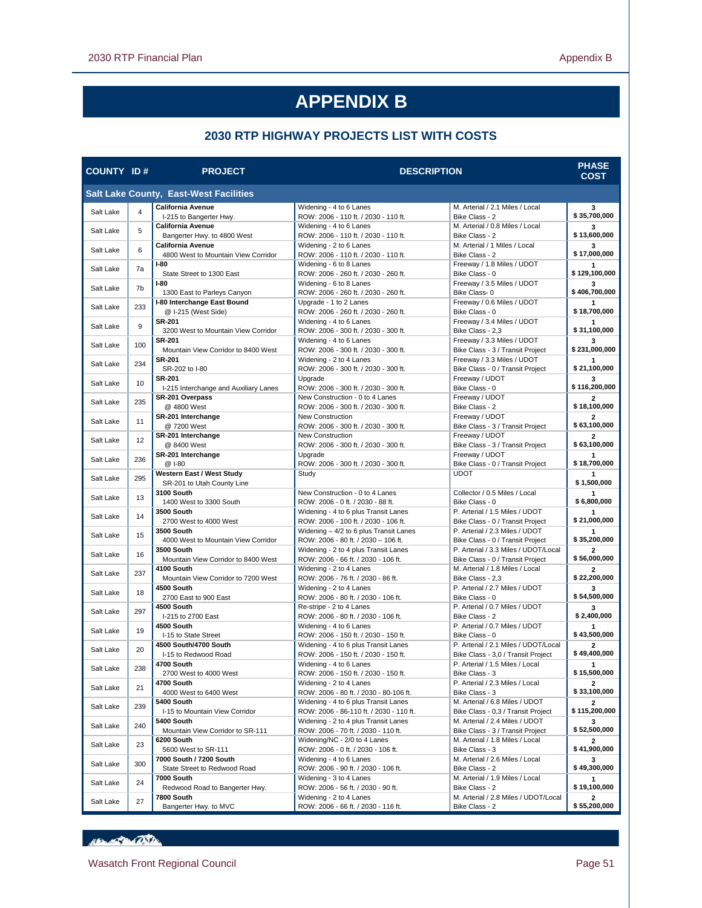# APPENDIX B

## 2030 RTP HIGHWAY PROJECTS LIST WITH COSTS

| COUNTY | ID # | PROJECT | DESCRIPTION | | PHASE COST |
|---|---|---|---|---|---|
| **Salt Lake County, East-West Facilities** | | | | | |
| Salt Lake | 4 | **California Avenue** I-215 to Bangerter Hwy. | Widening - 4 to 6 Lanes ROW: 2006 - 110 ft. / 2030 - 110 ft. | M. Arterial / 2.1 Miles / Local Bike Class - 2 | 3 $ 35,700,000 |
| Salt Lake | 5 | **California Avenue** Bangerter Hwy. to 4800 West | Widening - 4 to 6 Lanes ROW: 2006 - 110 ft. / 2030 - 110 ft. | M. Arterial / 0.8 Miles / Local Bike Class - 2 | 3 $ 13,600,000 |
| Salt Lake | 6 | **California Avenue** 4800 West to Mountain View Corridor | Widening - 2 to 6 Lanes ROW: 2006 - 110 ft. / 2030 - 110 ft. | M. Arterial / 1 Miles / Local Bike Class - 2 | 3 $ 17,000,000 |
| Salt Lake | 7a | **I-80** State Street to 1300 East | Widening - 6 to 8 Lanes ROW: 2006 - 260 ft. / 2030 - 260 ft. | Freeway / 1.8 Miles / UDOT Bike Class - 0 | 1 $ 129,100,000 |
| Salt Lake | 7b | **I-80** 1300 East to Parleys Canyon | Widening - 6 to 8 Lanes ROW: 2006 - 260 ft. / 2030 - 260 ft. | Freeway / 3.5 Miles / UDOT Bike Class- 0 | 3 $ 406,700,000 |
| Salt Lake | 233 | **I-80 Interchange East Bound** @ I-215 (West Side) | Upgrade - 1 to 2 Lanes ROW: 2006 - 260 ft. / 2030 - 260 ft. | Freeway / 0.6 Miles / UDOT Bike Class - 0 | 1 $ 18,700,000 |
| Salt Lake | 9 | **SR-201** 3200 West to Mountain View Corridor | Widening - 4 to 6 Lanes ROW: 2006 - 300 ft. / 2030 - 300 ft. | Freeway / 3.4 Miles / UDOT Bike Class - 2,3 | 1 $ 31,100,000 |
| Salt Lake | 100 | **SR-201** Mountain View Corridor to 8400 West | Widening - 4 to 6 Lanes ROW: 2006 - 300 ft. / 2030 - 300 ft. | Freeway / 3.3 Miles / UDOT Bike Class - 3 / Transit Project | 3 $ 231,000,000 |
| Salt Lake | 234 | **SR-201** SR-202 to I-80 | Widening - 2 to 4 Lanes ROW: 2006 - 300 ft. / 2030 - 300 ft. | Freeway / 3.3 Miles / UDOT Bike Class - 0 / Transit Project | 1 $ 21,100,000 |
| Salt Lake | 10 | **SR-201** I-215 Interchange and Auxiliary Lanes | Upgrade ROW: 2006 - 300 ft. / 2030 - 300 ft. | Freeway / UDOT Bike Class - 0 | 3 $ 116,200,000 |
| Salt Lake | 235 | **SR-201 Overpass** @ 4800 West | New Construction - 0 to 4 Lanes ROW: 2006 - 300 ft. / 2030 - 300 ft. | Freeway / UDOT Bike Class - 2 | 2 $ 18,100,000 |
| Salt Lake | 11 | **SR-201 Interchange** @ 7200 West | New Construction ROW: 2006 - 300 ft. / 2030 - 300 ft. | Freeway / UDOT Bike Class - 3 / Transit Project | 2 $ 63,100,000 |
| Salt Lake | 12 | **SR-201 Interchange** @ 8400 West | New Construction ROW: 2006 - 300 ft. / 2030 - 300 ft. | Freeway / UDOT Bike Class - 3 / Transit Project | 2 $ 63,100,000 |
| Salt Lake | 236 | **SR-201 Interchange** @ I-80 | Upgrade ROW: 2006 - 300 ft. / 2030 - 300 ft. | Freeway / UDOT Bike Class - 0 / Transit Project | 1 $ 18,700,000 |
| Salt Lake | 295 | **Western East / West Study** SR-201 to Utah County Line | Study | UDOT | 1 $ 1,500,000 |
| Salt Lake | 13 | **3100 South** 1400 West to 3300 South | New Construction - 0 to 4 Lanes ROW: 2006 - 0 ft. / 2030 - 88 ft. | Collector / 0.5 Miles / Local Bike Class - 0 | 1 $ 6,800,000 |
| Salt Lake | 14 | **3500 South** 2700 West to 4000 West | Widening - 4 to 6 plus Transit Lanes ROW: 2006 - 100 ft. / 2030 - 106 ft. | P. Arterial / 1.5 Miles / UDOT Bike Class - 0 / Transit Project | 1 $ 21,000,000 |
| Salt Lake | 15 | **3500 South** 4000 West to Mountain View Corridor | Widening – 4/2 to 6 plus Transit Lanes ROW: 2006 - 80 ft. / 2030 – 106 ft. | P. Arterial / 2.3 Miles / UDOT Bike Class - 0 / Transit Project | 1 $ 35,200,000 |
| Salt Lake | 16 | **3500 South** Mountain View Corridor to 8400 West | Widening - 2 to 4 plus Transit Lanes ROW: 2006 - 66 ft. / 2030 - 106 ft. | P. Arterial / 3.3 Miles / UDOT/Local Bike Class - 0 / Transit Project | 2 $ 56,000,000 |
| Salt Lake | 237 | **4100 South** Mountain View Corridor to 7200 West | Widening - 2 to 4 Lanes ROW: 2006 - 76 ft. / 2030 - 86 ft. | M. Arterial / 1.8 Miles / Local Bike Class - 2,3 | 2 $ 22,200,000 |
| Salt Lake | 18 | **4500 South** 2700 East to 900 East | Widening - 2 to 4 Lanes ROW: 2006 - 80 ft. / 2030 - 106 ft. | P. Arterial / 2.7 Miles / UDOT Bike Class - 0 | 3 $ 54,500,000 |
| Salt Lake | 297 | **4500 South** I-215 to 2700 East | Re-stripe - 2 to 4 Lanes ROW: 2006 - 80 ft. / 2030 - 106 ft. | P. Arterial / 0.7 Miles / UDOT Bike Class - 2 | 3 $ 2,400,000 |
| Salt Lake | 19 | **4500 South** I-15 to State Street | Widening - 4 to 6 Lanes ROW: 2006 - 150 ft. / 2030 - 150 ft. | P. Arterial / 0.7 Miles / UDOT Bike Class - 0 | 1 $ 43,500,000 |
| Salt Lake | 20 | **4500 South/4700 South** I-15 to Redwood Road | Widening - 4 to 6 plus Transit Lanes ROW: 2006 - 150 ft. / 2030 - 150 ft. | P. Arterial / 2.1 Miles / UDOT/Local Bike Class - 3,0 / Transit Project | 2 $ 49,400,000 |
| Salt Lake | 238 | **4700 South** 2700 West to 4000 West | Widening - 4 to 6 Lanes ROW: 2006 - 150 ft. / 2030 - 150 ft. | P. Arterial / 1.5 Miles / Local Bike Class - 3 | 1 $ 15,500,000 |
| Salt Lake | 21 | **4700 South** 4000 West to 6400 West | Widening - 2 to 4 Lanes ROW: 2006 - 80 ft. / 2030 - 80-106 ft. | P. Arterial / 2.3 Miles / Local Bike Class - 3 | 2 $ 33,100,000 |
| Salt Lake | 239 | **5400 South** I-15 to Mountain View Corridor | Widening - 4 to 6 plus Transit Lanes ROW: 2006 - 86-110 ft. / 2030 - 110 ft. | M. Arterial / 6.8 Miles / UDOT Bike Class - 0,3 / Transit Project | 2 $ 115,200,000 |
| Salt Lake | 240 | **5400 South** Mountain View Corridor to SR-111 | Widening - 2 to 4 plus Transit Lanes ROW: 2006 - 70 ft. / 2030 - 110 ft. | M. Arterial / 2.4 Miles / UDOT Bike Class - 3 / Transit Project | 3 $ 52,500,000 |
| Salt Lake | 23 | **6200 South** 5600 West to SR-111 | Widening/NC - 2/0 to 4 Lanes ROW: 2006 - 0 ft. / 2030 - 106 ft. | M. Arterial / 1.8 Miles / Local Bike Class - 3 | 2 $ 41,900,000 |
| Salt Lake | 300 | **7000 South / 7200 South** State Street to Redwood Road | Widening - 4 to 6 Lanes ROW: 2006 - 90 ft. / 2030 - 106 ft. | M. Arterial / 2.6 Miles / Local Bike Class - 2 | 3 $ 49,300,000 |
| Salt Lake | 24 | **7000 South** Redwood Road to Bangerter Hwy. | Widening - 3 to 4 Lanes ROW: 2006 - 56 ft. / 2030 - 90 ft. | M. Arterial / 1.9 Miles / Local Bike Class - 2 | 1 $ 19,100,000 |
| Salt Lake | 27 | **7800 South** Bangerter Hwy. to MVC | Widening - 2 to 4 Lanes ROW: 2006 - 66 ft. / 2030 - 116 ft. | M. Arterial / 2.8 Miles / UDOT/Local Bike Class - 2 | 2 $ 55,200,000 |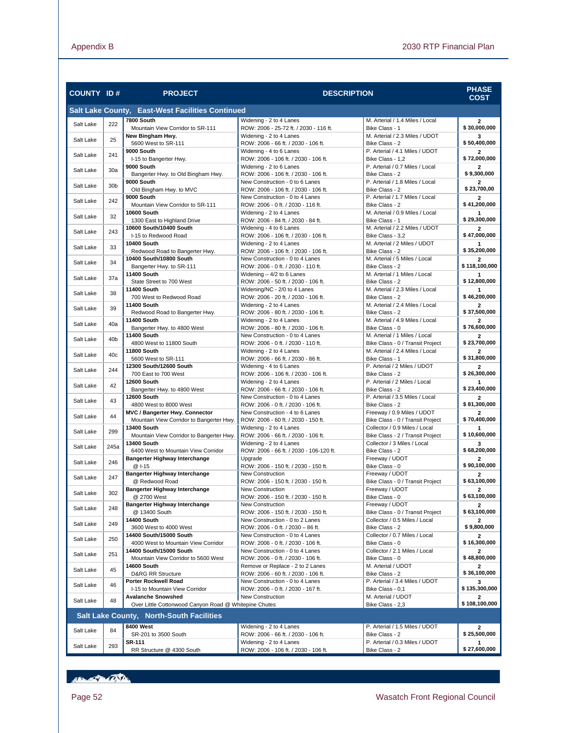| COUNTY | ID # | PROJECT | DESCRIPTION | | PHASE COST |
|---|---|---|---|---|---|
| **Salt Lake County, East-West Facilities Continued** | | | | | |
| Salt Lake | 222 | **7800 South** Mountain View Corridor to SR-111 | Widening - 2 to 4 Lanes ROW: 2006 - 25-72 ft. / 2030 - 116 ft. | M. Arterial / 1.4 Miles / Local Bike Class - 1 | **2** **$ 30,000,000** |
| Salt Lake | 25 | **New Bingham Hwy.** 5600 West to SR-111 | Widening - 2 to 4 Lanes ROW: 2006 - 66 ft. / 2030 - 106 ft. | M. Arterial / 2.3 Miles / UDOT Bike Class - 2 | **3** **$ 50,400,000** |
| Salt Lake | 241 | **9000 South** I-15 to Bangerter Hwy. | Widening - 4 to 6 Lanes ROW: 2006 - 106 ft. / 2030 - 106 ft. | P. Arterial / 4.1 Miles / UDOT Bike Class - 1,2 | **2** **$ 72,000,000** |
| Salt Lake | 30a | **9000 South** Bangerter Hwy. to Old Bingham Hwy. | Widening - 2 to 6 Lanes ROW: 2006 - 106 ft. / 2030 - 106 ft. | P. Arterial / 0.7 Miles / Local Bike Class - 2 | **2** **$ 9,300,000** |
| Salt Lake | 30b | **9000 South** Old Bingham Hwy. to MVC | New Construction - 0 to 6 Lanes ROW: 2006 - 106 ft. / 2030 - 106 ft. | P. Arterial / 1.8 Miles / Local Bike Class - 2 | **2** **$ 23,700,00** |
| Salt Lake | 242 | **9000 South** Mountain View Corridor to SR-111 | New Construction - 0 to 4 Lanes ROW: 2006 - 0 ft. / 2030 - 116 ft. | P. Arterial / 1.7 Miles / Local Bike Class - 2 | **2** **$ 41,200,000** |
| Salt Lake | 32 | **10600 South** 1300 East to Highland Drive | Widening - 2 to 4 Lanes ROW: 2006 - 84 ft. / 2030 - 84 ft. | M. Arterial / 0.9 Miles / Local Bike Class - 1 | **1** **$ 29,300,000** |
| Salt Lake | 243 | **10600 South/10400 South** I-15 to Redwood Road | Widening - 4 to 6 Lanes ROW: 2006 - 106 ft. / 2030 - 106 ft. | M. Arterial / 2.2 Miles / UDOT Bike Class - 3,2 | **2** **$ 47,000,000** |
| Salt Lake | 33 | **10400 South** Redwood Road to Bangerter Hwy. | Widening - 2 to 4 Lanes ROW: 2006 - 106 ft. / 2030 - 106 ft. | M. Arterial / 2 Miles / UDOT Bike Class - 2 | **1** **$ 35,200,000** |
| Salt Lake | 34 | **10400 South/10800 South** Bangerter Hwy. to SR-111 | New Construction - 0 to 4 Lanes ROW: 2006 - 0 ft. / 2030 - 110 ft. | M. Arterial / 5 Miles / Local Bike Class - 2 | **2** **$ 118,100,000** |
| Salt Lake | 37a | **11400 South** State Street to 700 West | Widening – 4/2 to 6 Lanes ROW: 2006 - 50 ft. / 2030 - 106 ft. | M. Arterial / 1 Miles / Local Bike Class - 2 | **1** **$ 12,800,000** |
| Salt Lake | 38 | **11400 South** 700 West to Redwood Road | Widening/NC - 2/0 to 4 Lanes ROW: 2006 - 20 ft. / 2030 - 106 ft. | M. Arterial / 2.3 Miles / Local Bike Class - 2 | **1** **$ 46,200,000** |
| Salt Lake | 39 | **11400 South** Redwood Road to Bangerter Hwy. | Widening - 2 to 4 Lanes ROW: 2006 - 80 ft. / 2030 - 106 ft. | M. Arterial / 2.4 Miles / Local Bike Class - 2 | **2** **$ 37,500,000** |
| Salt Lake | 40a | **11400 South** Bangerter Hwy. to 4800 West | Widening - 2 to 4 Lanes ROW: 2006 - 80 ft. / 2030 - 106 ft. | M. Arterial / 4.9 Miles / Local Bike Class - 0 | **2** **$ 76,600,000** |
| Salt Lake | 40b | **11400 South** 4800 West to 11800 South | New Construction - 0 to 4 Lanes ROW: 2006 - 0 ft. / 2030 - 110 ft. | M. Arterial / 1 Miles / Local Bike Class - 0 / Transit Project | **2** **$ 23,700,000** |
| Salt Lake | 40c | **11800 South** 5600 West to SR-111 | Widening - 2 to 4 Lanes ROW: 2006 - 66 ft. / 2030 - 86 ft. | M. Arterial / 2.4 Miles / Local Bike Class - 1 | **2** **$ 31,800,000** |
| Salt Lake | 244 | **12300 South/12600 South** 700 East to 700 West | Widening - 4 to 6 Lanes ROW: 2006 - 106 ft. / 2030 - 106 ft. | P. Arterial / 2 Miles / UDOT Bike Class - 2 | **2** **$ 26,300,000** |
| Salt Lake | 42 | **12600 South** Bangerter Hwy. to 4800 West | Widening - 2 to 4 Lanes ROW: 2006 - 66 ft. / 2030 - 106 ft. | P. Arterial / 2 Miles / Local Bike Class - 2 | **1** **$ 23,400,000** |
| Salt Lake | 43 | **12600 South** 4800 West to 8000 West | New Construction - 0 to 4 Lanes ROW: 2006 - 0 ft. / 2030 - 106 ft. | P. Arterial / 3.5 Miles / Local Bike Class - 2 | **2** **$ 81,300,000** |
| Salt Lake | 44 | **MVC / Bangerter Hwy. Connector** Mountain View Corridor to Bangerter Hwy. | New Construction - 4 to 6 Lanes ROW: 2006 - 60 ft. / 2030 - 150 ft. | Freeway / 0.9 Miles / UDOT Bike Class - 0 / Transit Project | **2** **$ 70,400,000** |
| Salt Lake | 299 | **13400 South** Mountain View Corridor to Bangerter Hwy. | Widening - 2 to 4 Lanes ROW: 2006 - 66 ft. / 2030 - 106 ft. | Collector / 0.9 Miles / Local Bike Class - 2 / Transit Project | **1** **$ 10,600,000** |
| Salt Lake | 245a | **13400 South** 6400 West to Mountain View Corridor | Widening - 2 to 4 Lanes ROW: 2006 - 66 ft. / 2030 - 106-120 ft. | Collector / 3 Miles / Local Bike Class - 2 | **3** **$ 68,200,000** |
| Salt Lake | 246 | **Bangerter Highway Interchange** @ I-15 | Upgrade ROW: 2006 - 150 ft. / 2030 - 150 ft. | Freeway / UDOT Bike Class - 0 | **2** **$ 90,100,000** |
| Salt Lake | 247 | **Bangerter Highway Interchange** @ Redwood Road | New Construction ROW: 2006 - 150 ft. / 2030 - 150 ft. | Freeway / UDOT Bike Class - 0 / Transit Project | **2** **$ 63,100,000** |
| Salt Lake | 302 | **Bangerter Highway Interchange** @ 2700 West | New Construction ROW: 2006 - 150 ft. / 2030 - 150 ft. | Freeway / UDOT Bike Class - 0 | **2** **$ 63,100,000** |
| Salt Lake | 248 | **Bangerter Highway Interchange** @ 13400 South | New Construction ROW: 2006 - 150 ft. / 2030 - 150 ft. | Freeway / UDOT Bike Class - 0 / Transit Project | **2** **$ 63,100,000** |
| Salt Lake | 249 | **14400 South** 3600 West to 4000 West | New Construction - 0 to 2 Lanes ROW: 2006 - 0 ft. / 2030 – 86 ft. | Collector / 0.5 Miles / Local Bike Class - 2 | **2** **$ 9,800,000** |
| Salt Lake | 250 | **14400 South/15000 South** 4000 West to Mountain View Corridor | New Construction - 0 to 4 Lanes ROW: 2006 - 0 ft. / 2030 - 106 ft. | Collector / 0.7 Miles / Local Bike Class - 0 | **2** **$ 16,300,000** |
| Salt Lake | 251 | **14400 South/15000 South** Mountain View Corridor to 5600 West | New Construction - 0 to 4 Lanes ROW: 2006 - 0 ft. / 2030 - 106 ft. | Collector / 2.1 Miles / Local Bike Class - 0 | **2** **$ 48,800,000** |
| Salt Lake | 45 | **14600 South** D&RG RR Structure | Remove or Replace - 2 to 2 Lanes ROW: 2006 - 60 ft. / 2030 - 106 ft. | M. Arterial / UDOT Bike Class - 2 | **2** **$ 36,100,000** |
| Salt Lake | 46 | **Porter Rockwell Road** I-15 to Mountain View Corridor | New Construction - 0 to 4 Lanes ROW: 2006 - 0 ft. / 2030 - 167 ft. | P. Arterial / 3.4 Miles / UDOT Bike Class - 0,1 | **3** **$ 135,300,000** |
| Salt Lake | 48 | **Avalanche Snowshed** Over Little Cottonwood Canyon Road @ Whitepine Chutes | New Construction | M. Arterial / UDOT Bike Class - 2,3 | **2** **$ 108,100,000** |
| **Salt Lake County, North-South Facilities** | | | | | |
| Salt Lake | 84 | **8400 West** SR-201 to 3500 South | Widening - 2 to 4 Lanes ROW: 2006 - 66 ft. / 2030 - 106 ft. | P. Arterial / 1.5 Miles / UDOT Bike Class - 2 | **2** **$ 25,500,000** |
| Salt Lake | 293 | **SR-111** RR Structure @ 4300 South | Widening - 2 to 4 Lanes ROW: 2006 - 106 ft. / 2030 - 106 ft. | P. Arterial / 0.3 Miles / UDOT Bike Class - 2 | **1** **$ 27,600,000** |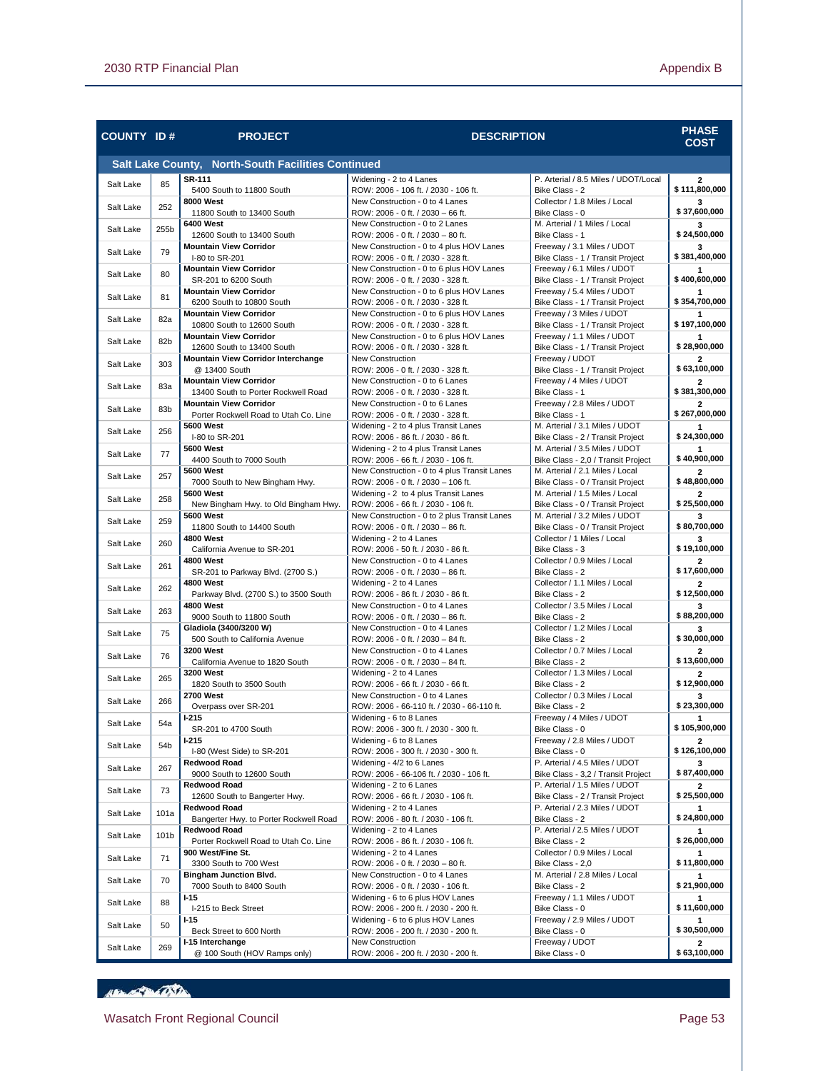| COUNTY | ID # | PROJECT | DESCRIPTION | | PHASE COST |
|---|---|---|---|---|---|
| **Salt Lake County, North-South Facilities Continued** | | | | | |
| Salt Lake | 85 | **SR-111** 5400 South to 11800 South | Widening - 2 to 4 Lanes ROW: 2006 - 106 ft. / 2030 - 106 ft. | P. Arterial / 8.5 Miles / UDOT/Local Bike Class - 2 | **2** **$ 111,800,000** |
| Salt Lake | 252 | **8000 West** 11800 South to 13400 South | New Construction - 0 to 4 Lanes ROW: 2006 - 0 ft. / 2030 – 66 ft. | Collector / 1.8 Miles / Local Bike Class - 0 | **3** **$ 37,600,000** |
| Salt Lake | 255b | **6400 West** 12600 South to 13400 South | New Construction - 0 to 2 Lanes ROW: 2006 - 0 ft. / 2030 – 80 ft. | M. Arterial / 1 Miles / Local Bike Class - 1 | **3** **$ 24,500,000** |
| Salt Lake | 79 | **Mountain View Corridor** I-80 to SR-201 | New Construction - 0 to 4 plus HOV Lanes ROW: 2006 - 0 ft. / 2030 - 328 ft. | Freeway / 3.1 Miles / UDOT Bike Class - 1 / Transit Project | **3** **$ 381,400,000** |
| Salt Lake | 80 | **Mountain View Corridor** SR-201 to 6200 South | New Construction - 0 to 6 plus HOV Lanes ROW: 2006 - 0 ft. / 2030 - 328 ft. | Freeway / 6.1 Miles / UDOT Bike Class - 1 / Transit Project | **1** **$ 400,600,000** |
| Salt Lake | 81 | **Mountain View Corridor** 6200 South to 10800 South | New Construction - 0 to 6 plus HOV Lanes ROW: 2006 - 0 ft. / 2030 - 328 ft. | Freeway / 5.4 Miles / UDOT Bike Class - 1 / Transit Project | **1** **$ 354,700,000** |
| Salt Lake | 82a | **Mountain View Corridor** 10800 South to 12600 South | New Construction - 0 to 6 plus HOV Lanes ROW: 2006 - 0 ft. / 2030 - 328 ft. | Freeway / 3 Miles / UDOT Bike Class - 1 / Transit Project | **1** **$ 197,100,000** |
| Salt Lake | 82b | **Mountain View Corridor** 12600 South to 13400 South | New Construction - 0 to 6 plus HOV Lanes ROW: 2006 - 0 ft. / 2030 - 328 ft. | Freeway / 1.1 Miles / UDOT Bike Class - 1 / Transit Project | **1** **$ 28,900,000** |
| Salt Lake | 303 | **Mountain View Corridor Interchange** @ 13400 South | New Construction ROW: 2006 - 0 ft. / 2030 - 328 ft. | Freeway / UDOT Bike Class - 1 / Transit Project | **2** **$ 63,100,000** |
| Salt Lake | 83a | **Mountain View Corridor** 13400 South to Porter Rockwell Road | New Construction - 0 to 6 Lanes ROW: 2006 - 0 ft. / 2030 - 328 ft. | Freeway / 4 Miles / UDOT Bike Class - 1 | **2** **$ 381,300,000** |
| Salt Lake | 83b | **Mountain View Corridor** Porter Rockwell Road to Utah Co. Line | New Construction - 0 to 6 Lanes ROW: 2006 - 0 ft. / 2030 - 328 ft. | Freeway / 2.8 Miles / UDOT Bike Class - 1 | **2** **$ 267,000,000** |
| Salt Lake | 256 | **5600 West** I-80 to SR-201 | Widening - 2 to 4 plus Transit Lanes ROW: 2006 - 86 ft. / 2030 - 86 ft. | M. Arterial / 3.1 Miles / UDOT Bike Class - 2 / Transit Project | **1** **$ 24,300,000** |
| Salt Lake | 77 | **5600 West** 4400 South to 7000 South | Widening - 2 to 4 plus Transit Lanes ROW: 2006 - 66 ft. / 2030 - 106 ft. | M. Arterial / 3.5 Miles / UDOT Bike Class - 2,0 / Transit Project | **1** **$ 40,900,000** |
| Salt Lake | 257 | **5600 West** 7000 South to New Bingham Hwy. | New Construction - 0 to 4 plus Transit Lanes ROW: 2006 - 0 ft. / 2030 – 106 ft. | M. Arterial / 2.1 Miles / Local Bike Class - 0 / Transit Project | **2** **$ 48,800,000** |
| Salt Lake | 258 | **5600 West** New Bingham Hwy. to Old Bingham Hwy. | Widening - 2 to 4 plus Transit Lanes ROW: 2006 - 66 ft. / 2030 - 106 ft. | M. Arterial / 1.5 Miles / Local Bike Class - 0 / Transit Project | **2** **$ 25,500,000** |
| Salt Lake | 259 | **5600 West** 11800 South to 14400 South | New Construction - 0 to 2 plus Transit Lanes ROW: 2006 - 0 ft. / 2030 – 86 ft. | M. Arterial / 3.2 Miles / UDOT Bike Class - 0 / Transit Project | **3** **$ 80,700,000** |
| Salt Lake | 260 | **4800 West** California Avenue to SR-201 | Widening - 2 to 4 Lanes ROW: 2006 - 50 ft. / 2030 - 86 ft. | Collector / 1 Miles / Local Bike Class - 3 | **3** **$ 19,100,000** |
| Salt Lake | 261 | **4800 West** SR-201 to Parkway Blvd. (2700 S.) | New Construction - 0 to 4 Lanes ROW: 2006 - 0 ft. / 2030 – 86 ft. | Collector / 0.9 Miles / Local Bike Class - 2 | **2** **$ 17,600,000** |
| Salt Lake | 262 | **4800 West** Parkway Blvd. (2700 S.) to 3500 South | Widening - 2 to 4 Lanes ROW: 2006 - 86 ft. / 2030 - 86 ft. | Collector / 1.1 Miles / Local Bike Class - 2 | **2** **$ 12,500,000** |
| Salt Lake | 263 | **4800 West** 9000 South to 11800 South | New Construction - 0 to 4 Lanes ROW: 2006 - 0 ft. / 2030 – 86 ft. | Collector / 3.5 Miles / Local Bike Class - 2 | **3** **$ 88,200,000** |
| Salt Lake | 75 | **Gladiola (3400/3200 W)** 500 South to California Avenue | New Construction - 0 to 4 Lanes ROW: 2006 - 0 ft. / 2030 – 84 ft. | Collector / 1.2 Miles / Local Bike Class - 2 | **3** **$ 30,000,000** |
| Salt Lake | 76 | **3200 West** California Avenue to 1820 South | New Construction - 0 to 4 Lanes ROW: 2006 - 0 ft. / 2030 – 84 ft. | Collector / 0.7 Miles / Local Bike Class - 2 | **2** **$ 13,600,000** |
| Salt Lake | 265 | **3200 West** 1820 South to 3500 South | Widening - 2 to 4 Lanes ROW: 2006 - 66 ft. / 2030 - 66 ft. | Collector / 1.3 Miles / Local Bike Class - 2 | **2** **$ 12,900,000** |
| Salt Lake | 266 | **2700 West** Overpass over SR-201 | New Construction - 0 to 4 Lanes ROW: 2006 - 66-110 ft. / 2030 - 66-110 ft. | Collector / 0.3 Miles / Local Bike Class - 2 | **3** **$ 23,300,000** |
| Salt Lake | 54a | **I-215** SR-201 to 4700 South | Widening - 6 to 8 Lanes ROW: 2006 - 300 ft. / 2030 - 300 ft. | Freeway / 4 Miles / UDOT Bike Class - 0 | **1** **$ 105,900,000** |
| Salt Lake | 54b | **I-215** I-80 (West Side) to SR-201 | Widening - 6 to 8 Lanes ROW: 2006 - 300 ft. / 2030 - 300 ft. | Freeway / 2.8 Miles / UDOT Bike Class - 0 | **2** **$ 126,100,000** |
| Salt Lake | 267 | **Redwood Road** 9000 South to 12600 South | Widening - 4/2 to 6 Lanes ROW: 2006 - 66-106 ft. / 2030 - 106 ft. | P. Arterial / 4.5 Miles / UDOT Bike Class - 3,2 / Transit Project | **3** **$ 87,400,000** |
| Salt Lake | 73 | **Redwood Road** 12600 South to Bangerter Hwy. | Widening - 2 to 6 Lanes ROW: 2006 - 66 ft. / 2030 - 106 ft. | P. Arterial / 1.5 Miles / UDOT Bike Class - 2 / Transit Project | **2** **$ 25,500,000** |
| Salt Lake | 101a | **Redwood Road** Bangerter Hwy. to Porter Rockwell Road | Widening - 2 to 4 Lanes ROW: 2006 - 80 ft. / 2030 - 106 ft. | P. Arterial / 2.3 Miles / UDOT Bike Class - 2 | **1** **$ 24,800,000** |
| Salt Lake | 101b | **Redwood Road** Porter Rockwell Road to Utah Co. Line | Widening - 2 to 4 Lanes ROW: 2006 - 86 ft. / 2030 - 106 ft. | P. Arterial / 2.5 Miles / UDOT Bike Class - 2 | **1** **$ 26,000,000** |
| Salt Lake | 71 | **900 West/Fine St.** 3300 South to 700 West | Widening - 2 to 4 Lanes ROW: 2006 - 0 ft. / 2030 – 80 ft. | Collector / 0.9 Miles / Local Bike Class - 2,0 | **1** **$ 11,800,000** |
| Salt Lake | 70 | **Bingham Junction Blvd.** 7000 South to 8400 South | New Construction - 0 to 4 Lanes ROW: 2006 - 0 ft. / 2030 - 106 ft. | M. Arterial / 2.8 Miles / Local Bike Class - 2 | **1** **$ 21,900,000** |
| Salt Lake | 88 | **I-15** I-215 to Beck Street | Widening - 6 to 6 plus HOV Lanes ROW: 2006 - 200 ft. / 2030 - 200 ft. | Freeway / 1.1 Miles / UDOT Bike Class - 0 | **1** **$ 11,600,000** |
| Salt Lake | 50 | **I-15** Beck Street to 600 North | Widening - 6 to 6 plus HOV Lanes ROW: 2006 - 200 ft. / 2030 - 200 ft. | Freeway / 2.9 Miles / UDOT Bike Class - 0 | **1** **$ 30,500,000** |
| Salt Lake | 269 | **I-15 Interchange** @ 100 South (HOV Ramps only) | New Construction ROW: 2006 - 200 ft. / 2030 - 200 ft. | Freeway / UDOT Bike Class - 0 | **2** **$ 63,100,000** |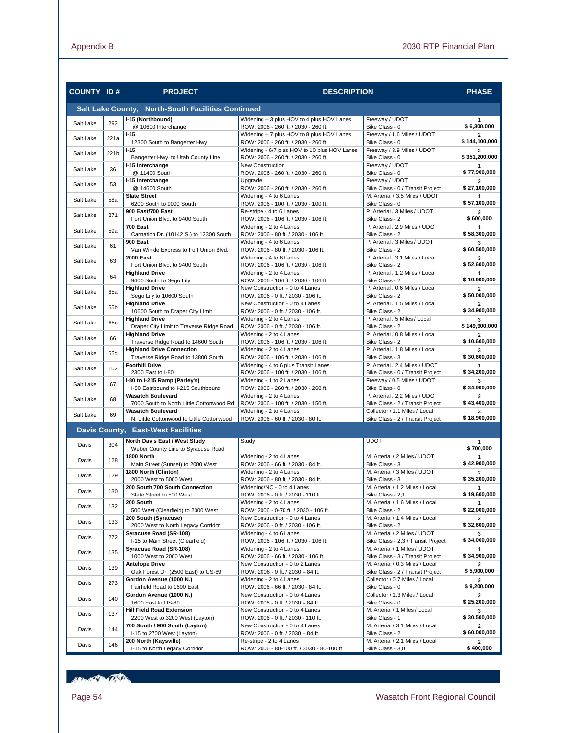| COUNTY | ID # | PROJECT | DESCRIPTION | | PHASE |
|---|---|---|---|---|---|
| **Salt Lake County, North-South Facilities Continued** | | | | | |
| Salt Lake | 292 | **I-15 (Northbound)** @ 10600 Interchange | Widening – 3 plus HOV to 4 plus HOV Lanes ROW: 2006 - 260 ft. / 2030 - 260 ft. | Freeway / UDOT Bike Class - 0 | 1 $ 6,300,000 |
| Salt Lake | 221a | **I-15** 12300 South to Bangerter Hwy. | Widening – 7 plus HOV to 8 plus HOV Lanes ROW: 2006 - 260 ft. / 2030 - 260 ft. | Freeway / 1.6 Miles / UDOT Bike Class - 0 | 2 $ 144,100,000 |
| Salt Lake | 221b | **I-15** Bangerter Hwy. to Utah County Line | Widening - 6/7 plus HOV to 10 plus HOV Lanes ROW: 2006 - 260 ft. / 2030 - 260 ft. | Freeway / 3.9 Miles / UDOT Bike Class - 0 | 2 $ 351,200,000 |
| Salt Lake | 36 | **I-15 Interchange** @ 11400 South | New Construction ROW: 2006 - 260 ft. / 2030 - 260 ft. | Freeway / UDOT Bike Class - 0 | 1 $ 77,900,000 |
| Salt Lake | 53 | **I-15 Interchange** @ 14600 South | Upgrade ROW: 2006 - 260 ft. / 2030 - 260 ft. | Freeway / UDOT Bike Class - 0 / Transit Project | 2 $ 27,100,000 |
| Salt Lake | 58a | **State Street** 6200 South to 9000 South | Widening - 4 to 6 Lanes ROW: 2006 - 100 ft. / 2030 - 100 ft. | M. Arterial / 3.5 Miles / UDOT Bike Class - 0 | 1 $ 57,100,000 |
| Salt Lake | 271 | **900 East/700 East** Fort Union Blvd. to 9400 South | Re-stripe - 4 to 6 Lanes ROW: 2006 - 106 ft. / 2030 - 106 ft. | P. Arterial / 3 Miles / UDOT Bike Class - 2 | 2 $ 600,000 |
| Salt Lake | 59a | **700 East** Carnation Dr. (10142 S.) to 12300 South | Widening - 2 to 4 Lanes ROW: 2006 - 80 ft. / 2030 - 106 ft. | P. Arterial / 2.9 Miles / UDOT Bike Class - 2 | 1 $ 58,300,000 |
| Salt Lake | 61 | **900 East** Van Winkle Express to Fort Union Blvd. | Widening - 4 to 6 Lanes ROW: 2006 - 80 ft. / 2030 - 106 ft. | P. Arterial / 3 Miles / UDOT Bike Class - 2 | 3 $ 60,500,000 |
| Salt Lake | 63 | **2000 East** Fort Union Blvd. to 9400 South | Widening - 4 to 6 Lanes ROW: 2006 - 106 ft. / 2030 - 106 ft. | P. Arterial / 3.1 Miles / Local Bike Class - 2 | 3 $ 52,600,000 |
| Salt Lake | 64 | **Highland Drive** 9400 South to Sego Lily | Widening - 2 to 4 Lanes ROW: 2006 - 106 ft. / 2030 - 106 ft. | P. Arterial / 1.2 Miles / Local Bike Class - 2 | 1 $ 10,900,000 |
| Salt Lake | 65a | **Highland Drive** Sego Lily to 10600 South | New Construction - 0 to 4 Lanes ROW: 2006 - 0 ft. / 2030 - 106 ft. | P. Arterial / 0.6 Miles / Local Bike Class - 2 | 2 $ 50,000,000 |
| Salt Lake | 65b | **Highland Drive** 10600 South to Draper City Limit | New Construction - 0 to 4 Lanes ROW: 2006 - 0 ft. / 2030 - 106 ft. | P. Arterial / 1.5 Miles / Local Bike Class - 2 | 2 $ 34,900,000 |
| Salt Lake | 65c | **Highland Drive** Draper City Limit to Traverse Ridge Road | Widening - 2 to 4 Lanes ROW: 2006 - 0 ft. / 2030 - 106 ft. | P. Arterial / 5 Miles / Local Bike Class - 2 | 3 $ 149,900,000 |
| Salt Lake | 66 | **Highland Drive** Traverse Ridge Road to 14600 South | Widening - 2 to 4 Lanes ROW: 2006 - 106 ft. / 2030 - 106 ft. | P. Arterial / 0.8 Miles / Local Bike Class - 2 | 2 $ 10,600,000 |
| Salt Lake | 65d | **Highland Drive Connection** Traverse Ridge Road to 13800 South | Widening - 2 to 4 Lanes ROW: 2006 - 106 ft. / 2030 - 106 ft. | P. Arterial / 1.8 Miles / Local Bike Class - 3 | 3 $ 30,600,000 |
| Salt Lake | 102 | **Foothill Drive** 2300 East to I-80 | Widening - 4 to 6 plus Transit Lanes ROW: 2006 - 100 ft. / 2030 - 106 ft. | P. Arterial / 2.4 Miles / UDOT Bike Class - 0 / Transit Project | 1 $ 34,200,000 |
| Salt Lake | 67 | **I-80 to I-215 Ramp (Parley's)** I-80 Eastbound to I-215 Southbound | Widening - 1 to 2 Lanes ROW: 2006 - 260 ft. / 2030 - 260 ft. | Freeway / 0.5 Miles / UDOT Bike Class - 0 | 3 $ 34,900,000 |
| Salt Lake | 68 | **Wasatch Boulevard** 7000 South to North Little Cottonwood Rd | Widening - 2 to 4 Lanes ROW: 2006 - 100 ft. / 2030 - 150 ft. | P. Arterial / 2.2 Miles / UDOT Bike Class - 2 / Transit Project | 2 $ 43,400,000 |
| Salt Lake | 69 | **Wasatch Boulevard** N. Little Cottonwood to Little Cottonwood | Widening - 2 to 4 Lanes ROW: 2006 - 60 ft. / 2030 - 80 ft. | Collector / 1.1 Miles / Local Bike Class - 2 / Transit Project | 3 $ 18,900,000 |
| **Davis County, East-West Facilities** | | | | | |
| Davis | 304 | **North Davis East / West Study** Weber County Line to Syracuse Road | Study | UDOT | 1 $ 700,000 |
| Davis | 128 | **1800 North** Main Street (Sunset) to 2000 West | Widening - 2 to 4 Lanes ROW: 2006 - 66 ft. / 2030 - 84 ft. | M. Arterial / 2 Miles / UDOT Bike Class - 3 | 1 $ 42,900,000 |
| Davis | 129 | **1800 North (Clinton)** 2000 West to 5000 West | Widening - 2 to 4 Lanes ROW: 2006 - 80 ft. / 2030 - 84 ft. | M. Arterial / 3 Miles / UDOT Bike Class - 3 | 2 $ 35,200,000 |
| Davis | 130 | **200 South/700 South Connection** State Street to 500 West | Widening/NC - 0 to 4 Lanes ROW: 2006 - 0 ft. / 2030 - 110 ft. | M. Arterial / 1.2 Miles / Local Bike Class - 2,1 | 1 $ 19,600,000 |
| Davis | 132 | **200 South** 500 West (Clearfield) to 2000 West | Widening - 2 to 4 Lanes ROW: 2006 - 0-70 ft. / 2030 - 106 ft. | M. Arterial / 1.6 Miles / Local Bike Class - 2 | 1 $ 22,000,000 |
| Davis | 133 | **200 South (Syracuse)** 2000 West to North Legacy Corridor | New Construction - 0 to 4 Lanes ROW: 2006 - 0 ft. / 2030 - 106 ft. | M. Arterial / 1.4 Miles / Local Bike Class - 2 | 2 $ 32,600,000 |
| Davis | 272 | **Syracuse Road (SR-108)** I-15 to Main Street (Clearfield) | Widening - 4 to 6 Lanes ROW: 2006 - 106 ft. / 2030 - 106 ft. | M. Arterial / 2 Miles / UDOT Bike Class - 2,3 / Transit Project | 3 $ 34,000,000 |
| Davis | 135 | **Syracuse Road (SR-108)** 1000 West to 2000 West | Widening - 2 to 4 Lanes ROW: 2006 - 66 ft. / 2030 - 106 ft. | M. Arterial / 1 Miles / UDOT Bike Class - 3 / Transit Project | 1 $ 34,900,000 |
| Davis | 139 | **Antelope Drive** Oak Forest Dr. (2500 East) to US-89 | New Construction - 0 to 2 Lanes ROW: 2006 - 0 ft. / 2030 – 84 ft. | M. Arterial / 0.3 Miles / Local Bike Class - 2 / Transit Project | 2 $ 5,900,000 |
| Davis | 273 | **Gordon Avenue (1000 N.)** Fairfield Road to 1600 East | Widening - 2 to 4 Lanes ROW: 2006 - 66 ft. / 2030 - 84 ft. | Collector / 0.7 Miles / Local Bike Class - 0 | 2 $ 9,200,000 |
| Davis | 140 | **Gordon Avenue (1000 N.)** 1600 East to US-89 | New Construction - 0 to 4 Lanes ROW: 2006 - 0 ft. / 2030 – 84 ft. | Collector / 1.3 Miles / Local Bike Class - 0 | 2 $ 25,200,000 |
| Davis | 137 | **Hill Field Road Extension** 2200 West to 3200 West (Layton) | New Construction - 0 to 4 Lanes ROW: 2006 - 0 ft. / 2030 - 110 ft. | M. Arterial / 1 Miles / Local Bike Class - 1 | 3 $ 30,500,000 |
| Davis | 144 | **700 South / 900 South (Layton)** I-15 to 2700 West (Layton) | New Construction - 0 to 4 Lanes ROW: 2006 - 0 ft. / 2030 – 84 ft. | M. Arterial / 3.1 Miles / Local Bike Class - 2 | 2 $ 60,000,000 |
| Davis | 146 | **200 North (Kaysville)** I-15 to North Legacy Corridor | Re-stripe - 2 to 4 Lanes ROW: 2006 - 80-100 ft. / 2030 - 80-100 ft. | M. Arterial / 2.1 Miles / Local Bike Class - 3,0 | 2 $ 400,000 |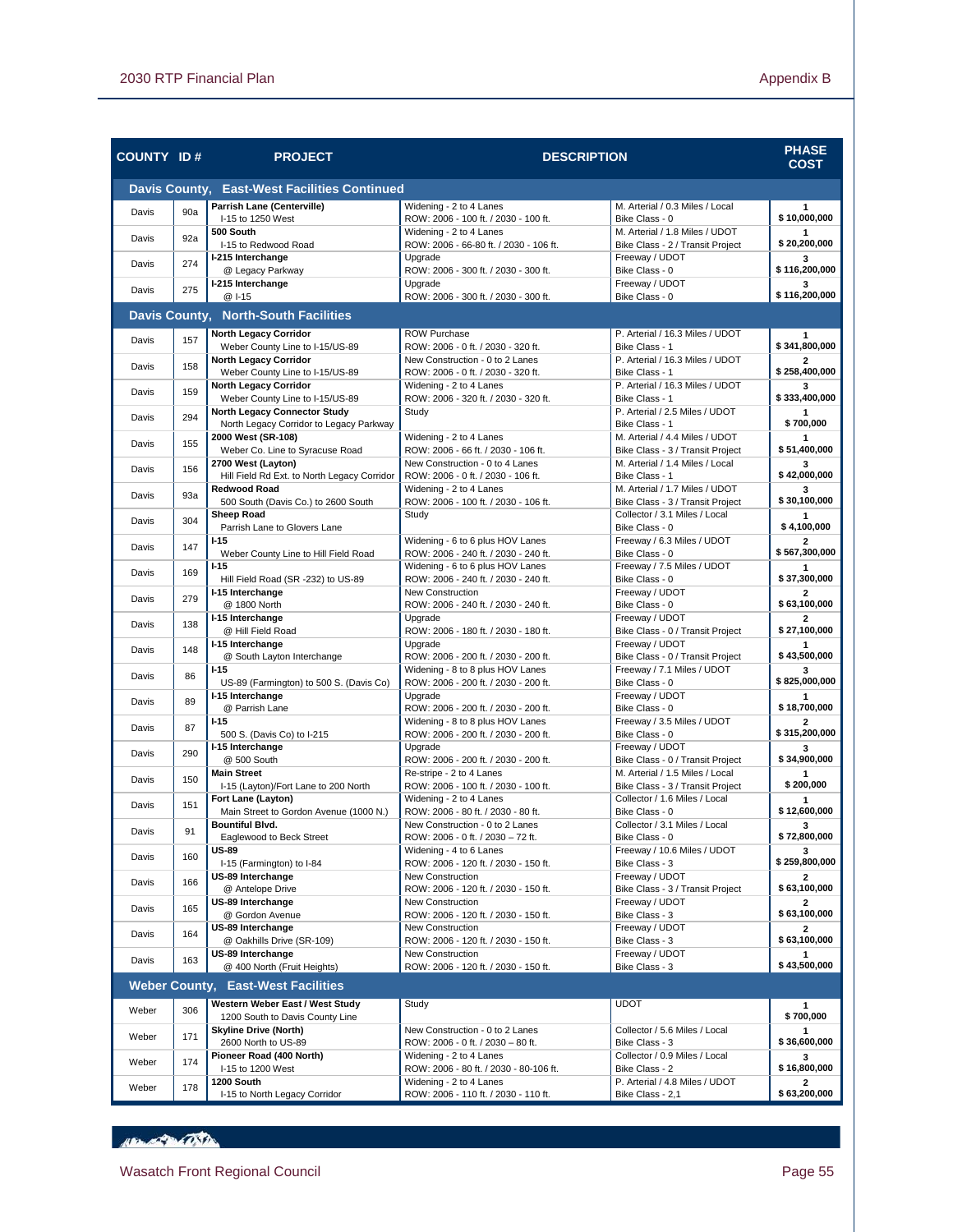| COUNTY | ID # | PROJECT | DESCRIPTION | | PHASE COST |
|---|---|---|---|---|---|
| **Davis County, East-West Facilities Continued** | | | | | |
| Davis | 90a | **Parrish Lane (Centerville)** I-15 to 1250 West | Widening - 2 to 4 Lanes ROW: 2006 - 100 ft. / 2030 - 100 ft. | M. Arterial / 0.3 Miles / Local Bike Class - 0 | 1 $ 10,000,000 |
| Davis | 92a | **500 South** I-15 to Redwood Road | Widening - 2 to 4 Lanes ROW: 2006 - 66-80 ft. / 2030 - 106 ft. | M. Arterial / 1.8 Miles / UDOT Bike Class - 2 / Transit Project | 1 $ 20,200,000 |
| Davis | 274 | **I-215 Interchange** @ Legacy Parkway | Upgrade ROW: 2006 - 300 ft. / 2030 - 300 ft. | Freeway / UDOT Bike Class - 0 | 3 $ 116,200,000 |
| Davis | 275 | **I-215 Interchange** @ I-15 | Upgrade ROW: 2006 - 300 ft. / 2030 - 300 ft. | Freeway / UDOT Bike Class - 0 | 3 $ 116,200,000 |
| **Davis County, North-South Facilities** | | | | | |
| Davis | 157 | **North Legacy Corridor** Weber County Line to I-15/US-89 | ROW Purchase ROW: 2006 - 0 ft. / 2030 - 320 ft. | P. Arterial / 16.3 Miles / UDOT Bike Class - 1 | 1 $ 341,800,000 |
| Davis | 158 | **North Legacy Corridor** Weber County Line to I-15/US-89 | New Construction - 0 to 2 Lanes ROW: 2006 - 0 ft. / 2030 - 320 ft. | P. Arterial / 16.3 Miles / UDOT Bike Class - 1 | 2 $ 258,400,000 |
| Davis | 159 | **North Legacy Corridor** Weber County Line to I-15/US-89 | Widening - 2 to 4 Lanes ROW: 2006 - 320 ft. / 2030 - 320 ft. | P. Arterial / 16.3 Miles / UDOT Bike Class - 1 | 3 $ 333,400,000 |
| Davis | 294 | **North Legacy Connector Study** North Legacy Corridor to Legacy Parkway | Study | P. Arterial / 2.5 Miles / UDOT Bike Class - 1 | 1 $ 700,000 |
| Davis | 155 | **2000 West (SR-108)** Weber Co. Line to Syracuse Road | Widening - 2 to 4 Lanes ROW: 2006 - 66 ft. / 2030 - 106 ft. | M. Arterial / 4.4 Miles / UDOT Bike Class - 3 / Transit Project | 1 $ 51,400,000 |
| Davis | 156 | **2700 West (Layton)** Hill Field Rd Ext. to North Legacy Corridor | New Construction - 0 to 4 Lanes ROW: 2006 - 0 ft. / 2030 - 106 ft. | M. Arterial / 1.4 Miles / Local Bike Class - 1 | 3 $ 42,000,000 |
| Davis | 93a | **Redwood Road** 500 South (Davis Co.) to 2600 South | Widening - 2 to 4 Lanes ROW: 2006 - 100 ft. / 2030 - 106 ft. | M. Arterial / 1.7 Miles / UDOT Bike Class - 3 / Transit Project | 3 $ 30,100,000 |
| Davis | 304 | **Sheep Road** Parrish Lane to Glovers Lane | Study | Collector / 3.1 Miles / Local Bike Class - 0 | 1 $ 4,100,000 |
| Davis | 147 | **I-15** Weber County Line to Hill Field Road | Widening - 6 to 6 plus HOV Lanes ROW: 2006 - 240 ft. / 2030 - 240 ft. | Freeway / 6.3 Miles / UDOT Bike Class - 0 | 2 $ 567,300,000 |
| Davis | 169 | **I-15** Hill Field Road (SR -232) to US-89 | Widening - 6 to 6 plus HOV Lanes ROW: 2006 - 240 ft. / 2030 - 240 ft. | Freeway / 7.5 Miles / UDOT Bike Class - 0 | 1 $ 37,300,000 |
| Davis | 279 | **I-15 Interchange** @ 1800 North | New Construction ROW: 2006 - 240 ft. / 2030 - 240 ft. | Freeway / UDOT Bike Class - 0 | 2 $ 63,100,000 |
| Davis | 138 | **I-15 Interchange** @ Hill Field Road | Upgrade ROW: 2006 - 180 ft. / 2030 - 180 ft. | Freeway / UDOT Bike Class - 0 / Transit Project | 2 $ 27,100,000 |
| Davis | 148 | **I-15 Interchange** @ South Layton Interchange | Upgrade ROW: 2006 - 200 ft. / 2030 - 200 ft. | Freeway / UDOT Bike Class - 0 / Transit Project | 1 $ 43,500,000 |
| Davis | 86 | **I-15** US-89 (Farmington) to 500 S. (Davis Co) | Widening - 8 to 8 plus HOV Lanes ROW: 2006 - 200 ft. / 2030 - 200 ft. | Freeway / 7.1 Miles / UDOT Bike Class - 0 | 3 $ 825,000,000 |
| Davis | 89 | **I-15 Interchange** @ Parrish Lane | Upgrade ROW: 2006 - 200 ft. / 2030 - 200 ft. | Freeway / UDOT Bike Class - 0 | 1 $ 18,700,000 |
| Davis | 87 | **I-15** 500 S. (Davis Co) to I-215 | Widening - 8 to 8 plus HOV Lanes ROW: 2006 - 200 ft. / 2030 - 200 ft. | Freeway / 3.5 Miles / UDOT Bike Class - 0 | 2 $ 315,200,000 |
| Davis | 290 | **I-15 Interchange** @ 500 South | Upgrade ROW: 2006 - 200 ft. / 2030 - 200 ft. | Freeway / UDOT Bike Class - 0 / Transit Project | 3 $ 34,900,000 |
| Davis | 150 | **Main Street** I-15 (Layton)/Fort Lane to 200 North | Re-stripe - 2 to 4 Lanes ROW: 2006 - 100 ft. / 2030 - 100 ft. | M. Arterial / 1.5 Miles / Local Bike Class - 3 / Transit Project | 1 $ 200,000 |
| Davis | 151 | **Fort Lane (Layton)** Main Street to Gordon Avenue (1000 N.) | Widening - 2 to 4 Lanes ROW: 2006 - 80 ft. / 2030 - 80 ft. | Collector / 1.6 Miles / Local Bike Class - 0 | 1 $ 12,600,000 |
| Davis | 91 | **Bountiful Blvd.** Eaglewood to Beck Street | New Construction - 0 to 2 Lanes ROW: 2006 - 0 ft. / 2030 – 72 ft. | Collector / 3.1 Miles / Local Bike Class - 0 | 3 $ 72,800,000 |
| Davis | 160 | **US-89** I-15 (Farmington) to I-84 | Widening - 4 to 6 Lanes ROW: 2006 - 120 ft. / 2030 - 150 ft. | Freeway / 10.6 Miles / UDOT Bike Class - 3 | 3 $ 259,800,000 |
| Davis | 166 | **US-89 Interchange** @ Antelope Drive | New Construction ROW: 2006 - 120 ft. / 2030 - 150 ft. | Freeway / UDOT Bike Class - 3 / Transit Project | 2 $ 63,100,000 |
| Davis | 165 | **US-89 Interchange** @ Gordon Avenue | New Construction ROW: 2006 - 120 ft. / 2030 - 150 ft. | Freeway / UDOT Bike Class - 3 | 2 $ 63,100,000 |
| Davis | 164 | **US-89 Interchange** @ Oakhills Drive (SR-109) | New Construction ROW: 2006 - 120 ft. / 2030 - 150 ft. | Freeway / UDOT Bike Class - 3 | 2 $ 63,100,000 |
| Davis | 163 | **US-89 Interchange** @ 400 North (Fruit Heights) | New Construction ROW: 2006 - 120 ft. / 2030 - 150 ft. | Freeway / UDOT Bike Class - 3 | 1 $ 43,500,000 |
| **Weber County, East-West Facilities** | | | | | |
| Weber | 306 | **Western Weber East / West Study** 1200 South to Davis County Line | Study | UDOT | 1 $ 700,000 |
| Weber | 171 | **Skyline Drive (North)** 2600 North to US-89 | New Construction - 0 to 2 Lanes ROW: 2006 - 0 ft. / 2030 – 80 ft. | Collector / 5.6 Miles / Local Bike Class - 3 | 1 $ 36,600,000 |
| Weber | 174 | **Pioneer Road (400 North)** I-15 to 1200 West | Widening - 2 to 4 Lanes ROW: 2006 - 80 ft. / 2030 - 80-106 ft. | Collector / 0.9 Miles / Local Bike Class - 2 | 3 $ 16,800,000 |
| Weber | 178 | **1200 South** I-15 to North Legacy Corridor | Widening - 2 to 4 Lanes ROW: 2006 - 110 ft. / 2030 - 110 ft. | P. Arterial / 4.8 Miles / UDOT Bike Class - 2,1 | 2 $ 63,200,000 |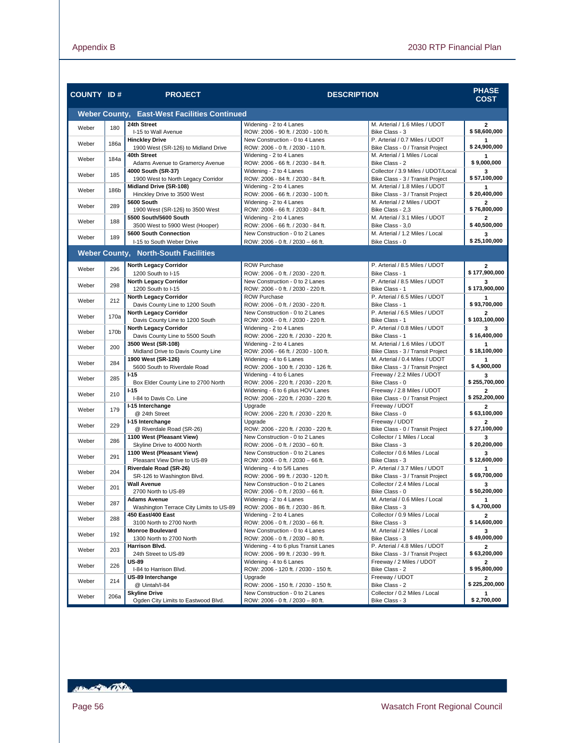| COUNTY | ID # | PROJECT | DESCRIPTION | | PHASE COST |
|---|---|---|---|---|---|
| **Weber County, East-West Facilities Continued** | | | | | |
| Weber | 180 | **24th Street** I-15 to Wall Avenue | Widening - 2 to 4 Lanes ROW: 2006 - 90 ft. / 2030 - 100 ft. | M. Arterial / 1.6 Miles / UDOT Bike Class - 3 | 2 $ 58,600,000 |
| Weber | 186a | **Hinckley Drive** 1900 West (SR-126) to Midland Drive | New Construction - 0 to 4 Lanes ROW: 2006 - 0 ft. / 2030 - 110 ft. | P. Arterial / 0.7 Miles / UDOT Bike Class - 0 / Transit Project | 1 $ 24,900,000 |
| Weber | 184a | **40th Street** Adams Avenue to Gramercy Avenue | Widening - 2 to 4 Lanes ROW: 2006 - 66 ft. / 2030 - 84 ft. | M. Arterial / 1 Miles / Local Bike Class - 2 | 1 $ 9,000,000 |
| Weber | 185 | **4000 South (SR-37)** 1900 West to North Legacy Corridor | Widening - 2 to 4 Lanes ROW: 2006 - 84 ft. / 2030 - 84 ft. | Collector / 3.9 Miles / UDOT/Local Bike Class - 3 / Transit Project | 3 $ 57,100,000 |
| Weber | 186b | **Midland Drive (SR-108)** Hinckley Drive to 3500 West | Widening - 2 to 4 Lanes ROW: 2006 - 66 ft. / 2030 - 100 ft. | M. Arterial / 1.8 Miles / UDOT Bike Class - 3 / Transit Project | 1 $ 20,400,000 |
| Weber | 289 | **5600 South** 1900 West (SR-126) to 3500 West | Widening - 2 to 4 Lanes ROW: 2006 - 66 ft. / 2030 - 84 ft. | M. Arterial / 2 Miles / UDOT Bike Class - 2,3 | 2 $ 76,800,000 |
| Weber | 188 | **5500 South/5600 South** 3500 West to 5900 West (Hooper) | Widening - 2 to 4 Lanes ROW: 2006 - 66 ft. / 2030 - 84 ft. | M. Arterial / 3.1 Miles / UDOT Bike Class - 3,0 | 2 $ 40,500,000 |
| Weber | 189 | **5600 South Connection** I-15 to South Weber Drive | New Construction - 0 to 2 Lanes ROW: 2006 - 0 ft. / 2030 – 66 ft. | M. Arterial / 1.2 Miles / Local Bike Class - 0 | 3 $ 25,100,000 |
| **Weber County, North-South Facilities** | | | | | |
| Weber | 296 | **North Legacy Corridor** 1200 South to I-15 | ROW Purchase ROW: 2006 - 0 ft. / 2030 - 220 ft. | P. Arterial / 8.5 Miles / UDOT Bike Class - 1 | 2 $ 177,900,000 |
| Weber | 298 | **North Legacy Corridor** 1200 South to I-15 | New Construction - 0 to 2 Lanes ROW: 2006 - 0 ft. / 2030 - 220 ft. | P. Arterial / 8.5 Miles / UDOT Bike Class - 1 | 3 $ 173,900,000 |
| Weber | 212 | **North Legacy Corridor** Davis County Line to 1200 South | ROW Purchase ROW: 2006 - 0 ft. / 2030 - 220 ft. | P. Arterial / 6.5 Miles / UDOT Bike Class - 1 | 1 $ 93,700,000 |
| Weber | 170a | **North Legacy Corridor** Davis County Line to 1200 South | New Construction - 0 to 2 Lanes ROW: 2006 - 0 ft. / 2030 - 220 ft. | P. Arterial / 6.5 Miles / UDOT Bike Class - 1 | 2 $ 103,100,000 |
| Weber | 170b | **North Legacy Corridor** Davis County Line to 5500 South | Widening - 2 to 4 Lanes ROW: 2006 - 220 ft. / 2030 - 220 ft. | P. Arterial / 0.8 Miles / UDOT Bike Class - 1 | 3 $ 16,400,000 |
| Weber | 200 | **3500 West (SR-108)** Midland Drive to Davis County Line | Widening - 2 to 4 Lanes ROW: 2006 - 66 ft. / 2030 - 100 ft. | M. Arterial / 1.6 Miles / UDOT Bike Class - 3 / Transit Project | 1 $ 18,100,000 |
| Weber | 284 | **1900 West (SR-126)** 5600 South to Riverdale Road | Widening - 4 to 6 Lanes ROW: 2006 - 100 ft. / 2030 - 126 ft. | M. Arterial / 0.4 Miles / UDOT Bike Class - 3 / Transit Project | 1 $ 4,900,000 |
| Weber | 285 | **I-15** Box Elder County Line to 2700 North | Widening - 4 to 6 Lanes ROW: 2006 - 220 ft. / 2030 - 220 ft. | Freeway / 2.2 Miles / UDOT Bike Class - 0 | 3 $ 255,700,000 |
| Weber | 210 | **I-15** I-84 to Davis Co. Line | Widening - 6 to 6 plus HOV Lanes ROW: 2006 - 220 ft. / 2030 - 220 ft. | Freeway / 2.8 Miles / UDOT Bike Class - 0 / Transit Project | 2 $ 252,200,000 |
| Weber | 179 | **I-15 Interchange** @ 24th Street | Upgrade ROW: 2006 - 220 ft. / 2030 - 220 ft. | Freeway / UDOT Bike Class - 0 | 2 $ 63,100,000 |
| Weber | 229 | **I-15 Interchange** @ Riverdale Road (SR-26) | Upgrade ROW: 2006 - 220 ft. / 2030 - 220 ft. | Freeway / UDOT Bike Class - 0 / Transit Project | 2 $ 27,100,000 |
| Weber | 286 | **1100 West (Pleasant View)** Skyline Drive to 4000 North | New Construction - 0 to 2 Lanes ROW: 2006 - 0 ft. / 2030 – 60 ft. | Collector / 1 Miles / Local Bike Class - 3 | 3 $ 20,200,000 |
| Weber | 291 | **1100 West (Pleasant View)** Pleasant View Drive to US-89 | New Construction - 0 to 2 Lanes ROW: 2006 - 0 ft. / 2030 – 66 ft. | Collector / 0.6 Miles / Local Bike Class - 3 | 3 $ 12,600,000 |
| Weber | 204 | **Riverdale Road (SR-26)** SR-126 to Washington Blvd. | Widening - 4 to 5/6 Lanes ROW: 2006 - 99 ft. / 2030 - 120 ft. | P. Arterial / 3.7 Miles / UDOT Bike Class - 3 / Transit Project | 1 $ 69,700,000 |
| Weber | 201 | **Wall Avenue** 2700 North to US-89 | New Construction - 0 to 2 Lanes ROW: 2006 - 0 ft. / 2030 – 66 ft. | Collector / 2.4 Miles / Local Bike Class - 0 | 3 $ 50,200,000 |
| Weber | 287 | **Adams Avenue** Washington Terrace City Limits to US-89 | Widening - 2 to 4 Lanes ROW: 2006 - 86 ft. / 2030 - 86 ft. | M. Arterial / 0.6 Miles / Local Bike Class - 3 | 1 $ 4,700,000 |
| Weber | 288 | **450 East/400 East** 3100 North to 2700 North | Widening - 2 to 4 Lanes ROW: 2006 - 0 ft. / 2030 – 66 ft. | Collector / 0.9 Miles / Local Bike Class - 3 | 2 $ 14,600,000 |
| Weber | 192 | **Monroe Boulevard** 1300 North to 2700 North | New Construction - 0 to 4 Lanes ROW: 2006 - 0 ft. / 2030 – 80 ft. | M. Arterial / 2 Miles / Local Bike Class - 3 | 3 $ 49,000,000 |
| Weber | 203 | **Harrison Blvd.** 24th Street to US-89 | Widening - 4 to 6 plus Transit Lanes ROW: 2006 - 99 ft. / 2030 - 99 ft. | P. Arterial / 4.8 Miles / UDOT Bike Class - 3 / Transit Project | 2 $ 63,200,000 |
| Weber | 226 | **US-89** I-84 to Harrison Blvd. | Widening - 4 to 6 Lanes ROW: 2006 - 120 ft. / 2030 - 150 ft. | Freeway / 2 Miles / UDOT Bike Class - 2 | 2 $ 95,800,000 |
| Weber | 214 | **US-89 Interchange** @ Uintah/I-84 | Upgrade ROW: 2006 - 150 ft. / 2030 - 150 ft. | Freeway / UDOT Bike Class - 2 | 2 $ 225,200,000 |
| Weber | 206a | **Skyline Drive** Ogden City Limits to Eastwood Blvd. | New Construction - 0 to 2 Lanes ROW: 2006 - 0 ft. / 2030 – 80 ft. | Collector / 0.2 Miles / Local Bike Class - 3 | 1 $ 2,700,000 |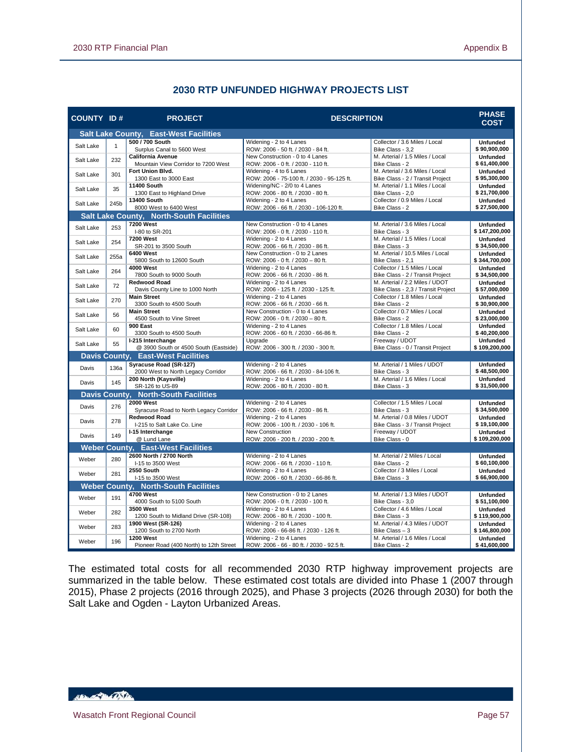## 2030 RTP UNFUNDED HIGHWAY PROJECTS LIST

| COUNTY | ID # | PROJECT | DESCRIPTION | | PHASE COST |
|---|---|---|---|---|---|
| **Salt Lake County, East-West Facilities** | | | | | |
| Salt Lake | 1 | **500 / 700 South**<br>Surplus Canal to 5600 West | Widening - 2 to 4 Lanes<br>ROW: 2006 - 50 ft. / 2030 - 84 ft. | Collector / 3.6 Miles / Local<br>Bike Class - 3,2 | **Unfunded**<br>**$ 90,900,000** |
| Salt Lake | 232 | **California Avenue**<br>Mountain View Corridor to 7200 West | New Construction - 0 to 4 Lanes<br>ROW: 2006 - 0 ft. / 2030 - 110 ft. | M. Arterial / 1.5 Miles / Local<br>Bike Class - 2 | **Unfunded**<br>**$ 61,400,000** |
| Salt Lake | 301 | **Fort Union Blvd.**<br>1300 East to 3000 East | Widening - 4 to 6 Lanes<br>ROW: 2006 - 75-100 ft. / 2030 - 95-125 ft. | M. Arterial / 3.6 Miles / Local<br>Bike Class - 2 / Transit Project | **Unfunded**<br>**$ 95,300,000** |
| Salt Lake | 35 | **11400 South**<br>1300 East to Highland Drive | Widening/NC - 2/0 to 4 Lanes<br>ROW: 2006 - 80 ft. / 2030 - 80 ft. | M. Arterial / 1.1 Miles / Local<br>Bike Class - 2,0 | **Unfunded**<br>**$ 21,700,000** |
| Salt Lake | 245b | **13400 South**<br>8000 West to 6400 West | Widening - 2 to 4 Lanes<br>ROW: 2006 - 66 ft. / 2030 - 106-120 ft. | Collector / 0.9 Miles / Local<br>Bike Class - 2 | **Unfunded**<br>**$ 27,500,000** |
| **Salt Lake County, North-South Facilities** | | | | | |
| Salt Lake | 253 | **7200 West**<br>I-80 to SR-201 | New Construction - 0 to 4 Lanes<br>ROW: 2006 - 0 ft. / 2030 - 110 ft. | M. Arterial / 3.6 Miles / Local<br>Bike Class - 3 | **Unfunded**<br>**$ 147,200,000** |
| Salt Lake | 254 | **7200 West**<br>SR-201 to 3500 South | Widening - 2 to 4 Lanes<br>ROW: 2006 - 66 ft. / 2030 - 86 ft. | M. Arterial / 1.5 Miles / Local<br>Bike Class - 3 | **Unfunded**<br>**$ 34,500,000** |
| Salt Lake | 255a | **6400 West**<br>5800 South to 12600 South | New Construction - 0 to 2 Lanes<br>ROW: 2006 - 0 ft. / 2030 – 80 ft. | M. Arterial / 10.5 Miles / Local<br>Bike Class - 2,1 | **Unfunded**<br>**$ 344,700,000** |
| Salt Lake | 264 | **4000 West**<br>7800 South to 9000 South | Widening - 2 to 4 Lanes<br>ROW: 2006 - 66 ft. / 2030 - 86 ft. | Collector / 1.5 Miles / Local<br>Bike Class - 2 / Transit Project | **Unfunded**<br>**$ 34,500,000** |
| Salt Lake | 72 | **Redwood Road**<br>Davis County Line to 1000 North | Widening - 2 to 4 Lanes<br>ROW: 2006 - 125 ft. / 2030 - 125 ft. | M. Arterial / 2.2 Miles / UDOT<br>Bike Class - 2,3 / Transit Project | **Unfunded**<br>**$ 57,000,000** |
| Salt Lake | 270 | **Main Street**<br>3300 South to 4500 South | Widening - 2 to 4 Lanes<br>ROW: 2006 - 66 ft. / 2030 - 66 ft. | Collector / 1.8 Miles / Local<br>Bike Class - 2 | **Unfunded**<br>**$ 30,900,000** |
| Salt Lake | 56 | **Main Street**<br>4500 South to Vine Street | New Construction - 0 to 4 Lanes<br>ROW: 2006 - 0 ft. / 2030 – 80 ft. | Collector / 0.7 Miles / Local<br>Bike Class - 2 | **Unfunded**<br>**$ 23,000,000** |
| Salt Lake | 60 | **900 East**<br>3300 South to 4500 South | Widening - 2 to 4 Lanes<br>ROW: 2006 - 60 ft. / 2030 - 66-86 ft. | Collector / 1.8 Miles / Local<br>Bike Class - 2 | **Unfunded**<br>**$ 40,200,000** |
| Salt Lake | 55 | **I-215 Interchange**<br>@ 3900 South or 4500 South (Eastside) | Upgrade<br>ROW: 2006 - 300 ft. / 2030 - 300 ft. | Freeway / UDOT<br>Bike Class - 0 / Transit Project | **Unfunded**<br>**$ 109,200,000** |
| **Davis County, East-West Facilities** | | | | | |
| Davis | 136a | **Syracuse Road (SR-127)**<br>2000 West to North Legacy Corridor | Widening - 2 to 4 Lanes<br>ROW: 2006 - 66 ft. / 2030 - 84-106 ft. | M. Arterial / 1 Miles / UDOT<br>Bike Class - 3 | **Unfunded**<br>**$ 48,500,000** |
| Davis | 145 | **200 North (Kaysville)**<br>SR-126 to US-89 | Widening - 2 to 4 Lanes<br>ROW: 2006 - 80 ft. / 2030 - 80 ft. | M. Arterial / 1.6 Miles / Local<br>Bike Class - 3 | **Unfunded**<br>**$ 31,500,000** |
| **Davis County, North-South Facilities** | | | | | |
| Davis | 276 | **2000 West**<br>Syracuse Road to North Legacy Corridor | Widening - 2 to 4 Lanes<br>ROW: 2006 - 66 ft. / 2030 - 86 ft. | Collector / 1.5 Miles / Local<br>Bike Class - 3 | **Unfunded**<br>**$ 34,500,000** |
| Davis | 278 | **Redwood Road**<br>I-215 to Salt Lake Co. Line | Widening - 2 to 4 Lanes<br>ROW: 2006 - 100 ft. / 2030 - 106 ft. | M. Arterial / 0.8 Miles / UDOT<br>Bike Class - 3 / Transit Project | **Unfunded**<br>**$ 19,100,000** |
| Davis | 149 | **I-15 Interchange**<br>@ Lund Lane | New Construction<br>ROW: 2006 - 200 ft. / 2030 - 200 ft. | Freeway / UDOT<br>Bike Class - 0 | **Unfunded**<br>**$ 109,200,000** |
| **Weber County, East-West Facilities** | | | | | |
| Weber | 280 | **2600 North / 2700 North**<br>I-15 to 3500 West | Widening - 2 to 4 Lanes<br>ROW: 2006 - 66 ft. / 2030 - 110 ft. | M. Arterial / 2 Miles / Local<br>Bike Class - 2 | **Unfunded**<br>**$ 60,100,000** |
| Weber | 281 | **2550 South**<br>I-15 to 3500 West | Widening - 2 to 4 Lanes<br>ROW: 2006 - 60 ft. / 2030 - 66-86 ft. | Collector / 3 Miles / Local<br>Bike Class - 3 | **Unfunded**<br>**$ 66,900,000** |
| **Weber County, North-South Facilities** | | | | | |
| Weber | 191 | **4700 West**<br>4000 South to 5100 South | New Construction - 0 to 2 Lanes<br>ROW: 2006 - 0 ft. / 2030 - 100 ft. | M. Arterial / 1.3 Miles / UDOT<br>Bike Class - 3,0 | **Unfunded**<br>**$ 51,100,000** |
| Weber | 282 | **3500 West**<br>1200 South to Midland Drive (SR-108) | Widening - 2 to 4 Lanes<br>ROW: 2006 - 80 ft. / 2030 - 100 ft. | Collector / 4.6 Miles / Local<br>Bike Class - 3 | **Unfunded**<br>**$ 119,900,000** |
| Weber | 283 | **1900 West (SR-126)**<br>1200 South to 2700 North | Widening - 2 to 4 Lanes<br>ROW: 2006 - 66-86 ft. / 2030 - 126 ft. | M. Arterial / 4.3 Miles / UDOT<br>Bike Class – 3 | **Unfunded**<br>**$ 146,800,000** |
| Weber | 196 | **1200 West**<br>Pioneer Road (400 North) to 12th Street | Widening - 2 to 4 Lanes<br>ROW: 2006 - 66 - 80 ft. / 2030 - 92.5 ft. | M. Arterial / 1.6 Miles / Local<br>Bike Class - 2 | **Unfunded**<br>**$ 41,600,000** |

The estimated total costs for all recommended 2030 RTP highway improvement projects are summarized in the table below. These estimated cost totals are divided into Phase 1 (2007 through 2015), Phase 2 projects (2016 through 2025), and Phase 3 projects (2026 through 2030) for both the Salt Lake and Ogden - Layton Urbanized Areas.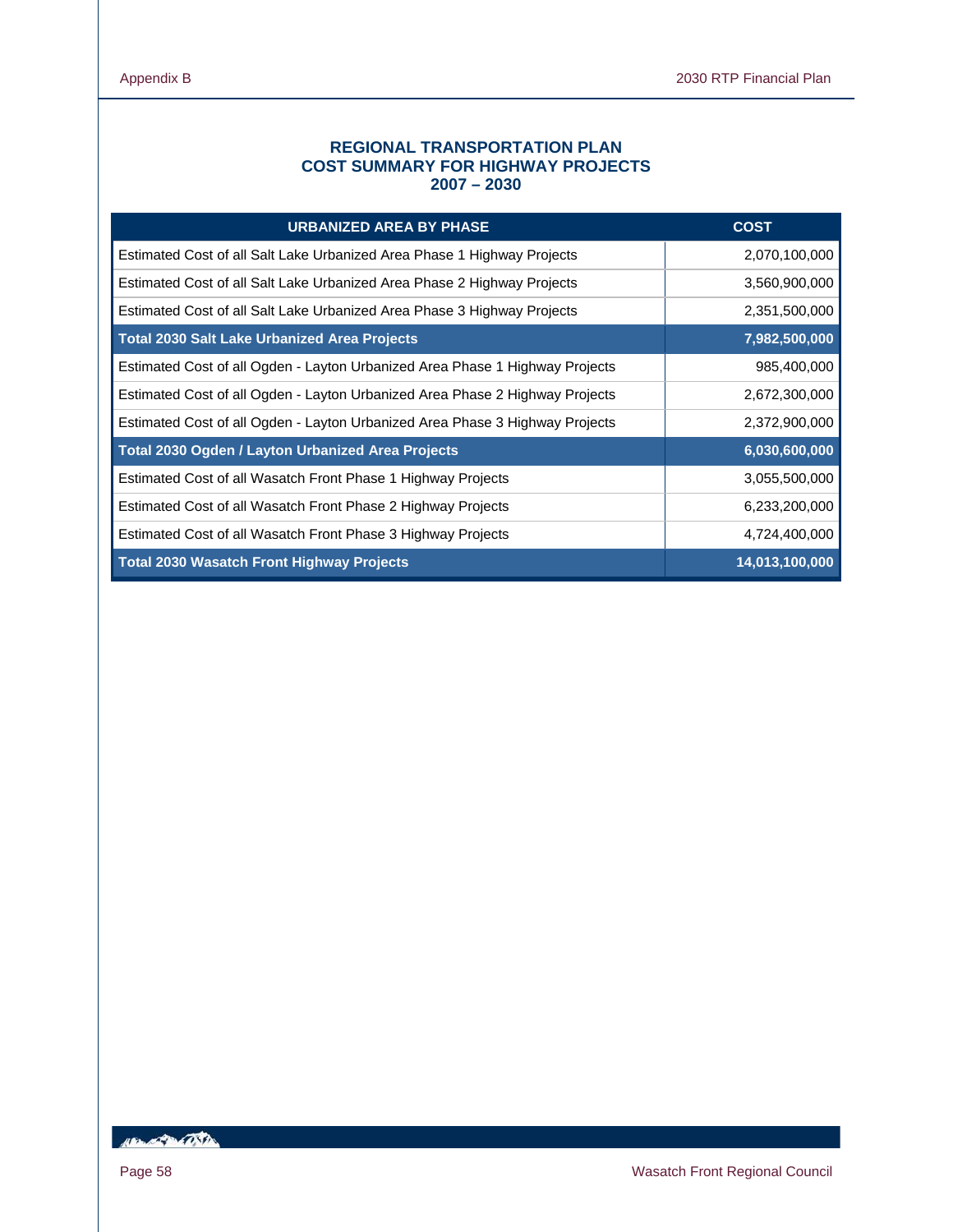## REGIONAL TRANSPORTATION PLAN
## COST SUMMARY FOR HIGHWAY PROJECTS
## 2007 – 2030

| URBANIZED AREA BY PHASE | COST |
|---|---|
| Estimated Cost of all Salt Lake Urbanized Area Phase 1 Highway Projects | 2,070,100,000 |
| Estimated Cost of all Salt Lake Urbanized Area Phase 2 Highway Projects | 3,560,900,000 |
| Estimated Cost of all Salt Lake Urbanized Area Phase 3 Highway Projects | 2,351,500,000 |
| **Total 2030 Salt Lake Urbanized Area Projects** | **7,982,500,000** |
| Estimated Cost of all Ogden - Layton Urbanized Area Phase 1 Highway Projects | 985,400,000 |
| Estimated Cost of all Ogden - Layton Urbanized Area Phase 2 Highway Projects | 2,672,300,000 |
| Estimated Cost of all Ogden - Layton Urbanized Area Phase 3 Highway Projects | 2,372,900,000 |
| **Total 2030 Ogden / Layton Urbanized Area Projects** | **6,030,600,000** |
| Estimated Cost of all Wasatch Front Phase 1 Highway Projects | 3,055,500,000 |
| Estimated Cost of all Wasatch Front Phase 2 Highway Projects | 6,233,200,000 |
| Estimated Cost of all Wasatch Front Phase 3 Highway Projects | 4,724,400,000 |
| **Total 2030 Wasatch Front Highway Projects** | **14,013,100,000** |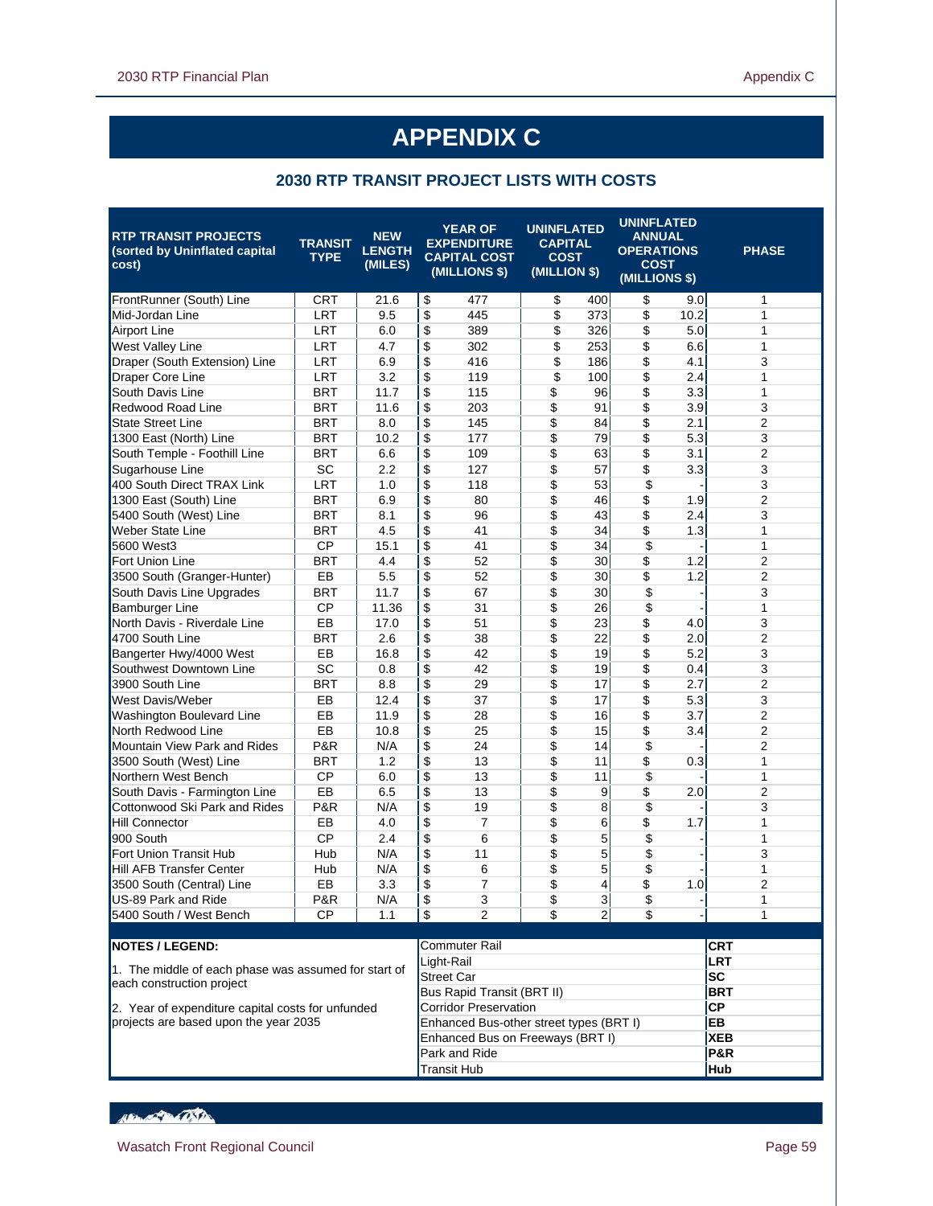# APPENDIX C

## 2030 RTP TRANSIT PROJECT LISTS WITH COSTS

| RTP TRANSIT PROJECTS (sorted by Uninflated capital cost) | TRANSIT TYPE | NEW LENGTH (MILES) | YEAR OF EXPENDITURE CAPITAL COST (MILLIONS $) | UNINFLATED CAPITAL COST (MILLION $) | UNINFLATED ANNUAL OPERATIONS COST (MILLIONS $) | PHASE |
|---|---|---|---|---|---|---|
| FrontRunner (South) Line | CRT | 21.6 | $ 477 | $ 400 | $ 9.0 | 1 |
| Mid-Jordan Line | LRT | 9.5 | $ 445 | $ 373 | $ 10.2 | 1 |
| Airport Line | LRT | 6.0 | $ 389 | $ 326 | $ 5.0 | 1 |
| West Valley Line | LRT | 4.7 | $ 302 | $ 253 | $ 6.6 | 1 |
| Draper (South Extension) Line | LRT | 6.9 | $ 416 | $ 186 | $ 4.1 | 3 |
| Draper Core Line | LRT | 3.2 | $ 119 | $ 100 | $ 2.4 | 1 |
| South Davis Line | BRT | 11.7 | $ 115 | $ 96 | $ 3.3 | 1 |
| Redwood Road Line | BRT | 11.6 | $ 203 | $ 91 | $ 3.9 | 3 |
| State Street Line | BRT | 8.0 | $ 145 | $ 84 | $ 2.1 | 2 |
| 1300 East (North) Line | BRT | 10.2 | $ 177 | $ 79 | $ 5.3 | 3 |
| South Temple - Foothill Line | BRT | 6.6 | $ 109 | $ 63 | $ 3.1 | 2 |
| Sugarhouse Line | SC | 2.2 | $ 127 | $ 57 | $ 3.3 | 3 |
| 400 South Direct TRAX Link | LRT | 1.0 | $ 118 | $ 53 | $ - | 3 |
| 1300 East (South) Line | BRT | 6.9 | $ 80 | $ 46 | $ 1.9 | 2 |
| 5400 South (West) Line | BRT | 8.1 | $ 96 | $ 43 | $ 2.4 | 3 |
| Weber State Line | BRT | 4.5 | $ 41 | $ 34 | $ 1.3 | 1 |
| 5600 West3 | CP | 15.1 | $ 41 | $ 34 | $ - | 1 |
| Fort Union Line | BRT | 4.4 | $ 52 | $ 30 | $ 1.2 | 2 |
| 3500 South (Granger-Hunter) | EB | 5.5 | $ 52 | $ 30 | $ 1.2 | 2 |
| South Davis Line Upgrades | BRT | 11.7 | $ 67 | $ 30 | $ - | 3 |
| Bamburger Line | CP | 11.36 | $ 31 | $ 26 | $ - | 1 |
| North Davis - Riverdale Line | EB | 17.0 | $ 51 | $ 23 | $ 4.0 | 3 |
| 4700 South Line | BRT | 2.6 | $ 38 | $ 22 | $ 2.0 | 2 |
| Bangerter Hwy/4000 West | EB | 16.8 | $ 42 | $ 19 | $ 5.2 | 3 |
| Southwest Downtown Line | SC | 0.8 | $ 42 | $ 19 | $ 0.4 | 3 |
| 3900 South Line | BRT | 8.8 | $ 29 | $ 17 | $ 2.7 | 2 |
| West Davis/Weber | EB | 12.4 | $ 37 | $ 17 | $ 5.3 | 3 |
| Washington Boulevard Line | EB | 11.9 | $ 28 | $ 16 | $ 3.7 | 2 |
| North Redwood Line | EB | 10.8 | $ 25 | $ 15 | $ 3.4 | 2 |
| Mountain View Park and Rides | P&R | N/A | $ 24 | $ 14 | $ - | 2 |
| 3500 South (West) Line | BRT | 1.2 | $ 13 | $ 11 | $ 0.3 | 1 |
| Northern West Bench | CP | 6.0 | $ 13 | $ 11 | $ - | 1 |
| South Davis - Farmington Line | EB | 6.5 | $ 13 | $ 9 | $ 2.0 | 2 |
| Cottonwood Ski Park and Rides | P&R | N/A | $ 19 | $ 8 | $ - | 3 |
| Hill Connector | EB | 4.0 | $ 7 | $ 6 | $ 1.7 | 1 |
| 900 South | CP | 2.4 | $ 6 | $ 5 | $ - | 1 |
| Fort Union Transit Hub | Hub | N/A | $ 11 | $ 5 | $ - | 3 |
| Hill AFB Transfer Center | Hub | N/A | $ 6 | $ 5 | $ - | 1 |
| 3500 South (Central) Line | EB | 3.3 | $ 7 | $ 4 | $ 1.0 | 2 |
| US-89 Park and Ride | P&R | N/A | $ 3 | $ 3 | $ - | 1 |
| 5400 South / West Bench | CP | 1.1 | $ 2 | $ 2 | $ - | 1 |

**NOTES / LEGEND:**

1. The middle of each phase was assumed for start of each construction project

2. Year of expenditure capital costs for unfunded projects are based upon the year 2035

| Legend | Code |
|---|---|
| Commuter Rail | **CRT** |
| Light-Rail | **LRT** |
| Street Car | **SC** |
| Bus Rapid Transit (BRT II) | **BRT** |
| Corridor Preservation | **CP** |
| Enhanced Bus-other street types (BRT I) | **EB** |
| Enhanced Bus on Freeways (BRT I) | **XEB** |
| Park and Ride | **P&R** |
| Transit Hub | **Hub** |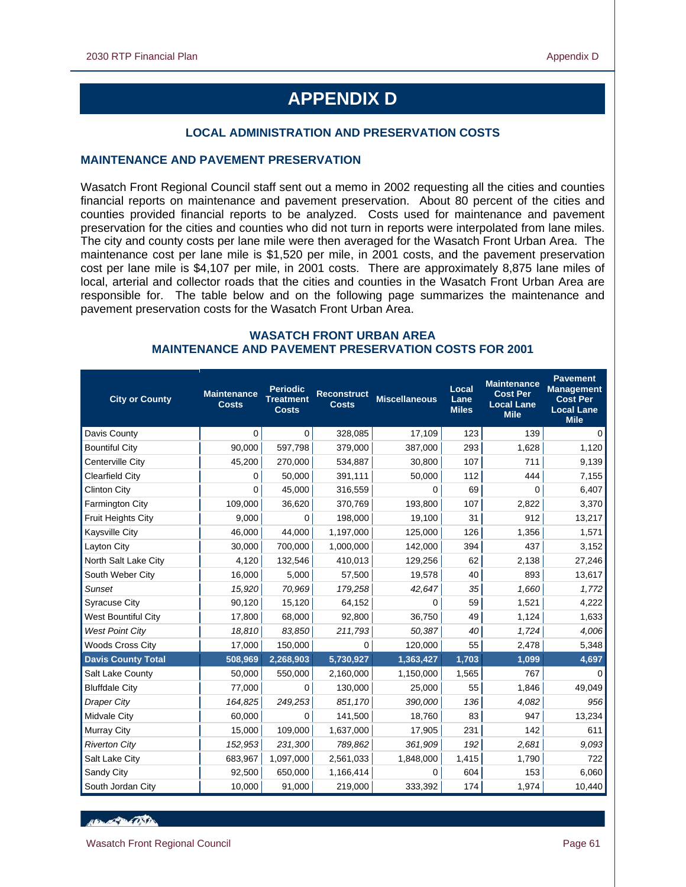# APPENDIX D

### LOCAL ADMINISTRATION AND PRESERVATION COSTS

## MAINTENANCE AND PAVEMENT PRESERVATION

Wasatch Front Regional Council staff sent out a memo in 2002 requesting all the cities and counties financial reports on maintenance and pavement preservation. About 80 percent of the cities and counties provided financial reports to be analyzed. Costs used for maintenance and pavement preservation for the cities and counties who did not turn in reports were interpolated from lane miles. The city and county costs per lane mile were then averaged for the Wasatch Front Urban Area. The maintenance cost per lane mile is $1,520 per mile, in 2001 costs, and the pavement preservation cost per lane mile is $4,107 per mile, in 2001 costs. There are approximately 8,875 lane miles of local, arterial and collector roads that the cities and counties in the Wasatch Front Urban Area are responsible for. The table below and on the following page summarizes the maintenance and pavement preservation costs for the Wasatch Front Urban Area.

### WASATCH FRONT URBAN AREA MAINTENANCE AND PAVEMENT PRESERVATION COSTS FOR 2001

| City or County | Maintenance Costs | Periodic Treatment Costs | Reconstruct Costs | Miscellaneous | Local Lane Miles | Maintenance Cost Per Local Lane Mile | Pavement Management Cost Per Local Lane Mile |
|---|---|---|---|---|---|---|---|
| Davis County | 0 | 0 | 328,085 | 17,109 | 123 | 139 | 0 |
| Bountiful City | 90,000 | 597,798 | 379,000 | 387,000 | 293 | 1,628 | 1,120 |
| Centerville City | 45,200 | 270,000 | 534,887 | 30,800 | 107 | 711 | 9,139 |
| Clearfield City | 0 | 50,000 | 391,111 | 50,000 | 112 | 444 | 7,155 |
| Clinton City | 0 | 45,000 | 316,559 | 0 | 69 | 0 | 6,407 |
| Farmington City | 109,000 | 36,620 | 370,769 | 193,800 | 107 | 2,822 | 3,370 |
| Fruit Heights City | 9,000 | 0 | 198,000 | 19,100 | 31 | 912 | 13,217 |
| Kaysville City | 46,000 | 44,000 | 1,197,000 | 125,000 | 126 | 1,356 | 1,571 |
| Layton City | 30,000 | 700,000 | 1,000,000 | 142,000 | 394 | 437 | 3,152 |
| North Salt Lake City | 4,120 | 132,546 | 410,013 | 129,256 | 62 | 2,138 | 27,246 |
| South Weber City | 16,000 | 5,000 | 57,500 | 19,578 | 40 | 893 | 13,617 |
| *Sunset* | *15,920* | *70,969* | *179,258* | *42,647* | *35* | *1,660* | *1,772* |
| Syracuse City | 90,120 | 15,120 | 64,152 | 0 | 59 | 1,521 | 4,222 |
| West Bountiful City | 17,800 | 68,000 | 92,800 | 36,750 | 49 | 1,124 | 1,633 |
| *West Point City* | *18,810* | *83,850* | *211,793* | *50,387* | *40* | *1,724* | *4,006* |
| Woods Cross City | 17,000 | 150,000 | 0 | 120,000 | 55 | 2,478 | 5,348 |
| **Davis County Total** | **508,969** | **2,268,903** | **5,730,927** | **1,363,427** | **1,703** | **1,099** | **4,697** |
| Salt Lake County | 50,000 | 550,000 | 2,160,000 | 1,150,000 | 1,565 | 767 | 0 |
| Bluffdale City | 77,000 | 0 | 130,000 | 25,000 | 55 | 1,846 | 49,049 |
| *Draper City* | *164,825* | *249,253* | *851,170* | *390,000* | *136* | *4,082* | *956* |
| Midvale City | 60,000 | 0 | 141,500 | 18,760 | 83 | 947 | 13,234 |
| Murray City | 15,000 | 109,000 | 1,637,000 | 17,905 | 231 | 142 | 611 |
| *Riverton City* | *152,953* | *231,300* | *789,862* | *361,909* | *192* | *2,681* | *9,093* |
| Salt Lake City | 683,967 | 1,097,000 | 2,561,033 | 1,848,000 | 1,415 | 1,790 | 722 |
| Sandy City | 92,500 | 650,000 | 1,166,414 | 0 | 604 | 153 | 6,060 |
| South Jordan City | 10,000 | 91,000 | 219,000 | 333,392 | 174 | 1,974 | 10,440 |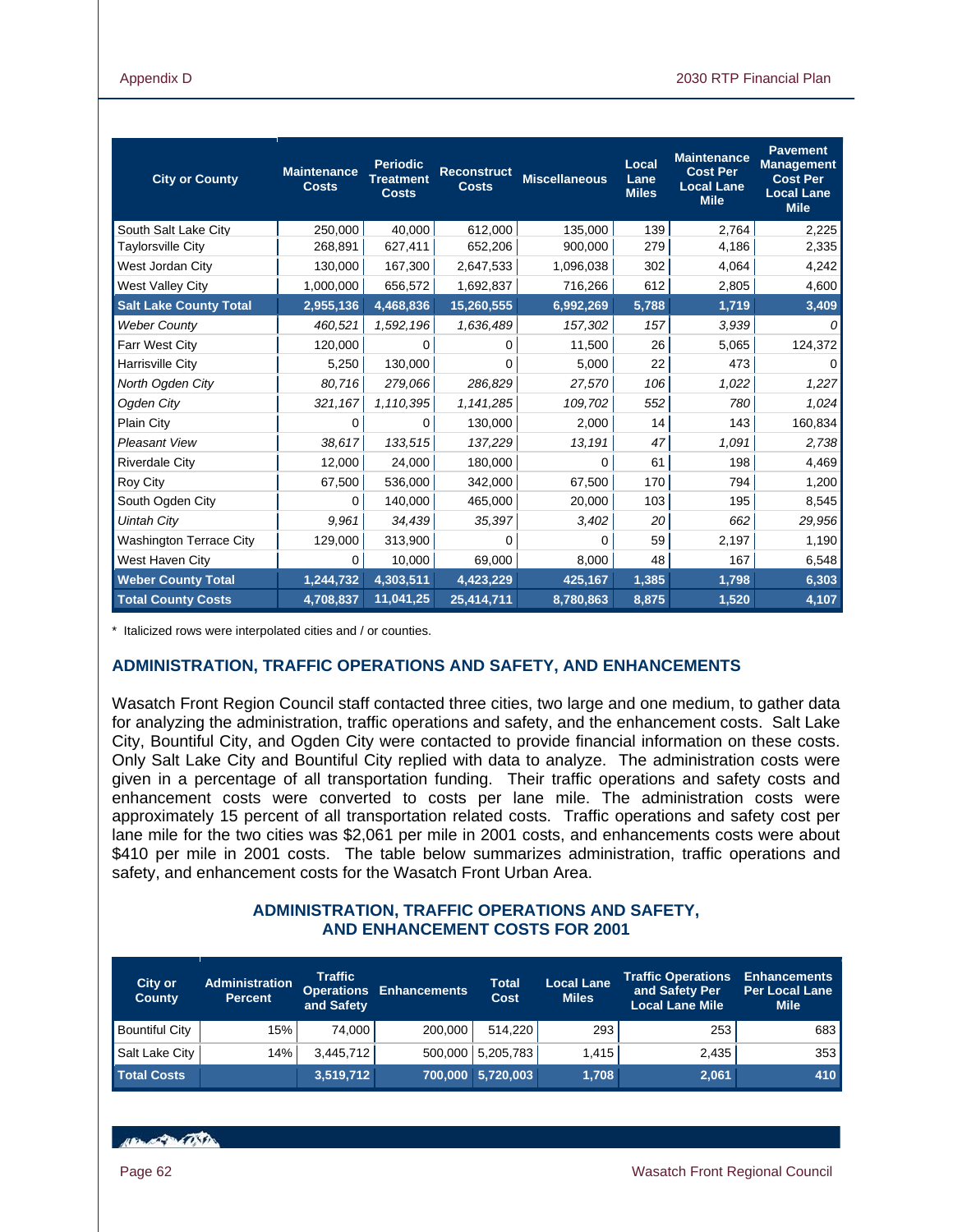| City or County | Maintenance Costs | Periodic Treatment Costs | Reconstruct Costs | Miscellaneous | Local Lane Miles | Maintenance Cost Per Local Lane Mile | Pavement Management Cost Per Local Lane Mile |
|---|---|---|---|---|---|---|---|
| South Salt Lake City | 250,000 | 40,000 | 612,000 | 135,000 | 139 | 2,764 | 2,225 |
| Taylorsville City | 268,891 | 627,411 | 652,206 | 900,000 | 279 | 4,186 | 2,335 |
| West Jordan City | 130,000 | 167,300 | 2,647,533 | 1,096,038 | 302 | 4,064 | 4,242 |
| West Valley City | 1,000,000 | 656,572 | 1,692,837 | 716,266 | 612 | 2,805 | 4,600 |
| **Salt Lake County Total** | **2,955,136** | **4,468,836** | **15,260,555** | **6,992,269** | **5,788** | **1,719** | **3,409** |
| *Weber County* | *460,521* | *1,592,196* | *1,636,489* | *157,302* | *157* | *3,939* | *0* |
| Farr West City | 120,000 | 0 | 0 | 11,500 | 26 | 5,065 | 124,372 |
| Harrisville City | 5,250 | 130,000 | 0 | 5,000 | 22 | 473 | 0 |
| *North Ogden City* | *80,716* | *279,066* | *286,829* | *27,570* | *106* | *1,022* | *1,227* |
| *Ogden City* | *321,167* | *1,110,395* | *1,141,285* | *109,702* | *552* | *780* | *1,024* |
| Plain City | 0 | 0 | 130,000 | 2,000 | 14 | 143 | 160,834 |
| *Pleasant View* | *38,617* | *133,515* | *137,229* | *13,191* | *47* | *1,091* | *2,738* |
| Riverdale City | 12,000 | 24,000 | 180,000 | 0 | 61 | 198 | 4,469 |
| Roy City | 67,500 | 536,000 | 342,000 | 67,500 | 170 | 794 | 1,200 |
| South Ogden City | 0 | 140,000 | 465,000 | 20,000 | 103 | 195 | 8,545 |
| *Uintah City* | *9,961* | *34,439* | *35,397* | *3,402* | *20* | *662* | *29,956* |
| Washington Terrace City | 129,000 | 313,900 | 0 | 0 | 59 | 2,197 | 1,190 |
| West Haven City | 0 | 10,000 | 69,000 | 8,000 | 48 | 167 | 6,548 |
| **Weber County Total** | **1,244,732** | **4,303,511** | **4,423,229** | **425,167** | **1,385** | **1,798** | **6,303** |
| **Total County Costs** | **4,708,837** | **11,041,25** | **25,414,711** | **8,780,863** | **8,875** | **1,520** | **4,107** |

* Italicized rows were interpolated cities and / or counties.

## ADMINISTRATION, TRAFFIC OPERATIONS AND SAFETY, AND ENHANCEMENTS

Wasatch Front Region Council staff contacted three cities, two large and one medium, to gather data for analyzing the administration, traffic operations and safety, and the enhancement costs. Salt Lake City, Bountiful City, and Ogden City were contacted to provide financial information on these costs. Only Salt Lake City and Bountiful City replied with data to analyze. The administration costs were given in a percentage of all transportation funding. Their traffic operations and safety costs and enhancement costs were converted to costs per lane mile. The administration costs were approximately 15 percent of all transportation related costs. Traffic operations and safety cost per lane mile for the two cities was $2,061 per mile in 2001 costs, and enhancements costs were about $410 per mile in 2001 costs. The table below summarizes administration, traffic operations and safety, and enhancement costs for the Wasatch Front Urban Area.

### ADMINISTRATION, TRAFFIC OPERATIONS AND SAFETY, AND ENHANCEMENT COSTS FOR 2001

| City or County | Administration Percent | Traffic Operations and Safety | Enhancements | Total Cost | Local Lane Miles | Traffic Operations and Safety Per Local Lane Mile | Enhancements Per Local Lane Mile |
|---|---|---|---|---|---|---|---|
| Bountiful City | 15% | 74,000 | 200,000 | 514,220 | 293 | 253 | 683 |
| Salt Lake City | 14% | 3,445,712 | 500,000 | 5,205,783 | 1,415 | 2,435 | 353 |
| **Total Costs** | | **3,519,712** | **700,000** | **5,720,003** | **1,708** | **2,061** | **410** |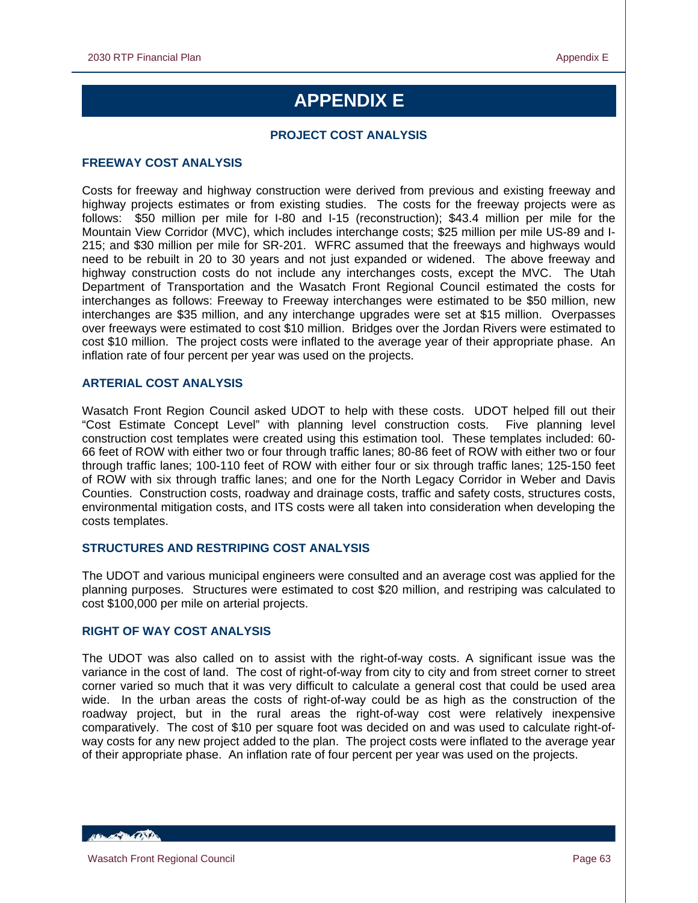# APPENDIX E

## PROJECT COST ANALYSIS

### FREEWAY COST ANALYSIS

Costs for freeway and highway construction were derived from previous and existing freeway and highway projects estimates or from existing studies. The costs for the freeway projects were as follows: $50 million per mile for I-80 and I-15 (reconstruction); $43.4 million per mile for the Mountain View Corridor (MVC), which includes interchange costs; $25 million per mile US-89 and I-215; and $30 million per mile for SR-201. WFRC assumed that the freeways and highways would need to be rebuilt in 20 to 30 years and not just expanded or widened. The above freeway and highway construction costs do not include any interchanges costs, except the MVC. The Utah Department of Transportation and the Wasatch Front Regional Council estimated the costs for interchanges as follows: Freeway to Freeway interchanges were estimated to be $50 million, new interchanges are $35 million, and any interchange upgrades were set at $15 million. Overpasses over freeways were estimated to cost $10 million. Bridges over the Jordan Rivers were estimated to cost $10 million. The project costs were inflated to the average year of their appropriate phase. An inflation rate of four percent per year was used on the projects.

### ARTERIAL COST ANALYSIS

Wasatch Front Region Council asked UDOT to help with these costs. UDOT helped fill out their "Cost Estimate Concept Level" with planning level construction costs. Five planning level construction cost templates were created using this estimation tool. These templates included: 60-66 feet of ROW with either two or four through traffic lanes; 80-86 feet of ROW with either two or four through traffic lanes; 100-110 feet of ROW with either four or six through traffic lanes; 125-150 feet of ROW with six through traffic lanes; and one for the North Legacy Corridor in Weber and Davis Counties. Construction costs, roadway and drainage costs, traffic and safety costs, structures costs, environmental mitigation costs, and ITS costs were all taken into consideration when developing the costs templates.

### STRUCTURES AND RESTRIPING COST ANALYSIS

The UDOT and various municipal engineers were consulted and an average cost was applied for the planning purposes. Structures were estimated to cost $20 million, and restriping was calculated to cost $100,000 per mile on arterial projects.

### RIGHT OF WAY COST ANALYSIS

The UDOT was also called on to assist with the right-of-way costs. A significant issue was the variance in the cost of land. The cost of right-of-way from city to city and from street corner to street corner varied so much that it was very difficult to calculate a general cost that could be used area wide. In the urban areas the costs of right-of-way could be as high as the construction of the roadway project, but in the rural areas the right-of-way cost were relatively inexpensive comparatively. The cost of $10 per square foot was decided on and was used to calculate right-of-way costs for any new project added to the plan. The project costs were inflated to the average year of their appropriate phase. An inflation rate of four percent per year was used on the projects.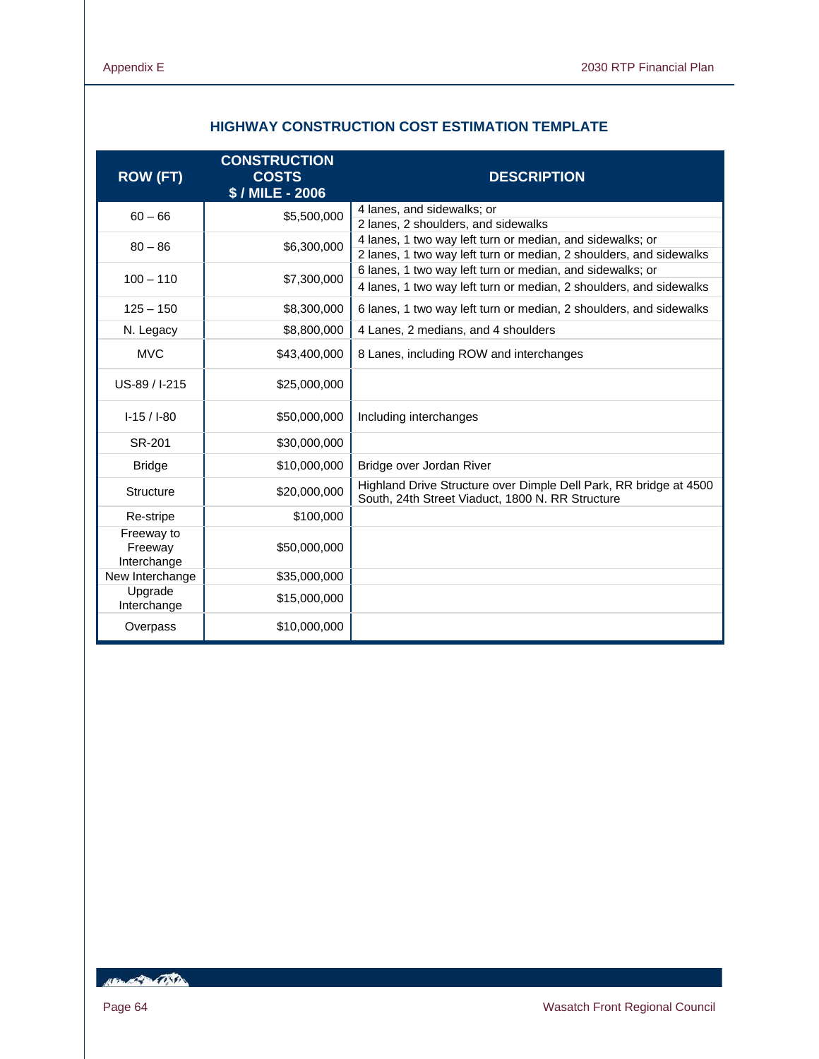## HIGHWAY CONSTRUCTION COST ESTIMATION TEMPLATE

| ROW (FT) | CONSTRUCTION COSTS $ / MILE - 2006 | DESCRIPTION |
|---|---|---|
| 60 – 66 | $5,500,000 | 4 lanes, and sidewalks; or<br>2 lanes, 2 shoulders, and sidewalks |
| 80 – 86 | $6,300,000 | 4 lanes, 1 two way left turn or median, and sidewalks; or<br>2 lanes, 1 two way left turn or median, 2 shoulders, and sidewalks |
| 100 – 110 | $7,300,000 | 6 lanes, 1 two way left turn or median, and sidewalks; or<br>4 lanes, 1 two way left turn or median, 2 shoulders, and sidewalks |
| 125 – 150 | $8,300,000 | 6 lanes, 1 two way left turn or median, 2 shoulders, and sidewalks |
| N. Legacy | $8,800,000 | 4 Lanes, 2 medians, and 4 shoulders |
| MVC | $43,400,000 | 8 Lanes, including ROW and interchanges |
| US-89 / I-215 | $25,000,000 | |
| I-15 / I-80 | $50,000,000 | Including interchanges |
| SR-201 | $30,000,000 | |
| Bridge | $10,000,000 | Bridge over Jordan River |
| Structure | $20,000,000 | Highland Drive Structure over Dimple Dell Park, RR bridge at 4500 South, 24th Street Viaduct, 1800 N. RR Structure |
| Re-stripe | $100,000 | |
| Freeway to Freeway Interchange | $50,000,000 | |
| New Interchange | $35,000,000 | |
| Upgrade Interchange | $15,000,000 | |
| Overpass | $10,000,000 | |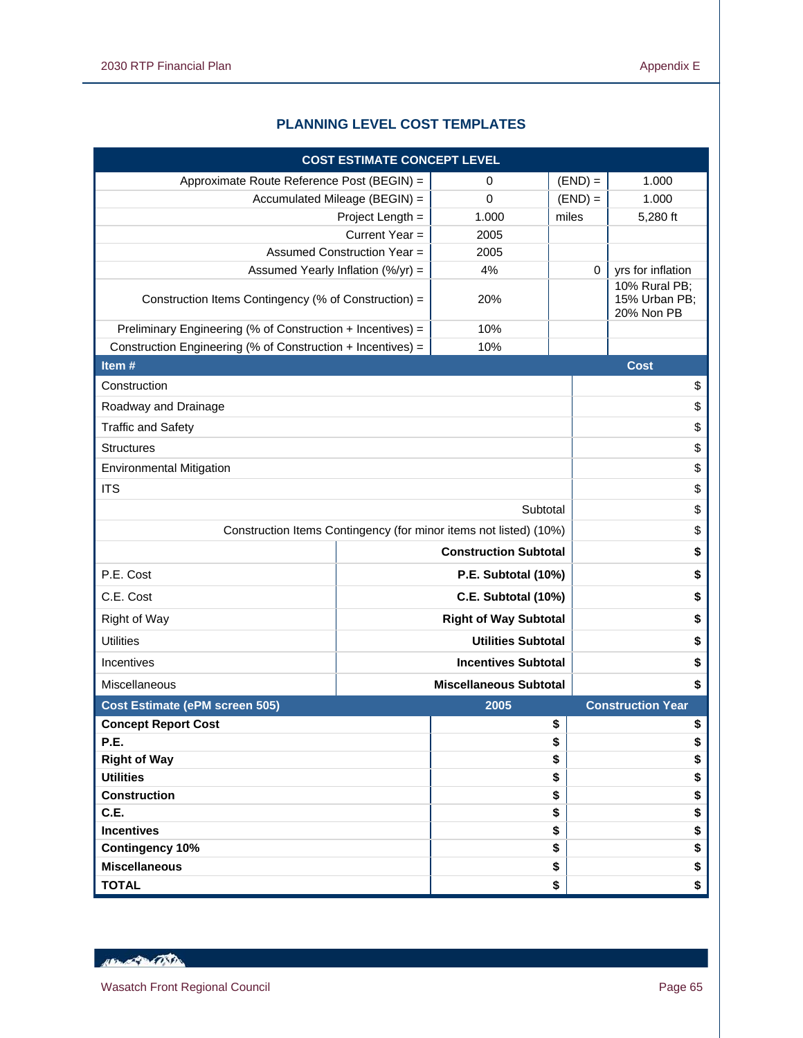## PLANNING LEVEL COST TEMPLATES

| COST ESTIMATE CONCEPT LEVEL | | | |
|---|---|---|---|
| Approximate Route Reference Post (BEGIN) = | 0 | (END) = | 1.000 |
| Accumulated Mileage (BEGIN) = | 0 | (END) = | 1.000 |
| Project Length = | 1.000 | miles | 5,280 ft |
| Current Year = | 2005 | | |
| Assumed Construction Year = | 2005 | | |
| Assumed Yearly Inflation (%/yr) = | 4% | 0 | yrs for inflation |
| Construction Items Contingency (% of Construction) = | 20% | | 10% Rural PB; 15% Urban PB; 20% Non PB |
| Preliminary Engineering (% of Construction + Incentives) = | 10% | | |
| Construction Engineering (% of Construction + Incentives) = | 10% | | |

| Item # | | Cost |
|---|---|---|
| Construction | | $ |
| Roadway and Drainage | | $ |
| Traffic and Safety | | $ |
| Structures | | $ |
| Environmental Mitigation | | $ |
| ITS | | $ |
| | Subtotal | $ |
| | Construction Items Contingency (for minor items not listed) (10%) | $ |
| | **Construction Subtotal** | **$** |
| P.E. Cost | **P.E. Subtotal (10%)** | **$** |
| C.E. Cost | **C.E. Subtotal (10%)** | **$** |
| Right of Way | **Right of Way Subtotal** | **$** |
| Utilities | **Utilities Subtotal** | **$** |
| Incentives | **Incentives Subtotal** | **$** |
| Miscellaneous | **Miscellaneous Subtotal** | **$** |

| Cost Estimate (ePM screen 505) | 2005 | Construction Year |
|---|---|---|
| **Concept Report Cost** | **$** | **$** |
| **P.E.** | **$** | **$** |
| **Right of Way** | **$** | **$** |
| **Utilities** | **$** | **$** |
| **Construction** | **$** | **$** |
| **C.E.** | **$** | **$** |
| **Incentives** | **$** | **$** |
| **Contingency 10%** | **$** | **$** |
| **Miscellaneous** | **$** | **$** |
| **TOTAL** | **$** | **$** |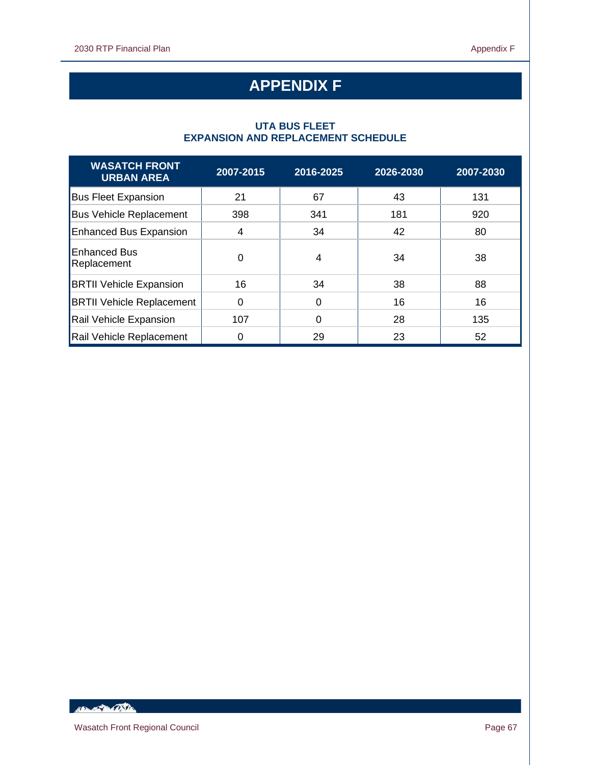# APPENDIX F

### UTA BUS FLEET
### EXPANSION AND REPLACEMENT SCHEDULE

| WASATCH FRONT URBAN AREA | 2007-2015 | 2016-2025 | 2026-2030 | 2007-2030 |
|---|---|---|---|---|
| Bus Fleet Expansion | 21 | 67 | 43 | 131 |
| Bus Vehicle Replacement | 398 | 341 | 181 | 920 |
| Enhanced Bus Expansion | 4 | 34 | 42 | 80 |
| Enhanced Bus Replacement | 0 | 4 | 34 | 38 |
| BRTII Vehicle Expansion | 16 | 34 | 38 | 88 |
| BRTII Vehicle Replacement | 0 | 0 | 16 | 16 |
| Rail Vehicle Expansion | 107 | 0 | 28 | 135 |
| Rail Vehicle Replacement | 0 | 29 | 23 | 52 |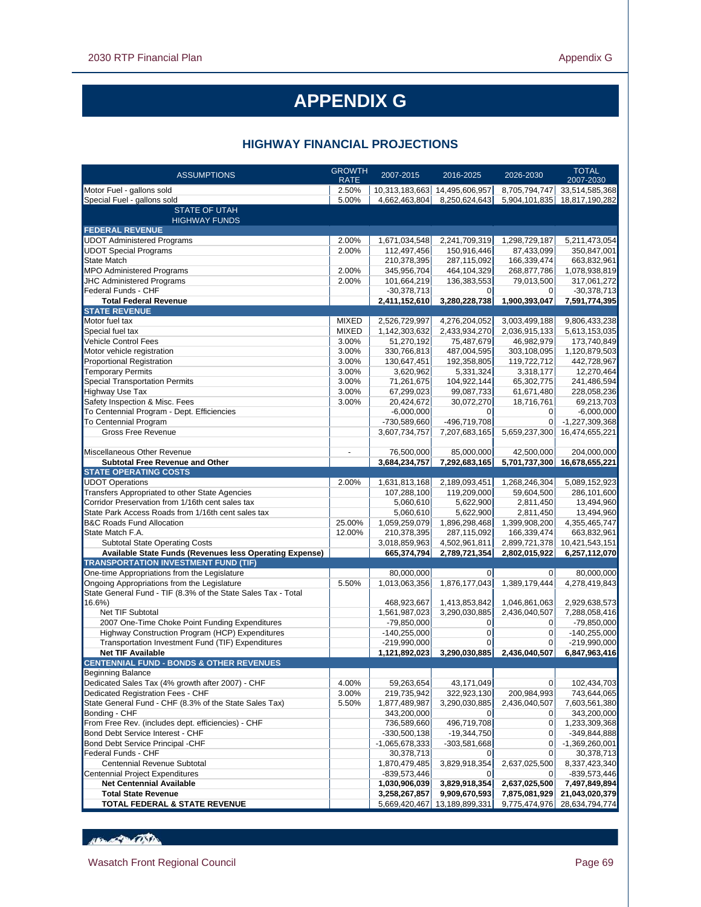# APPENDIX G

## HIGHWAY FINANCIAL PROJECTIONS

| ASSUMPTIONS | GROWTH RATE | 2007-2015 | 2016-2025 | 2026-2030 | TOTAL 2007-2030 |
|---|---|---|---|---|---|
| Motor Fuel - gallons sold | 2.50% | 10,313,183,663 | 14,495,606,957 | 8,705,794,747 | 33,514,585,368 |
| Special Fuel - gallons sold | 5.00% | 4,662,463,804 | 8,250,624,643 | 5,904,101,835 | 18,817,190,282 |
| **STATE OF UTAH HIGHWAY FUNDS** | | | | | |
| **FEDERAL REVENUE** | | | | | |
| UDOT Administered Programs | 2.00% | 1,671,034,548 | 2,241,709,319 | 1,298,729,187 | 5,211,473,054 |
| UDOT Special Programs | 2.00% | 112,497,456 | 150,916,446 | 87,433,099 | 350,847,001 |
| State Match | | 210,378,395 | 287,115,092 | 166,339,474 | 663,832,961 |
| MPO Administered Programs | 2.00% | 345,956,704 | 464,104,329 | 268,877,786 | 1,078,938,819 |
| JHC Administered Programs | 2.00% | 101,664,219 | 136,383,553 | 79,013,500 | 317,061,272 |
| Federal Funds - CHF | | -30,378,713 | 0 | 0 | -30,378,713 |
| **Total Federal Revenue** | | **2,411,152,610** | **3,280,228,738** | **1,900,393,047** | **7,591,774,395** |
| **STATE REVENUE** | | | | | |
| Motor fuel tax | MIXED | 2,526,729,997 | 4,276,204,052 | 3,003,499,188 | 9,806,433,238 |
| Special fuel tax | MIXED | 1,142,303,632 | 2,433,934,270 | 2,036,915,133 | 5,613,153,035 |
| Vehicle Control Fees | 3.00% | 51,270,192 | 75,487,679 | 46,982,979 | 173,740,849 |
| Motor vehicle registration | 3.00% | 330,766,813 | 487,004,595 | 303,108,095 | 1,120,879,503 |
| Proportional Registration | 3.00% | 130,647,451 | 192,358,805 | 119,722,712 | 442,728,967 |
| Temporary Permits | 3.00% | 3,620,962 | 5,331,324 | 3,318,177 | 12,270,464 |
| Special Transportation Permits | 3.00% | 71,261,675 | 104,922,144 | 65,302,775 | 241,486,594 |
| Highway Use Tax | 3.00% | 67,299,023 | 99,087,733 | 61,671,480 | 228,058,236 |
| Safety Inspection & Misc. Fees | 3.00% | 20,424,672 | 30,072,270 | 18,716,761 | 69,213,703 |
| To Centennial Program - Dept. Efficiencies | | -6,000,000 | 0 | 0 | -6,000,000 |
| To Centennial Program | | -730,589,660 | -496,719,708 | 0 | -1,227,309,368 |
| Gross Free Revenue | | 3,607,734,757 | 7,207,683,165 | 5,659,237,300 | 16,474,655,221 |
| | | | | | |
| Miscellaneous Other Revenue | - | 76,500,000 | 85,000,000 | 42,500,000 | 204,000,000 |
| **Subtotal Free Revenue and Other** | | **3,684,234,757** | **7,292,683,165** | **5,701,737,300** | **16,678,655,221** |
| **STATE OPERATING COSTS** | | | | | |
| UDOT Operations | 2.00% | 1,631,813,168 | 2,189,093,451 | 1,268,246,304 | 5,089,152,923 |
| Transfers Appropriated to other State Agencies | | 107,288,100 | 119,209,000 | 59,604,500 | 286,101,600 |
| Corridor Preservation from 1/16th cent sales tax | | 5,060,610 | 5,622,900 | 2,811,450 | 13,494,960 |
| State Park Access Roads from 1/16th cent sales tax | | 5,060,610 | 5,622,900 | 2,811,450 | 13,494,960 |
| B&C Roads Fund Allocation | 25.00% | 1,059,259,079 | 1,896,298,468 | 1,399,908,200 | 4,355,465,747 |
| State Match F.A. | 12.00% | 210,378,395 | 287,115,092 | 166,339,474 | 663,832,961 |
| Subtotal State Operating Costs | | 3,018,859,963 | 4,502,961,811 | 2,899,721,378 | 10,421,543,151 |
| **Available State Funds (Revenues less Operating Expense)** | | **665,374,794** | **2,789,721,354** | **2,802,015,922** | **6,257,112,070** |
| **TRANSPORTATION INVESTMENT FUND (TIF)** | | | | | |
| One-time Appropriations from the Legislature | | 80,000,000 | 0 | 0 | 80,000,000 |
| Ongoing Appropriations from the Legislature | 5.50% | 1,013,063,356 | 1,876,177,043 | 1,389,179,444 | 4,278,419,843 |
| State General Fund - TIF (8.3% of the State Sales Tax - Total 16.6%) | | 468,923,667 | 1,413,853,842 | 1,046,861,063 | 2,929,638,573 |
| Net TIF Subtotal | | 1,561,987,023 | 3,290,030,885 | 2,436,040,507 | 7,288,058,416 |
| 2007 One-Time Choke Point Funding Expenditures | | -79,850,000 | 0 | 0 | -79,850,000 |
| Highway Construction Program (HCP) Expenditures | | -140,255,000 | 0 | 0 | -140,255,000 |
| Transportation Investment Fund (TIF) Expenditures | | -219,990,000 | 0 | 0 | -219,990,000 |
| **Net TIF Available** | | **1,121,892,023** | **3,290,030,885** | **2,436,040,507** | **6,847,963,416** |
| **CENTENNIAL FUND - BONDS & OTHER REVENUES** | | | | | |
| Beginning Balance | | | | | |
| Dedicated Sales Tax (4% growth after 2007) - CHF | 4.00% | 59,263,654 | 43,171,049 | 0 | 102,434,703 |
| Dedicated Registration Fees - CHF | 3.00% | 219,735,942 | 322,923,130 | 200,984,993 | 743,644,065 |
| State General Fund - CHF (8.3% of the State Sales Tax) | 5.50% | 1,877,489,987 | 3,290,030,885 | 2,436,040,507 | 7,603,561,380 |
| Bonding - CHF | | 343,200,000 | 0 | 0 | 343,200,000 |
| From Free Rev. (includes dept. efficiencies) - CHF | | 736,589,660 | 496,719,708 | 0 | 1,233,309,368 |
| Bond Debt Service Interest - CHF | | -330,500,138 | -19,344,750 | 0 | -349,844,888 |
| Bond Debt Service Principal -CHF | | -1,065,678,333 | -303,581,668 | 0 | -1,369,260,001 |
| Federal Funds - CHF | | 30,378,713 | 0 | 0 | 30,378,713 |
| Centennial Revenue Subtotal | | 1,870,479,485 | 3,829,918,354 | 2,637,025,500 | 8,337,423,340 |
| Centennial Project Expenditures | | -839,573,446 | 0 | 0 | -839,573,446 |
| **Net Centennial Available** | | **1,030,906,039** | **3,829,918,354** | **2,637,025,500** | **7,497,849,894** |
| **Total State Revenue** | | **3,258,267,857** | **9,909,670,593** | **7,875,081,929** | **21,043,020,379** |
| **TOTAL FEDERAL & STATE REVENUE** | | 5,669,420,467 | 13,189,899,331 | 9,775,474,976 | 28,634,794,774 |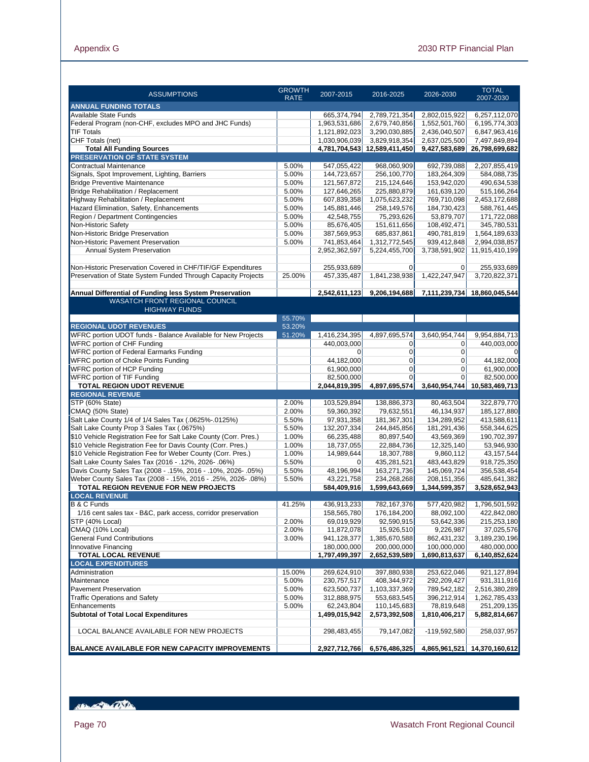| ASSUMPTIONS | GROWTH RATE | 2007-2015 | 2016-2025 | 2026-2030 | TOTAL 2007-2030 |
|---|---|---|---|---|---|
| **ANNUAL FUNDING TOTALS** | | | | | |
| Available State Funds | | 665,374,794 | 2,789,721,354 | 2,802,015,922 | 6,257,112,070 |
| Federal Program (non-CHF, excludes MPO and JHC Funds) | | 1,963,531,686 | 2,679,740,856 | 1,552,501,760 | 6,195,774,303 |
| TIF Totals | | 1,121,892,023 | 3,290,030,885 | 2,436,040,507 | 6,847,963,416 |
| CHF Totals (net) | | 1,030,906,039 | 3,829,918,354 | 2,637,025,500 | 7,497,849,894 |
| **Total All Funding Sources** | | **4,781,704,543** | **12,589,411,450** | **9,427,583,689** | **26,798,699,682** |
| **PRESERVATION OF STATE SYSTEM** | | | | | |
| Contractual Maintenance | 5.00% | 547,055,422 | 968,060,909 | 692,739,088 | 2,207,855,419 |
| Signals, Spot Improvement, Lighting, Barriers | 5.00% | 144,723,657 | 256,100,770 | 183,264,309 | 584,088,735 |
| Bridge Preventive Maintenance | 5.00% | 121,567,872 | 215,124,646 | 153,942,020 | 490,634,538 |
| Bridge Rehabilitation / Replacement | 5.00% | 127,646,265 | 225,880,879 | 161,639,120 | 515,166,264 |
| Highway Rehabilitation / Replacement | 5.00% | 607,839,358 | 1,075,623,232 | 769,710,098 | 2,453,172,688 |
| Hazard Elimination, Safety, Enhancements | 5.00% | 145,881,446 | 258,149,576 | 184,730,423 | 588,761,445 |
| Region / Department Contingencies | 5.00% | 42,548,755 | 75,293,626 | 53,879,707 | 171,722,088 |
| Non-Historic Safety | 5.00% | 85,676,405 | 151,611,656 | 108,492,471 | 345,780,531 |
| Non-Historic Bridge Preservation | 5.00% | 387,569,953 | 685,837,861 | 490,781,819 | 1,564,189,633 |
| Non-Historic Pavement Preservation | 5.00% | 741,853,464 | 1,312,772,545 | 939,412,848 | 2,994,038,857 |
| Annual System Preservation | | 2,952,362,597 | 5,224,455,700 | 3,738,591,902 | 11,915,410,199 |
| | | | | | |
| Non-Historic Preservation Covered in CHF/TIF/GF Expenditures | | 255,933,689 | 0 | 0 | 255,933,689 |
| Preservation of State System Funded Through Capacity Projects | 25.00% | 457,335,487 | 1,841,238,938 | 1,422,247,947 | 3,720,822,371 |
| | | | | | |
| **Annual Differential of Funding less System Preservation** | | **2,542,611,123** | **9,206,194,688** | **7,111,239,734** | **18,860,045,544** |
| WASATCH FRONT REGIONAL COUNCIL HIGHWAY FUNDS | | | | | |
| | 55.70% | | | | |
| **REGIONAL UDOT REVENUES** | 53.20% | | | | |
| WFRC portion UDOT funds - Balance Available for New Projects | 51.20% | 1,416,234,395 | 4,897,695,574 | 3,640,954,744 | 9,954,884,713 |
| WFRC portion of CHF Funding | | 440,003,000 | 0 | 0 | 440,003,000 |
| WFRC portion of Federal Earmarks Funding | | 0 | 0 | 0 | 0 |
| WFRC portion of Choke Points Funding | | 44,182,000 | 0 | 0 | 44,182,000 |
| WFRC portion of HCP Funding | | 61,900,000 | 0 | 0 | 61,900,000 |
| WFRC portion of TIF Funding | | 82,500,000 | 0 | 0 | 82,500,000 |
| **TOTAL REGION UDOT REVENUE** | | **2,044,819,395** | **4,897,695,574** | **3,640,954,744** | **10,583,469,713** |
| **REGIONAL REVENUE** | | | | | |
| STP (60% State) | 2.00% | 103,529,894 | 138,886,373 | 80,463,504 | 322,879,770 |
| CMAQ (50% State) | 2.00% | 59,360,392 | 79,632,551 | 46,134,937 | 185,127,880 |
| Salt Lake County 1/4 of 1/4 Sales Tax (.0625%-.0125%) | 5.50% | 97,931,358 | 181,367,301 | 134,289,952 | 413,588,611 |
| Salt Lake County Prop 3 Sales Tax (.0675%) | 5.50% | 132,207,334 | 244,845,856 | 181,291,436 | 558,344,625 |
| $10 Vehicle Registration Fee for Salt Lake County (Corr. Pres.) | 1.00% | 66,235,488 | 80,897,540 | 43,569,369 | 190,702,397 |
| $10 Vehicle Registration Fee for Davis County (Corr. Pres.) | 1.00% | 18,737,055 | 22,884,736 | 12,325,140 | 53,946,930 |
| $10 Vehicle Registration Fee for Weber County (Corr. Pres.) | 1.00% | 14,989,644 | 18,307,788 | 9,860,112 | 43,157,544 |
| Salt Lake County Sales Tax (2016 - .12%, 2026- .06%) | 5.50% | 0 | 435,281,521 | 483,443,829 | 918,725,350 |
| Davis County Sales Tax (2008 - .15%, 2016 - .10%, 2026- .05%) | 5.50% | 48,196,994 | 163,271,736 | 145,069,724 | 356,538,454 |
| Weber County Sales Tax (2008 - .15%, 2016 - .25%, 2026- .08%) | 5.50% | 43,221,758 | 234,268,268 | 208,151,356 | 485,641,382 |
| **TOTAL REGION REVENUE FOR NEW PROJECTS** | | **584,409,916** | **1,599,643,669** | **1,344,599,357** | **3,528,652,943** |
| **LOCAL REVENUE** | | | | | |
| B & C Funds | 41.25% | 436,913,233 | 782,167,376 | 577,420,982 | 1,796,501,592 |
| 1/16 cent sales tax - B&C, park access, corridor preservation | | 158,565,780 | 176,184,200 | 88,092,100 | 422,842,080 |
| STP (40% Local) | 2.00% | 69,019,929 | 92,590,915 | 53,642,336 | 215,253,180 |
| CMAQ (10% Local) | 2.00% | 11,872,078 | 15,926,510 | 9,226,987 | 37,025,576 |
| General Fund Contributions | 3.00% | 941,128,377 | 1,385,670,588 | 862,431,232 | 3,189,230,196 |
| Innovative Financing | | 180,000,000 | 200,000,000 | 100,000,000 | 480,000,000 |
| **TOTAL LOCAL REVENUE** | | **1,797,499,397** | **2,652,539,589** | **1,690,813,637** | **6,140,852,624** |
| **LOCAL EXPENDITURES** | | | | | |
| Administration | 15.00% | 269,624,910 | 397,880,938 | 253,622,046 | 921,127,894 |
| Maintenance | 5.00% | 230,757,517 | 408,344,972 | 292,209,427 | 931,311,916 |
| Pavement Preservation | 5.00% | 623,500,737 | 1,103,337,369 | 789,542,182 | 2,516,380,289 |
| Traffic Operations and Safety | 5.00% | 312,888,975 | 553,683,545 | 396,212,914 | 1,262,785,433 |
| Enhancements | 5.00% | 62,243,804 | 110,145,683 | 78,819,648 | 251,209,135 |
| **Subtotal of Total Local Expenditures** | | **1,499,015,942** | **2,573,392,508** | **1,810,406,217** | **5,882,814,667** |
| | | | | | |
| LOCAL BALANCE AVAILABLE FOR NEW PROJECTS | | 298,483,455 | 79,147,082 | -119,592,580 | 258,037,957 |
| | | | | | |
| **BALANCE AVAILABLE FOR NEW CAPACITY IMPROVEMENTS** | | **2,927,712,766** | **6,576,486,325** | **4,865,961,521** | **14,370,160,612** |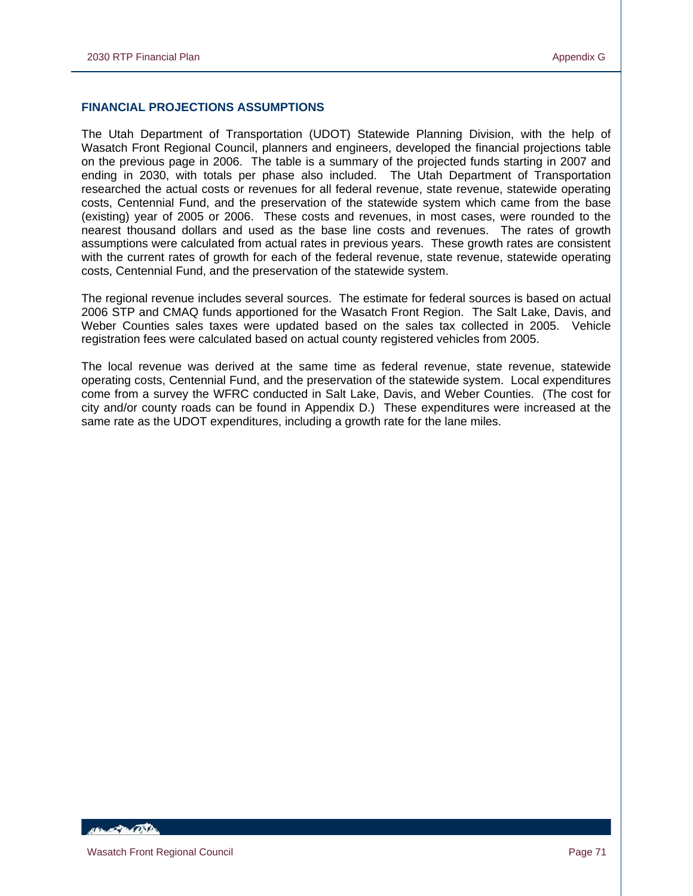## FINANCIAL PROJECTIONS ASSUMPTIONS

The Utah Department of Transportation (UDOT) Statewide Planning Division, with the help of Wasatch Front Regional Council, planners and engineers, developed the financial projections table on the previous page in 2006. The table is a summary of the projected funds starting in 2007 and ending in 2030, with totals per phase also included. The Utah Department of Transportation researched the actual costs or revenues for all federal revenue, state revenue, statewide operating costs, Centennial Fund, and the preservation of the statewide system which came from the base (existing) year of 2005 or 2006. These costs and revenues, in most cases, were rounded to the nearest thousand dollars and used as the base line costs and revenues. The rates of growth assumptions were calculated from actual rates in previous years. These growth rates are consistent with the current rates of growth for each of the federal revenue, state revenue, statewide operating costs, Centennial Fund, and the preservation of the statewide system.

The regional revenue includes several sources. The estimate for federal sources is based on actual 2006 STP and CMAQ funds apportioned for the Wasatch Front Region. The Salt Lake, Davis, and Weber Counties sales taxes were updated based on the sales tax collected in 2005. Vehicle registration fees were calculated based on actual county registered vehicles from 2005.

The local revenue was derived at the same time as federal revenue, state revenue, statewide operating costs, Centennial Fund, and the preservation of the statewide system. Local expenditures come from a survey the WFRC conducted in Salt Lake, Davis, and Weber Counties. (The cost for city and/or county roads can be found in Appendix D.) These expenditures were increased at the same rate as the UDOT expenditures, including a growth rate for the lane miles.